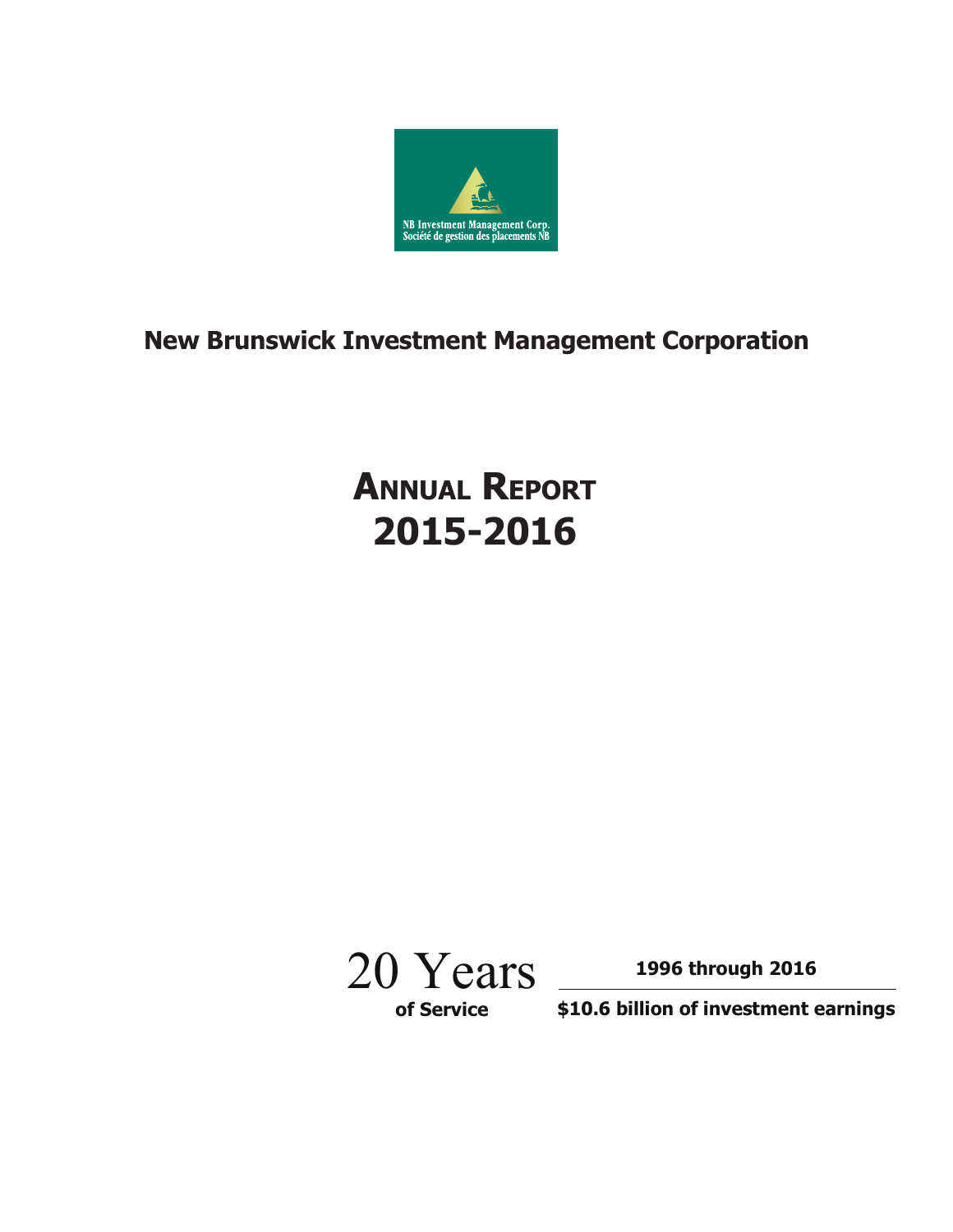NB Investment Management Corp.
Société de gestion des placements NB

# New Brunswick Investment Management Corporation

# ANNUAL REPORT 2015-2016

20 Years of Service

**1996 through 2016**

**$10.6 billion of investment earnings**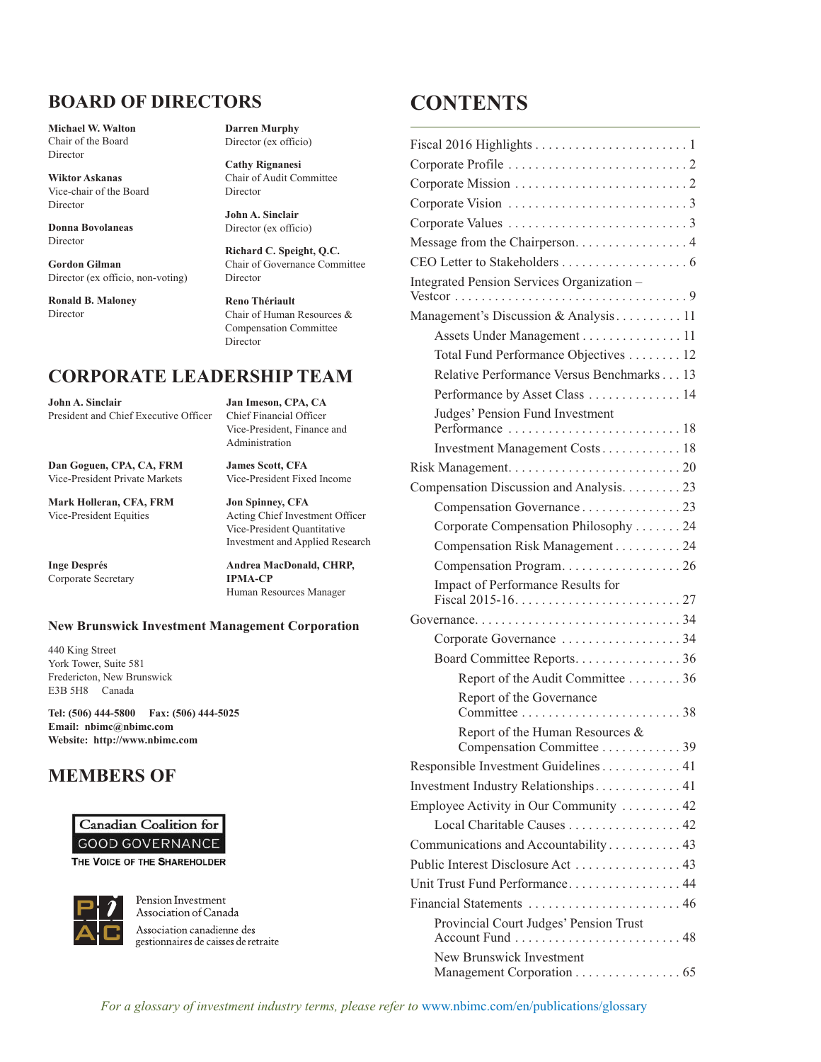## BOARD OF DIRECTORS

**Michael W. Walton**
Chair of the Board
Director

**Wiktor Askanas**
Vice-chair of the Board
Director

**Donna Bovolaneas**
Director

**Gordon Gilman**
Director (ex officio, non-voting)

**Ronald B. Maloney**
Director

**Darren Murphy**
Director (ex officio)

**Cathy Rignanesi**
Chair of Audit Committee
Director

**John A. Sinclair**
Director (ex officio)

**Richard C. Speight, Q.C.**
Chair of Governance Committee
Director

**Reno Thériault**
Chair of Human Resources & Compensation Committee
Director

## CORPORATE LEADERSHIP TEAM

**John A. Sinclair**
President and Chief Executive Officer

**Jan Imeson, CPA, CA**
Chief Financial Officer
Vice-President, Finance and Administration

**Dan Goguen, CPA, CA, FRM**
Vice-President Private Markets

**James Scott, CFA**
Vice-President Fixed Income

**Mark Holleran, CFA, FRM**
Vice-President Equities

**Jon Spinney, CFA**
Acting Chief Investment Officer
Vice-President Quantitative Investment and Applied Research

**Inge Després**
Corporate Secretary

**Andrea MacDonald, CHRP, IPMA-CP**
Human Resources Manager

**New Brunswick Investment Management Corporation**

440 King Street
York Tower, Suite 581
Fredericton, New Brunswick
E3B 5H8 Canada

**Tel: (506) 444-5800 Fax: (506) 444-5025**
**Email: nbimc@nbimc.com**
**Website: http://www.nbimc.com**

## MEMBERS OF

Canadian Coalition for GOOD GOVERNANCE
THE VOICE OF THE SHAREHOLDER

Pension Investment Association of Canada
Association canadienne des gestionnaires de caisses de retraite

## CONTENTS

- Fiscal 2016 Highlights . . . 1
- Corporate Profile . . . 2
- Corporate Mission . . . 2
- Corporate Vision . . . 3
- Corporate Values . . . 3
- Message from the Chairperson. . . . 4
- CEO Letter to Stakeholders . . . 6
- Integrated Pension Services Organization – Vestcor . . . 9
- Management's Discussion & Analysis . . . 11
  - Assets Under Management . . . 11
  - Total Fund Performance Objectives . . . 12
  - Relative Performance Versus Benchmarks . . . 13
  - Performance by Asset Class . . . 14
  - Judges' Pension Fund Investment Performance . . . 18
  - Investment Management Costs . . . 18
- Risk Management . . . 20
- Compensation Discussion and Analysis . . . 23
  - Compensation Governance . . . 23
  - Corporate Compensation Philosophy . . . 24
  - Compensation Risk Management . . . 24
  - Compensation Program . . . 26
  - Impact of Performance Results for Fiscal 2015-16 . . . 27
- Governance . . . 34
  - Corporate Governance . . . 34
  - Board Committee Reports . . . 36
    - Report of the Audit Committee . . . 36
    - Report of the Governance Committee . . . 38
    - Report of the Human Resources & Compensation Committee . . . 39
- Responsible Investment Guidelines . . . 41
- Investment Industry Relationships . . . 41
- Employee Activity in Our Community . . . 42
  - Local Charitable Causes . . . 42
- Communications and Accountability . . . 43
- Public Interest Disclosure Act . . . 43
- Unit Trust Fund Performance . . . 44
- Financial Statements . . . 46
  - Provincial Court Judges' Pension Trust Account Fund . . . 48
  - New Brunswick Investment Management Corporation . . . 65

*For a glossary of investment industry terms, please refer to* www.nbimc.com/en/publications/glossary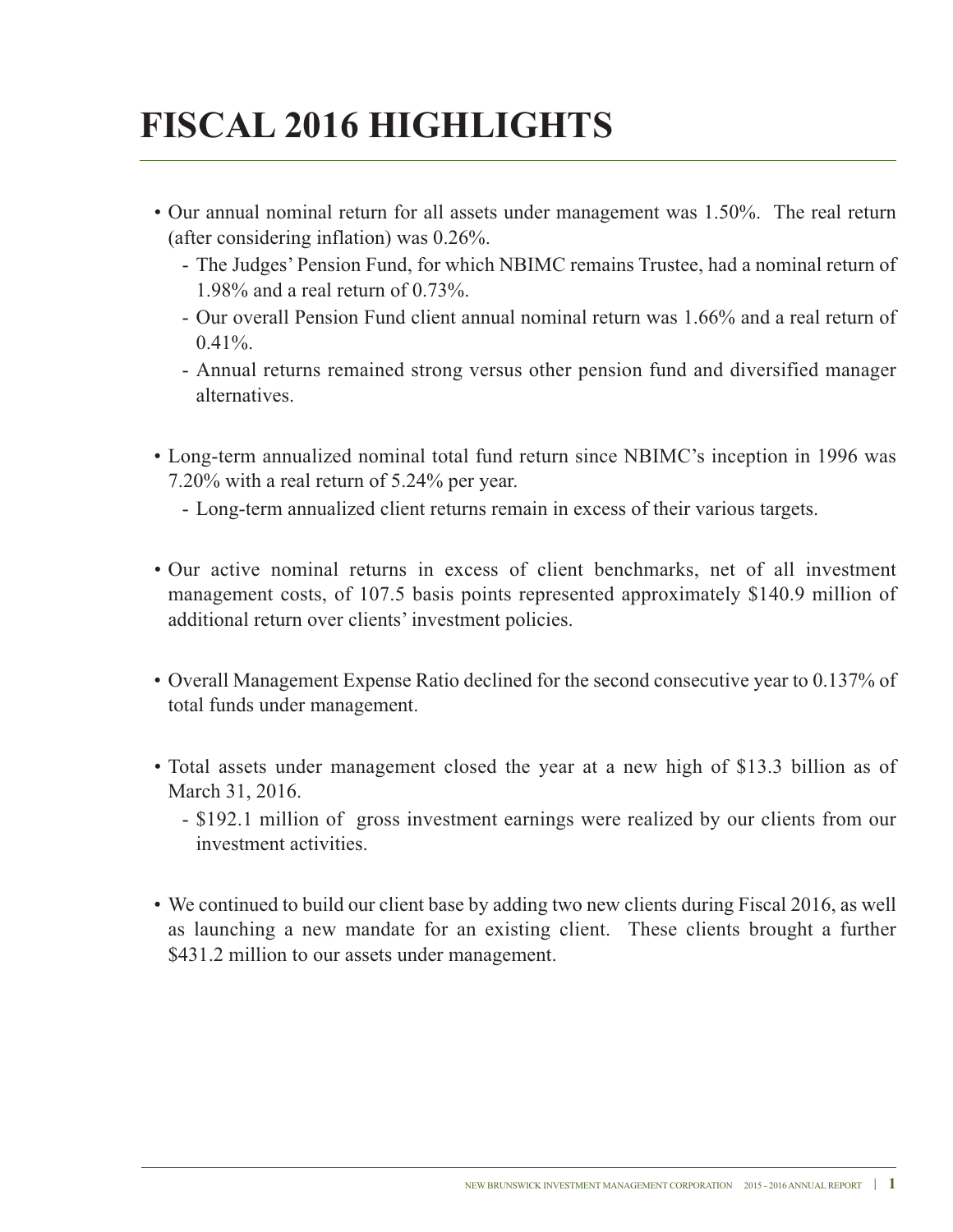# FISCAL 2016 HIGHLIGHTS

- Our annual nominal return for all assets under management was 1.50%. The real return (after considering inflation) was 0.26%.
  - The Judges' Pension Fund, for which NBIMC remains Trustee, had a nominal return of 1.98% and a real return of 0.73%.
  - Our overall Pension Fund client annual nominal return was 1.66% and a real return of 0.41%.
  - Annual returns remained strong versus other pension fund and diversified manager alternatives.

- Long-term annualized nominal total fund return since NBIMC's inception in 1996 was 7.20% with a real return of 5.24% per year.
  - Long-term annualized client returns remain in excess of their various targets.

- Our active nominal returns in excess of client benchmarks, net of all investment management costs, of 107.5 basis points represented approximately $140.9 million of additional return over clients' investment policies.

- Overall Management Expense Ratio declined for the second consecutive year to 0.137% of total funds under management.

- Total assets under management closed the year at a new high of $13.3 billion as of March 31, 2016.
  - $192.1 million of gross investment earnings were realized by our clients from our investment activities.

- We continued to build our client base by adding two new clients during Fiscal 2016, as well as launching a new mandate for an existing client. These clients brought a further $431.2 million to our assets under management.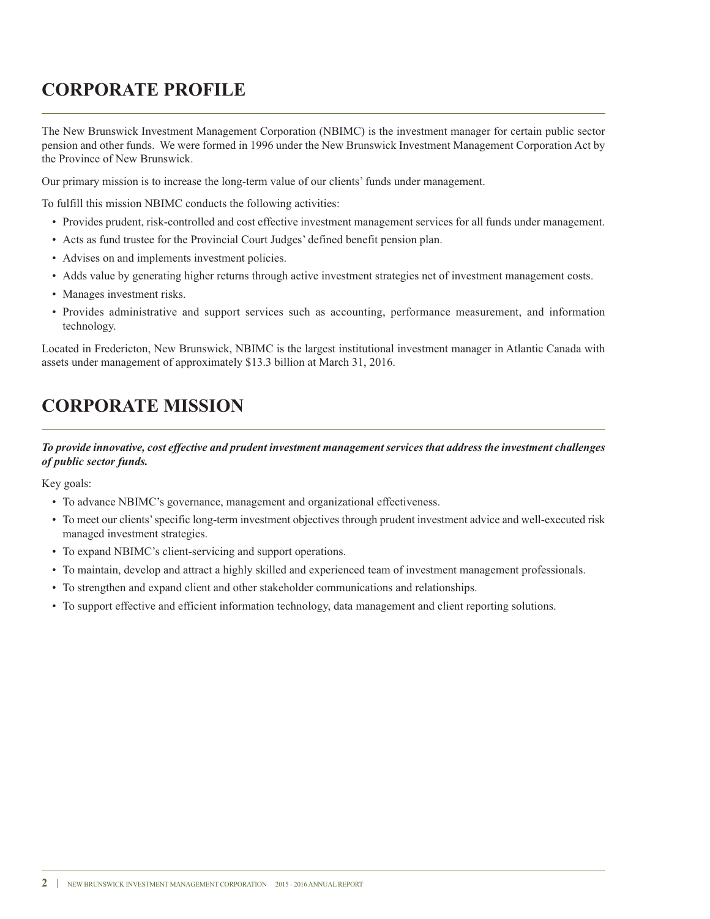# CORPORATE PROFILE

The New Brunswick Investment Management Corporation (NBIMC) is the investment manager for certain public sector pension and other funds. We were formed in 1996 under the New Brunswick Investment Management Corporation Act by the Province of New Brunswick.

Our primary mission is to increase the long-term value of our clients' funds under management.

To fulfill this mission NBIMC conducts the following activities:

- Provides prudent, risk-controlled and cost effective investment management services for all funds under management.
- Acts as fund trustee for the Provincial Court Judges' defined benefit pension plan.
- Advises on and implements investment policies.
- Adds value by generating higher returns through active investment strategies net of investment management costs.
- Manages investment risks.
- Provides administrative and support services such as accounting, performance measurement, and information technology.

Located in Fredericton, New Brunswick, NBIMC is the largest institutional investment manager in Atlantic Canada with assets under management of approximately $13.3 billion at March 31, 2016.

# CORPORATE MISSION

***To provide innovative, cost effective and prudent investment management services that address the investment challenges of public sector funds.***

Key goals:

- To advance NBIMC's governance, management and organizational effectiveness.
- To meet our clients' specific long-term investment objectives through prudent investment advice and well-executed risk managed investment strategies.
- To expand NBIMC's client-servicing and support operations.
- To maintain, develop and attract a highly skilled and experienced team of investment management professionals.
- To strengthen and expand client and other stakeholder communications and relationships.
- To support effective and efficient information technology, data management and client reporting solutions.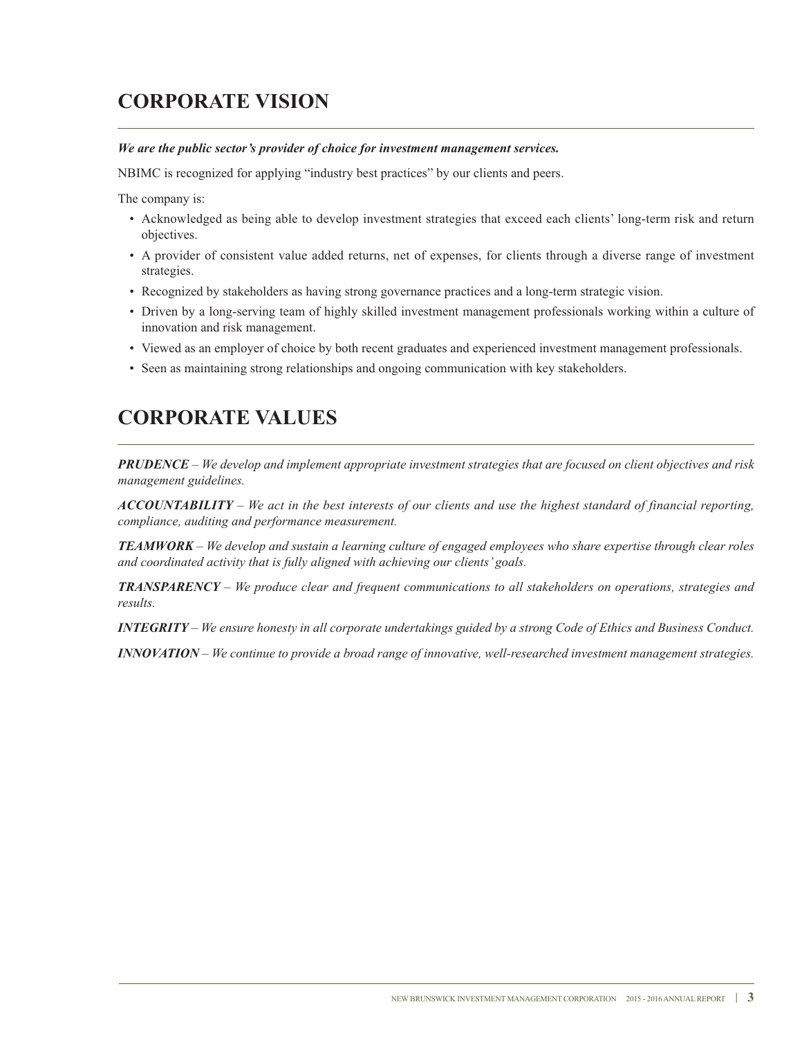## CORPORATE VISION

***We are the public sector's provider of choice for investment management services.***

NBIMC is recognized for applying "industry best practices" by our clients and peers.

The company is:

- Acknowledged as being able to develop investment strategies that exceed each clients' long-term risk and return objectives.
- A provider of consistent value added returns, net of expenses, for clients through a diverse range of investment strategies.
- Recognized by stakeholders as having strong governance practices and a long-term strategic vision.
- Driven by a long-serving team of highly skilled investment management professionals working within a culture of innovation and risk management.
- Viewed as an employer of choice by both recent graduates and experienced investment management professionals.
- Seen as maintaining strong relationships and ongoing communication with key stakeholders.

## CORPORATE VALUES

***PRUDENCE*** *– We develop and implement appropriate investment strategies that are focused on client objectives and risk management guidelines.*

***ACCOUNTABILITY*** *– We act in the best interests of our clients and use the highest standard of financial reporting, compliance, auditing and performance measurement.*

***TEAMWORK*** *– We develop and sustain a learning culture of engaged employees who share expertise through clear roles and coordinated activity that is fully aligned with achieving our clients' goals.*

***TRANSPARENCY*** *– We produce clear and frequent communications to all stakeholders on operations, strategies and results.*

***INTEGRITY*** *– We ensure honesty in all corporate undertakings guided by a strong Code of Ethics and Business Conduct.*

***INNOVATION*** *– We continue to provide a broad range of innovative, well-researched investment management strategies.*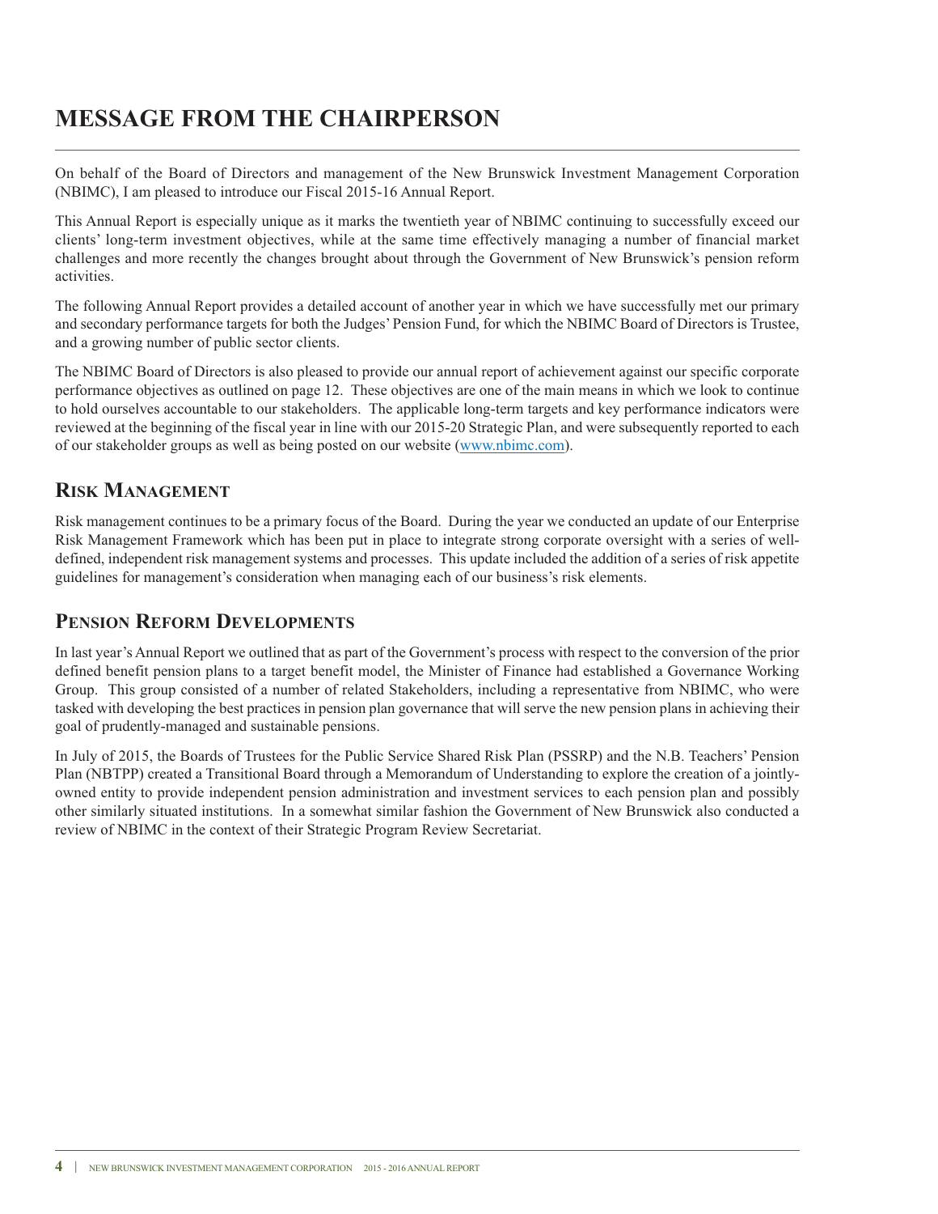# MESSAGE FROM THE CHAIRPERSON

On behalf of the Board of Directors and management of the New Brunswick Investment Management Corporation (NBIMC), I am pleased to introduce our Fiscal 2015-16 Annual Report.

This Annual Report is especially unique as it marks the twentieth year of NBIMC continuing to successfully exceed our clients' long-term investment objectives, while at the same time effectively managing a number of financial market challenges and more recently the changes brought about through the Government of New Brunswick's pension reform activities.

The following Annual Report provides a detailed account of another year in which we have successfully met our primary and secondary performance targets for both the Judges' Pension Fund, for which the NBIMC Board of Directors is Trustee, and a growing number of public sector clients.

The NBIMC Board of Directors is also pleased to provide our annual report of achievement against our specific corporate performance objectives as outlined on page 12. These objectives are one of the main means in which we look to continue to hold ourselves accountable to our stakeholders. The applicable long-term targets and key performance indicators were reviewed at the beginning of the fiscal year in line with our 2015-20 Strategic Plan, and were subsequently reported to each of our stakeholder groups as well as being posted on our website (www.nbimc.com).

## Risk Management

Risk management continues to be a primary focus of the Board. During the year we conducted an update of our Enterprise Risk Management Framework which has been put in place to integrate strong corporate oversight with a series of well-defined, independent risk management systems and processes. This update included the addition of a series of risk appetite guidelines for management's consideration when managing each of our business's risk elements.

## Pension Reform Developments

In last year's Annual Report we outlined that as part of the Government's process with respect to the conversion of the prior defined benefit pension plans to a target benefit model, the Minister of Finance had established a Governance Working Group. This group consisted of a number of related Stakeholders, including a representative from NBIMC, who were tasked with developing the best practices in pension plan governance that will serve the new pension plans in achieving their goal of prudently-managed and sustainable pensions.

In July of 2015, the Boards of Trustees for the Public Service Shared Risk Plan (PSSRP) and the N.B. Teachers' Pension Plan (NBTPP) created a Transitional Board through a Memorandum of Understanding to explore the creation of a jointly-owned entity to provide independent pension administration and investment services to each pension plan and possibly other similarly situated institutions. In a somewhat similar fashion the Government of New Brunswick also conducted a review of NBIMC in the context of their Strategic Program Review Secretariat.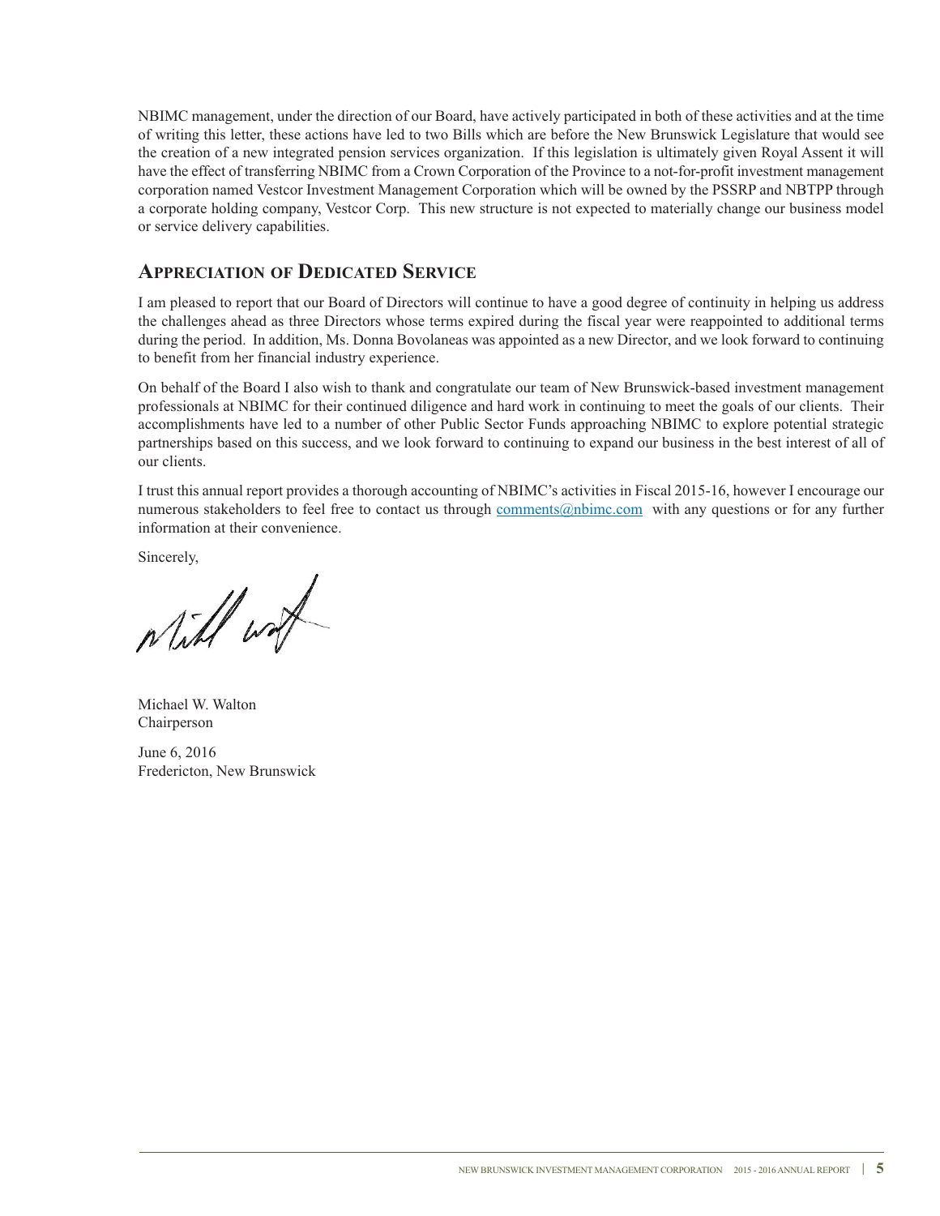NBIMC management, under the direction of our Board, have actively participated in both of these activities and at the time of writing this letter, these actions have led to two Bills which are before the New Brunswick Legislature that would see the creation of a new integrated pension services organization. If this legislation is ultimately given Royal Assent it will have the effect of transferring NBIMC from a Crown Corporation of the Province to a not-for-profit investment management corporation named Vestcor Investment Management Corporation which will be owned by the PSSRP and NBTPP through a corporate holding company, Vestcor Corp. This new structure is not expected to materially change our business model or service delivery capabilities.

## Appreciation of Dedicated Service

I am pleased to report that our Board of Directors will continue to have a good degree of continuity in helping us address the challenges ahead as three Directors whose terms expired during the fiscal year were reappointed to additional terms during the period. In addition, Ms. Donna Bovolaneas was appointed as a new Director, and we look forward to continuing to benefit from her financial industry experience.

On behalf of the Board I also wish to thank and congratulate our team of New Brunswick-based investment management professionals at NBIMC for their continued diligence and hard work in continuing to meet the goals of our clients. Their accomplishments have led to a number of other Public Sector Funds approaching NBIMC to explore potential strategic partnerships based on this success, and we look forward to continuing to expand our business in the best interest of all of our clients.

I trust this annual report provides a thorough accounting of NBIMC's activities in Fiscal 2015-16, however I encourage our numerous stakeholders to feel free to contact us through comments@nbimc.com with any questions or for any further information at their convenience.

Sincerely,

Michael W. Walton
Chairperson

June 6, 2016
Fredericton, New Brunswick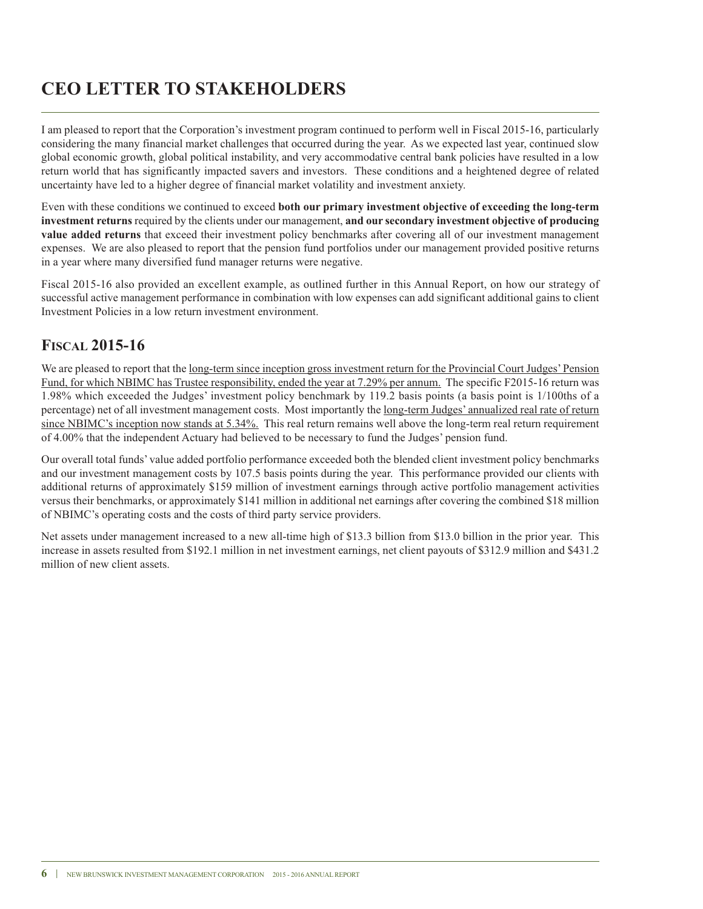# CEO LETTER TO STAKEHOLDERS

I am pleased to report that the Corporation's investment program continued to perform well in Fiscal 2015-16, particularly considering the many financial market challenges that occurred during the year. As we expected last year, continued slow global economic growth, global political instability, and very accommodative central bank policies have resulted in a low return world that has significantly impacted savers and investors. These conditions and a heightened degree of related uncertainty have led to a higher degree of financial market volatility and investment anxiety.

Even with these conditions we continued to exceed **both our primary investment objective of exceeding the long-term investment returns** required by the clients under our management, **and our secondary investment objective of producing value added returns** that exceed their investment policy benchmarks after covering all of our investment management expenses. We are also pleased to report that the pension fund portfolios under our management provided positive returns in a year where many diversified fund manager returns were negative.

Fiscal 2015-16 also provided an excellent example, as outlined further in this Annual Report, on how our strategy of successful active management performance in combination with low expenses can add significant additional gains to client Investment Policies in a low return investment environment.

## Fiscal 2015-16

We are pleased to report that the <u>long-term since inception gross investment return for the Provincial Court Judges' Pension Fund, for which NBIMC has Trustee responsibility, ended the year at 7.29% per annum.</u> The specific F2015-16 return was 1.98% which exceeded the Judges' investment policy benchmark by 119.2 basis points (a basis point is 1/100ths of a percentage) net of all investment management costs. Most importantly the <u>long-term Judges' annualized real rate of return since NBIMC's inception now stands at 5.34%.</u> This real return remains well above the long-term real return requirement of 4.00% that the independent Actuary had believed to be necessary to fund the Judges' pension fund.

Our overall total funds' value added portfolio performance exceeded both the blended client investment policy benchmarks and our investment management costs by 107.5 basis points during the year. This performance provided our clients with additional returns of approximately $159 million of investment earnings through active portfolio management activities versus their benchmarks, or approximately $141 million in additional net earnings after covering the combined $18 million of NBIMC's operating costs and the costs of third party service providers.

Net assets under management increased to a new all-time high of $13.3 billion from $13.0 billion in the prior year. This increase in assets resulted from $192.1 million in net investment earnings, net client payouts of $312.9 million and $431.2 million of new client assets.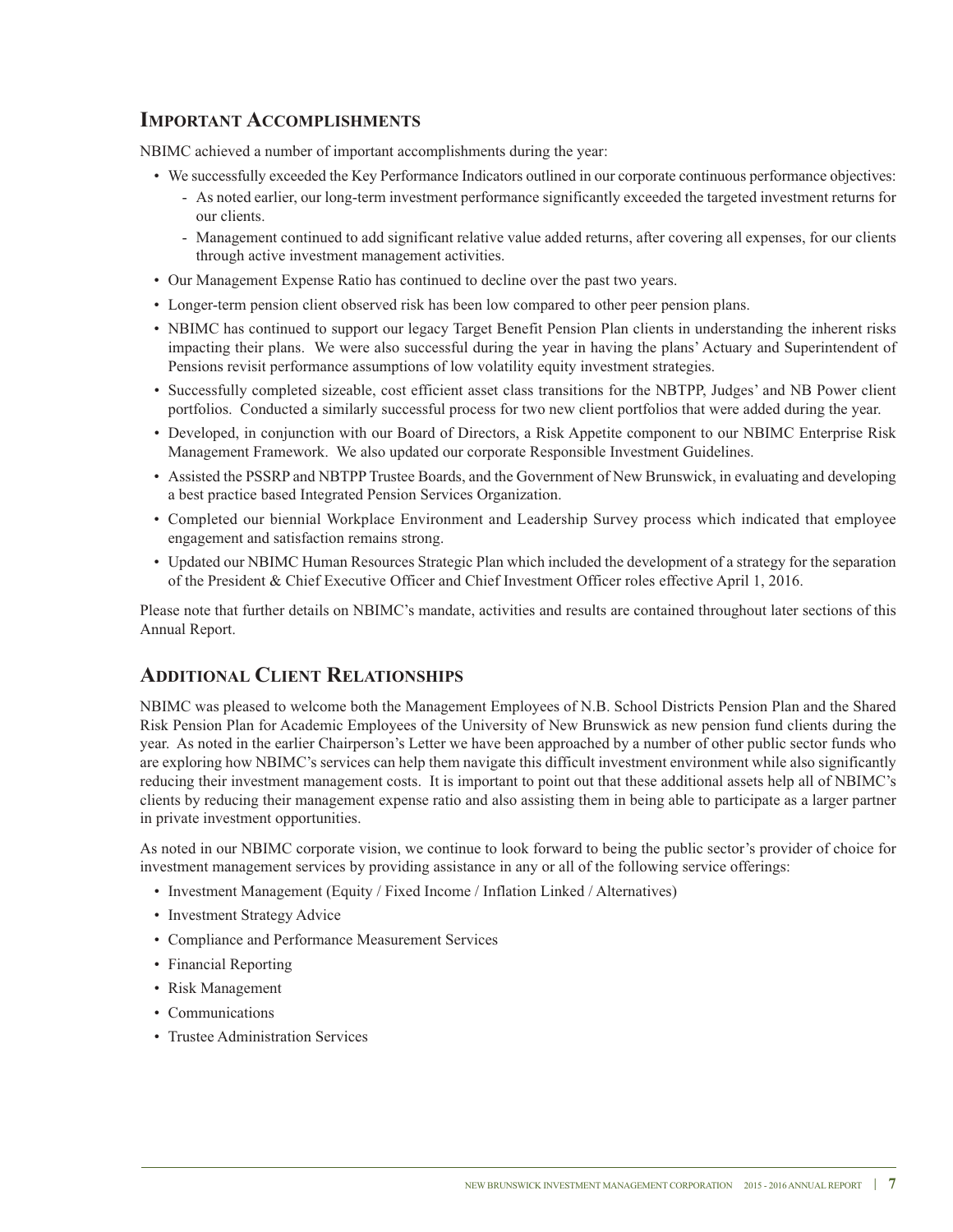## Important Accomplishments

NBIMC achieved a number of important accomplishments during the year:

- We successfully exceeded the Key Performance Indicators outlined in our corporate continuous performance objectives:
  - As noted earlier, our long-term investment performance significantly exceeded the targeted investment returns for our clients.
  - Management continued to add significant relative value added returns, after covering all expenses, for our clients through active investment management activities.
- Our Management Expense Ratio has continued to decline over the past two years.
- Longer-term pension client observed risk has been low compared to other peer pension plans.
- NBIMC has continued to support our legacy Target Benefit Pension Plan clients in understanding the inherent risks impacting their plans. We were also successful during the year in having the plans' Actuary and Superintendent of Pensions revisit performance assumptions of low volatility equity investment strategies.
- Successfully completed sizeable, cost efficient asset class transitions for the NBTPP, Judges' and NB Power client portfolios. Conducted a similarly successful process for two new client portfolios that were added during the year.
- Developed, in conjunction with our Board of Directors, a Risk Appetite component to our NBIMC Enterprise Risk Management Framework. We also updated our corporate Responsible Investment Guidelines.
- Assisted the PSSRP and NBTPP Trustee Boards, and the Government of New Brunswick, in evaluating and developing a best practice based Integrated Pension Services Organization.
- Completed our biennial Workplace Environment and Leadership Survey process which indicated that employee engagement and satisfaction remains strong.
- Updated our NBIMC Human Resources Strategic Plan which included the development of a strategy for the separation of the President & Chief Executive Officer and Chief Investment Officer roles effective April 1, 2016.

Please note that further details on NBIMC's mandate, activities and results are contained throughout later sections of this Annual Report.

## Additional Client Relationships

NBIMC was pleased to welcome both the Management Employees of N.B. School Districts Pension Plan and the Shared Risk Pension Plan for Academic Employees of the University of New Brunswick as new pension fund clients during the year. As noted in the earlier Chairperson's Letter we have been approached by a number of other public sector funds who are exploring how NBIMC's services can help them navigate this difficult investment environment while also significantly reducing their investment management costs. It is important to point out that these additional assets help all of NBIMC's clients by reducing their management expense ratio and also assisting them in being able to participate as a larger partner in private investment opportunities.

As noted in our NBIMC corporate vision, we continue to look forward to being the public sector's provider of choice for investment management services by providing assistance in any or all of the following service offerings:

- Investment Management (Equity / Fixed Income / Inflation Linked / Alternatives)
- Investment Strategy Advice
- Compliance and Performance Measurement Services
- Financial Reporting
- Risk Management
- Communications
- Trustee Administration Services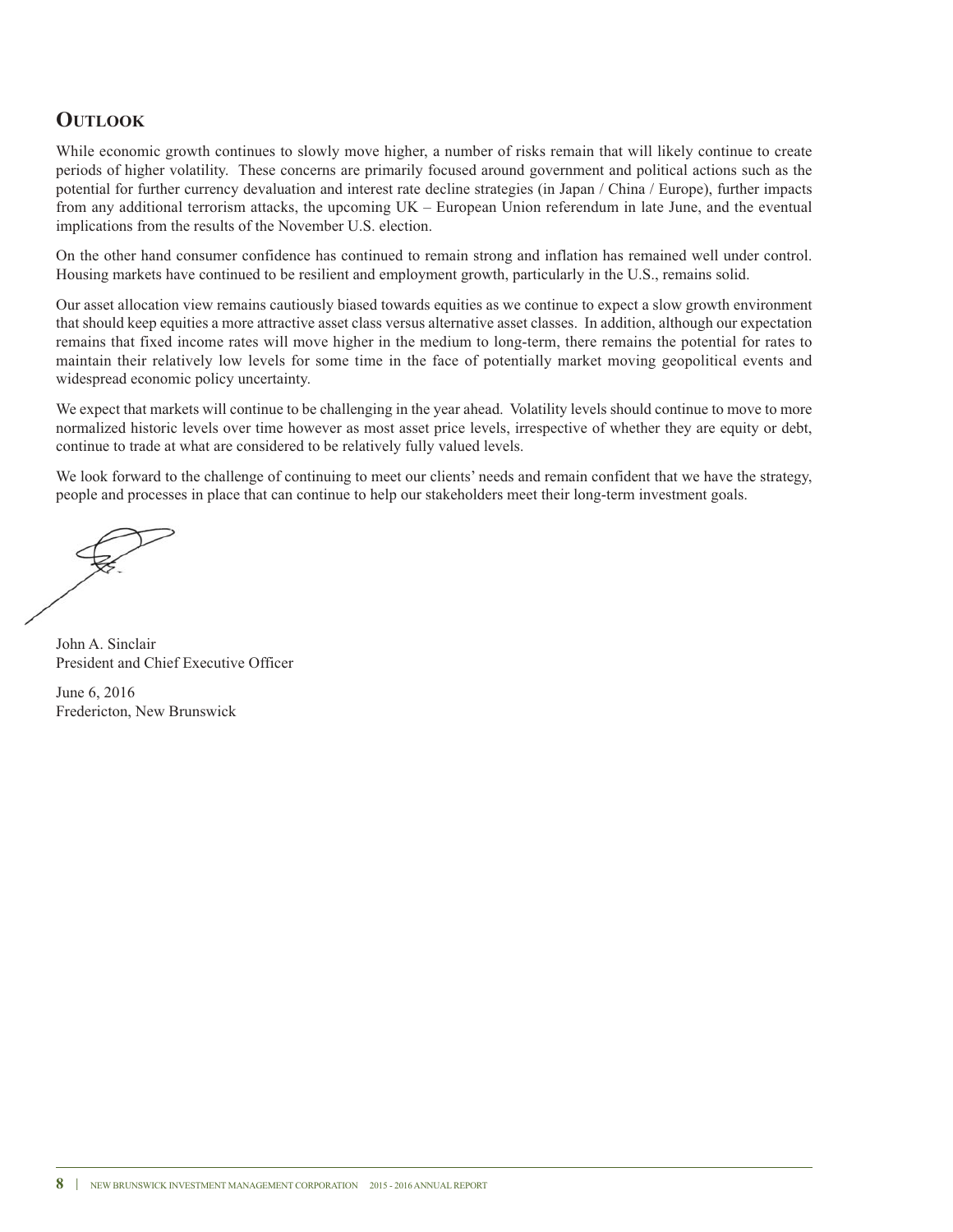## Outlook

While economic growth continues to slowly move higher, a number of risks remain that will likely continue to create periods of higher volatility. These concerns are primarily focused around government and political actions such as the potential for further currency devaluation and interest rate decline strategies (in Japan / China / Europe), further impacts from any additional terrorism attacks, the upcoming UK – European Union referendum in late June, and the eventual implications from the results of the November U.S. election.

On the other hand consumer confidence has continued to remain strong and inflation has remained well under control. Housing markets have continued to be resilient and employment growth, particularly in the U.S., remains solid.

Our asset allocation view remains cautiously biased towards equities as we continue to expect a slow growth environment that should keep equities a more attractive asset class versus alternative asset classes. In addition, although our expectation remains that fixed income rates will move higher in the medium to long-term, there remains the potential for rates to maintain their relatively low levels for some time in the face of potentially market moving geopolitical events and widespread economic policy uncertainty.

We expect that markets will continue to be challenging in the year ahead. Volatility levels should continue to move to more normalized historic levels over time however as most asset price levels, irrespective of whether they are equity or debt, continue to trade at what are considered to be relatively fully valued levels.

We look forward to the challenge of continuing to meet our clients' needs and remain confident that we have the strategy, people and processes in place that can continue to help our stakeholders meet their long-term investment goals.

John A. Sinclair
President and Chief Executive Officer

June 6, 2016
Fredericton, New Brunswick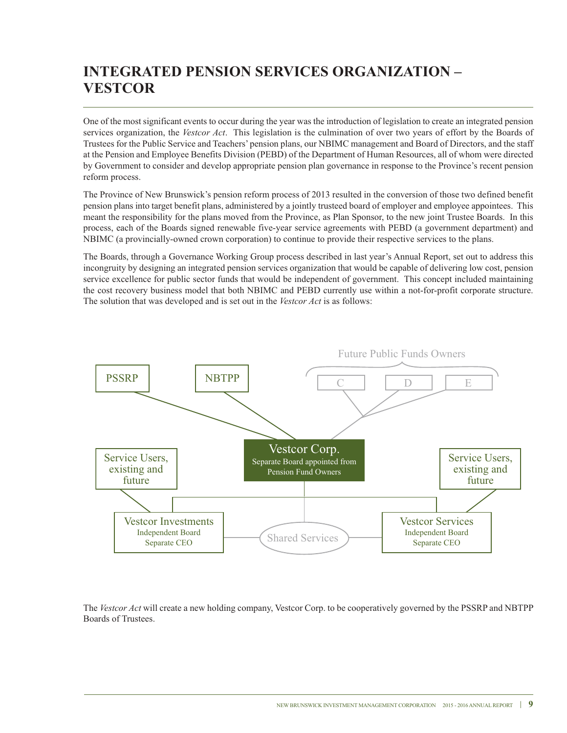# INTEGRATED PENSION SERVICES ORGANIZATION – VESTCOR

One of the most significant events to occur during the year was the introduction of legislation to create an integrated pension services organization, the *Vestcor Act*. This legislation is the culmination of over two years of effort by the Boards of Trustees for the Public Service and Teachers' pension plans, our NBIMC management and Board of Directors, and the staff at the Pension and Employee Benefits Division (PEBD) of the Department of Human Resources, all of whom were directed by Government to consider and develop appropriate pension plan governance in response to the Province's recent pension reform process.

The Province of New Brunswick's pension reform process of 2013 resulted in the conversion of those two defined benefit pension plans into target benefit plans, administered by a jointly trusteed board of employer and employee appointees. This meant the responsibility for the plans moved from the Province, as Plan Sponsor, to the new joint Trustee Boards. In this process, each of the Boards signed renewable five-year service agreements with PEBD (a government department) and NBIMC (a provincially-owned crown corporation) to continue to provide their respective services to the plans.

The Boards, through a Governance Working Group process described in last year's Annual Report, set out to address this incongruity by designing an integrated pension services organization that would be capable of delivering low cost, pension service excellence for public sector funds that would be independent of government. This concept included maintaining the cost recovery business model that both NBIMC and PEBD currently use within a not-for-profit corporate structure. The solution that was developed and is set out in the *Vestcor Act* is as follows:

Future Public Funds Owners

PSSRP | NBTPP | C | D | E

**Vestcor Corp.**
Separate Board appointed from Pension Fund Owners

Service Users, existing and future

Vestcor Investments
Independent Board
Separate CEO

Shared Services

Service Users, existing and future

Vestcor Services
Independent Board
Separate CEO

The *Vestcor Act* will create a new holding company, Vestcor Corp. to be cooperatively governed by the PSSRP and NBTPP Boards of Trustees.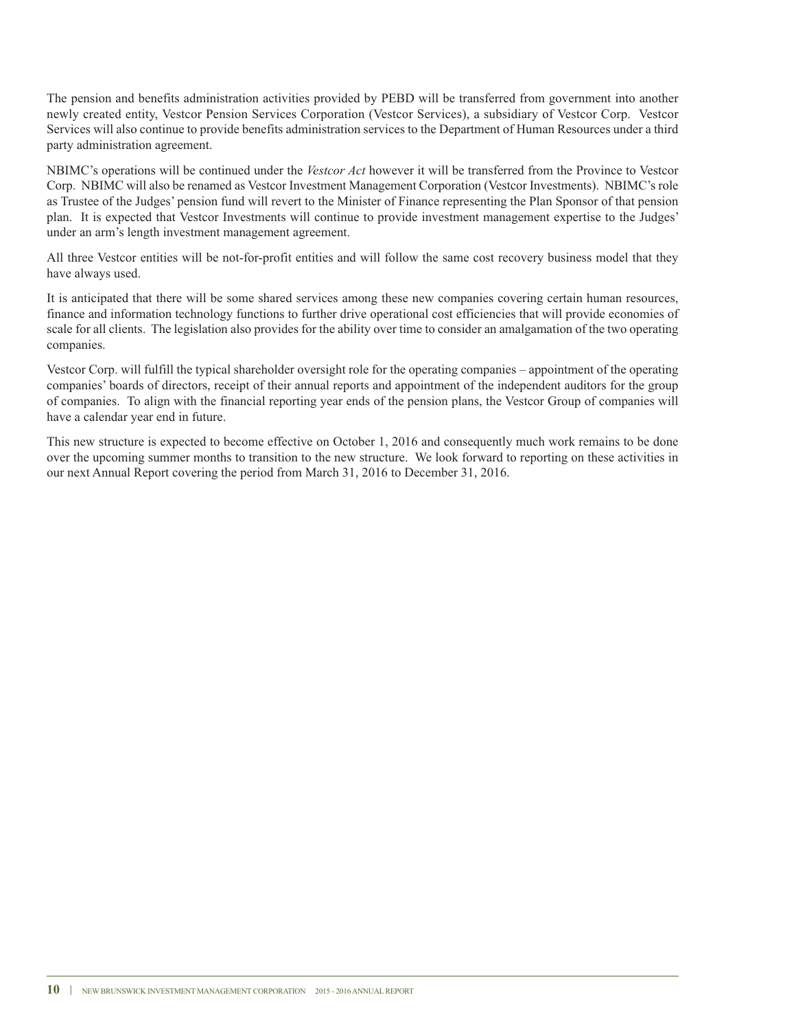The pension and benefits administration activities provided by PEBD will be transferred from government into another newly created entity, Vestcor Pension Services Corporation (Vestcor Services), a subsidiary of Vestcor Corp. Vestcor Services will also continue to provide benefits administration services to the Department of Human Resources under a third party administration agreement.

NBIMC's operations will be continued under the *Vestcor Act* however it will be transferred from the Province to Vestcor Corp. NBIMC will also be renamed as Vestcor Investment Management Corporation (Vestcor Investments). NBIMC's role as Trustee of the Judges' pension fund will revert to the Minister of Finance representing the Plan Sponsor of that pension plan. It is expected that Vestcor Investments will continue to provide investment management expertise to the Judges' under an arm's length investment management agreement.

All three Vestcor entities will be not-for-profit entities and will follow the same cost recovery business model that they have always used.

It is anticipated that there will be some shared services among these new companies covering certain human resources, finance and information technology functions to further drive operational cost efficiencies that will provide economies of scale for all clients. The legislation also provides for the ability over time to consider an amalgamation of the two operating companies.

Vestcor Corp. will fulfill the typical shareholder oversight role for the operating companies – appointment of the operating companies' boards of directors, receipt of their annual reports and appointment of the independent auditors for the group of companies. To align with the financial reporting year ends of the pension plans, the Vestcor Group of companies will have a calendar year end in future.

This new structure is expected to become effective on October 1, 2016 and consequently much work remains to be done over the upcoming summer months to transition to the new structure. We look forward to reporting on these activities in our next Annual Report covering the period from March 31, 2016 to December 31, 2016.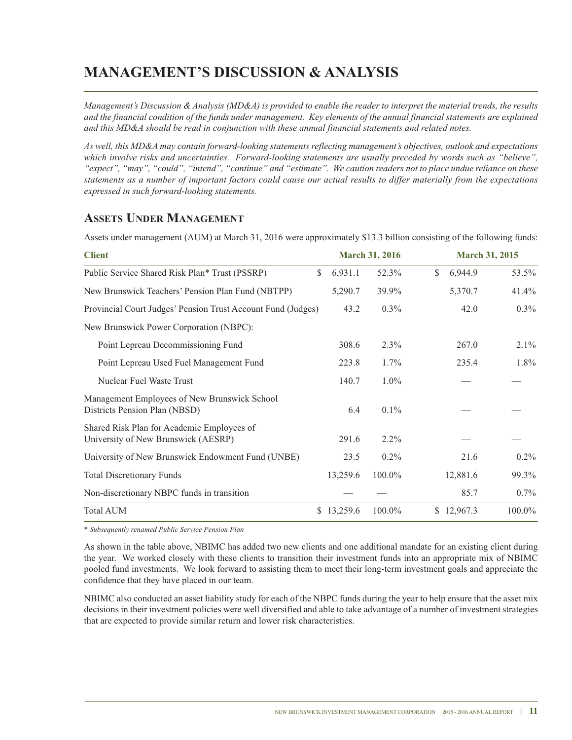# MANAGEMENT'S DISCUSSION & ANALYSIS

*Management's Discussion & Analysis (MD&A) is provided to enable the reader to interpret the material trends, the results and the financial condition of the funds under management. Key elements of the annual financial statements are explained and this MD&A should be read in conjunction with these annual financial statements and related notes.*

*As well, this MD&A may contain forward-looking statements reflecting management's objectives, outlook and expectations which involve risks and uncertainties. Forward-looking statements are usually preceded by words such as "believe", "expect", "may", "could", "intend", "continue" and "estimate". We caution readers not to place undue reliance on these statements as a number of important factors could cause our actual results to differ materially from the expectations expressed in such forward-looking statements.*

## Assets Under Management

Assets under management (AUM) at March 31, 2016 were approximately $13.3 billion consisting of the following funds:

| Client | March 31, 2016 | | March 31, 2015 | |
|---|---|---|---|---|
| Public Service Shared Risk Plan* Trust (PSSRP) | $ 6,931.1 | 52.3% | $ 6,944.9 | 53.5% |
| New Brunswick Teachers' Pension Plan Fund (NBTPP) | 5,290.7 | 39.9% | 5,370.7 | 41.4% |
| Provincial Court Judges' Pension Trust Account Fund (Judges) | 43.2 | 0.3% | 42.0 | 0.3% |
| New Brunswick Power Corporation (NBPC): | | | | |
| Point Lepreau Decommissioning Fund | 308.6 | 2.3% | 267.0 | 2.1% |
| Point Lepreau Used Fuel Management Fund | 223.8 | 1.7% | 235.4 | 1.8% |
| Nuclear Fuel Waste Trust | 140.7 | 1.0% | — | — |
| Management Employees of New Brunswick School Districts Pension Plan (NBSD) | 6.4 | 0.1% | — | — |
| Shared Risk Plan for Academic Employees of University of New Brunswick (AESRP) | 291.6 | 2.2% | — | — |
| University of New Brunswick Endowment Fund (UNBE) | 23.5 | 0.2% | 21.6 | 0.2% |
| Total Discretionary Funds | 13,259.6 | 100.0% | 12,881.6 | 99.3% |
| Non-discretionary NBPC funds in transition | — | — | 85.7 | 0.7% |
| Total AUM | $ 13,259.6 | 100.0% | $ 12,967.3 | 100.0% |

\* *Subsequently renamed Public Service Pension Plan*

As shown in the table above, NBIMC has added two new clients and one additional mandate for an existing client during the year. We worked closely with these clients to transition their investment funds into an appropriate mix of NBIMC pooled fund investments. We look forward to assisting them to meet their long-term investment goals and appreciate the confidence that they have placed in our team.

NBIMC also conducted an asset liability study for each of the NBPC funds during the year to help ensure that the asset mix decisions in their investment policies were well diversified and able to take advantage of a number of investment strategies that are expected to provide similar return and lower risk characteristics.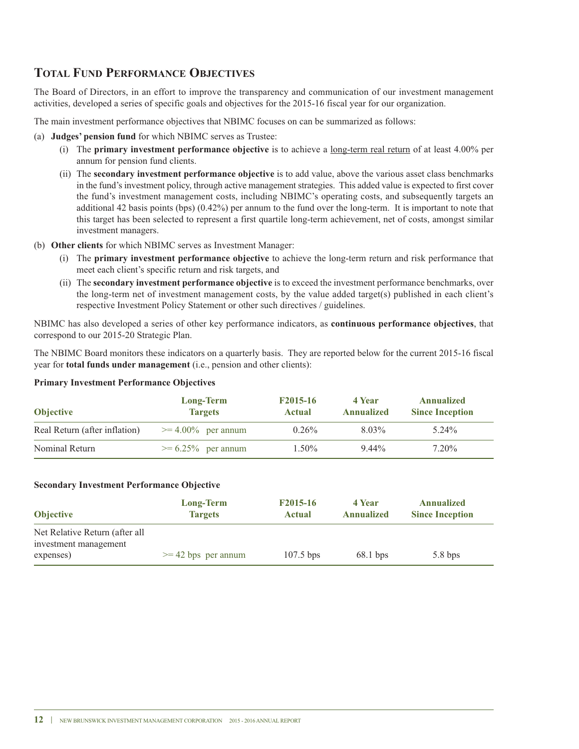## Total Fund Performance Objectives

The Board of Directors, in an effort to improve the transparency and communication of our investment management activities, developed a series of specific goals and objectives for the 2015-16 fiscal year for our organization.

The main investment performance objectives that NBIMC focuses on can be summarized as follows:

(a) **Judges' pension fund** for which NBIMC serves as Trustee:

  (i) The **primary investment performance objective** is to achieve a long-term real return of at least 4.00% per annum for pension fund clients.

  (ii) The **secondary investment performance objective** is to add value, above the various asset class benchmarks in the fund's investment policy, through active management strategies. This added value is expected to first cover the fund's investment management costs, including NBIMC's operating costs, and subsequently targets an additional 42 basis points (bps) (0.42%) per annum to the fund over the long-term. It is important to note that this target has been selected to represent a first quartile long-term achievement, net of costs, amongst similar investment managers.

(b) **Other clients** for which NBIMC serves as Investment Manager:

  (i) The **primary investment performance objective** to achieve the long-term return and risk performance that meet each client's specific return and risk targets, and

  (ii) The **secondary investment performance objective** is to exceed the investment performance benchmarks, over the long-term net of investment management costs, by the value added target(s) published in each client's respective Investment Policy Statement or other such directives / guidelines.

NBIMC has also developed a series of other key performance indicators, as **continuous performance objectives**, that correspond to our 2015-20 Strategic Plan.

The NBIMC Board monitors these indicators on a quarterly basis. They are reported below for the current 2015-16 fiscal year for **total funds under management** (i.e., pension and other clients):

**Primary Investment Performance Objectives**

| Objective | Long-Term Targets | F2015-16 Actual | 4 Year Annualized | Annualized Since Inception |
|---|---|---|---|---|
| Real Return (after inflation) | >= 4.00% per annum | 0.26% | 8.03% | 5.24% |
| Nominal Return | >= 6.25% per annum | 1.50% | 9.44% | 7.20% |

**Secondary Investment Performance Objective**

| Objective | Long-Term Targets | F2015-16 Actual | 4 Year Annualized | Annualized Since Inception |
|---|---|---|---|---|
| Net Relative Return (after all investment management expenses) | >= 42 bps per annum | 107.5 bps | 68.1 bps | 5.8 bps |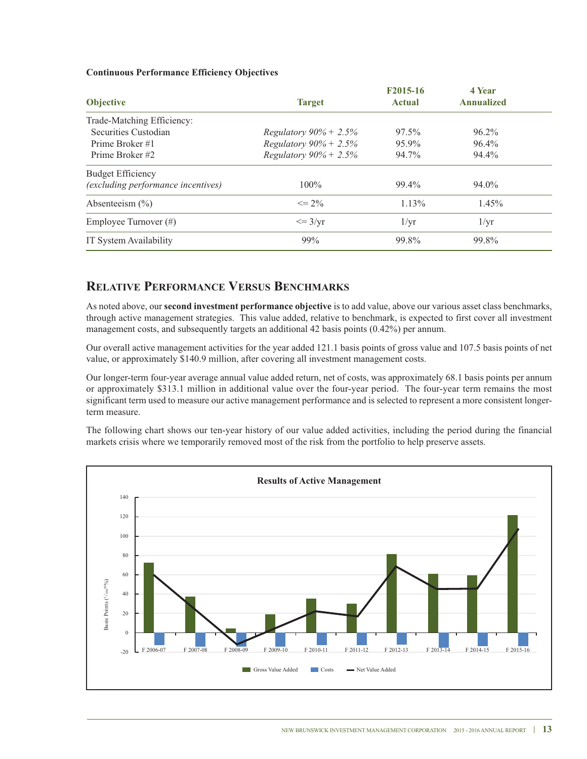**Continuous Performance Efficiency Objectives**

| Objective | Target | F2015-16 Actual | 4 Year Annualized |
|---|---|---|---|
| Trade-Matching Efficiency: | | | |
| Securities Custodian | *Regulatory 90% + 2.5%* | 97.5% | 96.2% |
| Prime Broker #1 | *Regulatory 90% + 2.5%* | 95.9% | 96.4% |
| Prime Broker #2 | *Regulatory 90% + 2.5%* | 94.7% | 94.4% |
| Budget Efficiency *(excluding performance incentives)* | 100% | 99.4% | 94.0% |
| Absenteeism (%) | <= 2% | 1.13% | 1.45% |
| Employee Turnover (#) | <= 3/yr | 1/yr | 1/yr |
| IT System Availability | 99% | 99.8% | 99.8% |

## Relative Performance Versus Benchmarks

As noted above, our **second investment performance objective** is to add value, above our various asset class benchmarks, through active management strategies. This value added, relative to benchmark, is expected to first cover all investment management costs, and subsequently targets an additional 42 basis points (0.42%) per annum.

Our overall active management activities for the year added 121.1 basis points of gross value and 107.5 basis points of net value, or approximately $140.9 million, after covering all investment management costs.

Our longer-term four-year average annual value added return, net of costs, was approximately 68.1 basis points per annum or approximately $313.1 million in additional value over the four-year period. The four-year term remains the most significant term used to measure our active management performance and is selected to represent a more consistent longer-term measure.

The following chart shows our ten-year history of our value added activities, including the period during the financial markets crisis where we temporarily removed most of the risk from the portfolio to help preserve assets.

**Results of Active Management**

Basis Points ($^1/_{100}$th %)

F 2006-07, F 2007-08, F 2008-09, F 2009-10, F 2010-11, F 2011-12, F 2012-13, F 2013-14, F 2014-15, F 2015-16

Gross Value Added | Costs | Net Value Added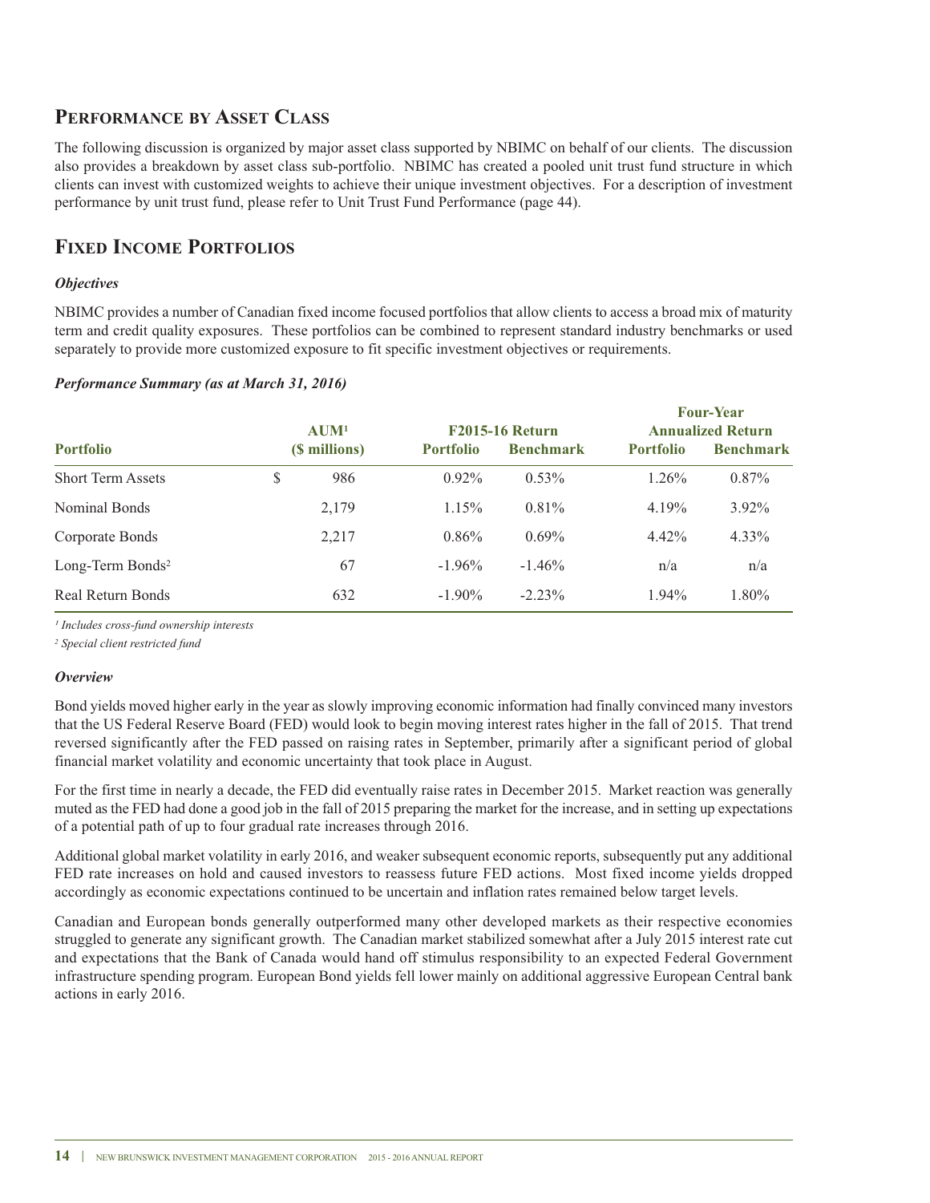## Performance by Asset Class

The following discussion is organized by major asset class supported by NBIMC on behalf of our clients. The discussion also provides a breakdown by asset class sub-portfolio. NBIMC has created a pooled unit trust fund structure in which clients can invest with customized weights to achieve their unique investment objectives. For a description of investment performance by unit trust fund, please refer to Unit Trust Fund Performance (page 44).

## Fixed Income Portfolios

### *Objectives*

NBIMC provides a number of Canadian fixed income focused portfolios that allow clients to access a broad mix of maturity term and credit quality exposures. These portfolios can be combined to represent standard industry benchmarks or used separately to provide more customized exposure to fit specific investment objectives or requirements.

### *Performance Summary (as at March 31, 2016)*

| Portfolio | AUM[1] ($ millions) | F2015-16 Return | | Four-Year Annualized Return | |
|---|---|---|---|---|---|
| | | Portfolio | Benchmark | Portfolio | Benchmark |
| Short Term Assets | $ 986 | 0.92% | 0.53% | 1.26% | 0.87% |
| Nominal Bonds | 2,179 | 1.15% | 0.81% | 4.19% | 3.92% |
| Corporate Bonds | 2,217 | 0.86% | 0.69% | 4.42% | 4.33% |
| Long-Term Bonds[2] | 67 | -1.96% | -1.46% | n/a | n/a |
| Real Return Bonds | 632 | -1.90% | -2.23% | 1.94% | 1.80% |

*[1] Includes cross-fund ownership interests*

*[2] Special client restricted fund*

### *Overview*

Bond yields moved higher early in the year as slowly improving economic information had finally convinced many investors that the US Federal Reserve Board (FED) would look to begin moving interest rates higher in the fall of 2015. That trend reversed significantly after the FED passed on raising rates in September, primarily after a significant period of global financial market volatility and economic uncertainty that took place in August.

For the first time in nearly a decade, the FED did eventually raise rates in December 2015. Market reaction was generally muted as the FED had done a good job in the fall of 2015 preparing the market for the increase, and in setting up expectations of a potential path of up to four gradual rate increases through 2016.

Additional global market volatility in early 2016, and weaker subsequent economic reports, subsequently put any additional FED rate increases on hold and caused investors to reassess future FED actions. Most fixed income yields dropped accordingly as economic expectations continued to be uncertain and inflation rates remained below target levels.

Canadian and European bonds generally outperformed many other developed markets as their respective economies struggled to generate any significant growth. The Canadian market stabilized somewhat after a July 2015 interest rate cut and expectations that the Bank of Canada would hand off stimulus responsibility to an expected Federal Government infrastructure spending program. European Bond yields fell lower mainly on additional aggressive European Central bank actions in early 2016.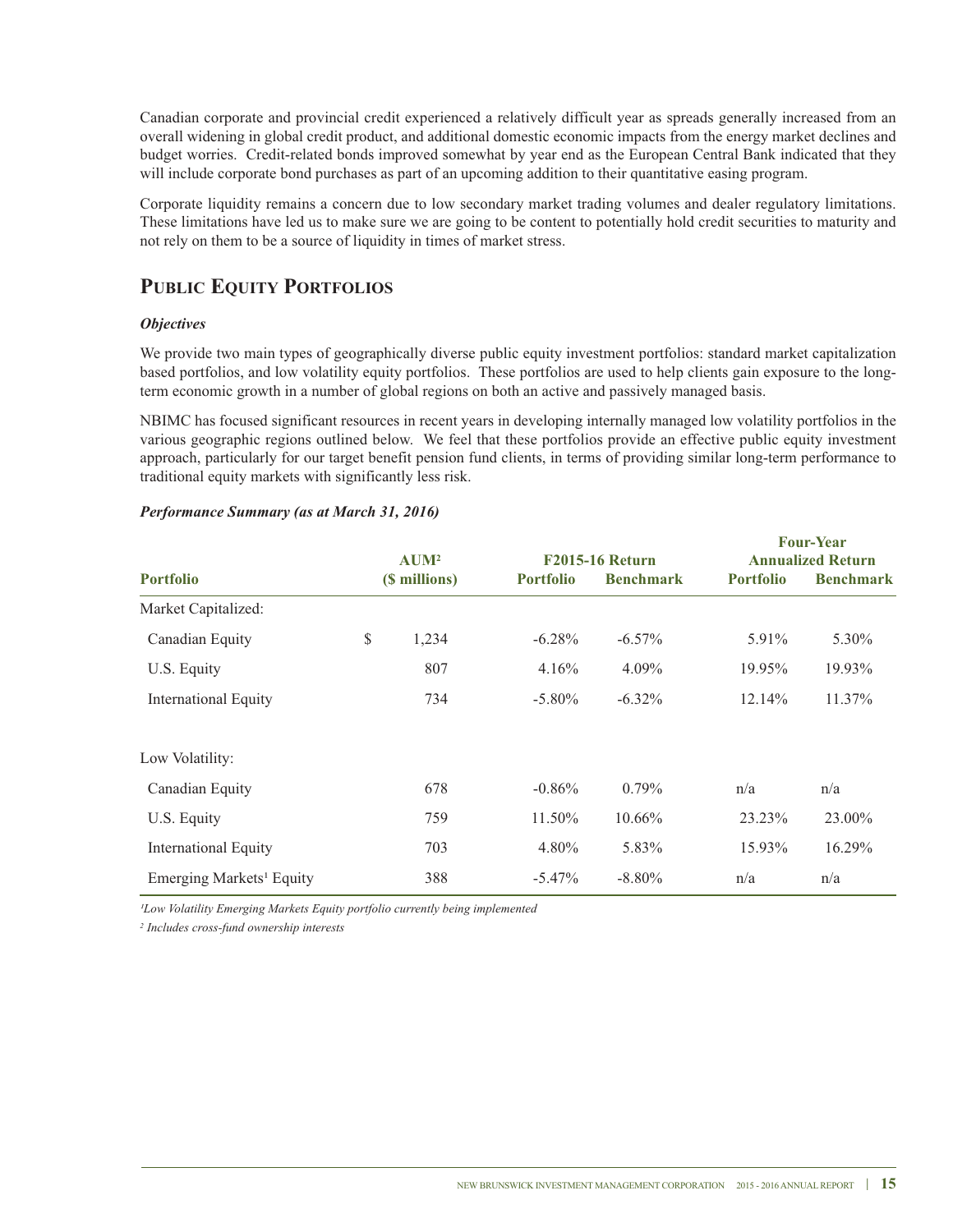Canadian corporate and provincial credit experienced a relatively difficult year as spreads generally increased from an overall widening in global credit product, and additional domestic economic impacts from the energy market declines and budget worries. Credit-related bonds improved somewhat by year end as the European Central Bank indicated that they will include corporate bond purchases as part of an upcoming addition to their quantitative easing program.

Corporate liquidity remains a concern due to low secondary market trading volumes and dealer regulatory limitations. These limitations have led us to make sure we are going to be content to potentially hold credit securities to maturity and not rely on them to be a source of liquidity in times of market stress.

## Public Equity Portfolios

***Objectives***

We provide two main types of geographically diverse public equity investment portfolios: standard market capitalization based portfolios, and low volatility equity portfolios. These portfolios are used to help clients gain exposure to the long-term economic growth in a number of global regions on both an active and passively managed basis.

NBIMC has focused significant resources in recent years in developing internally managed low volatility portfolios in the various geographic regions outlined below. We feel that these portfolios provide an effective public equity investment approach, particularly for our target benefit pension fund clients, in terms of providing similar long-term performance to traditional equity markets with significantly less risk.

***Performance Summary (as at March 31, 2016)***

| Portfolio | AUM[2] ($ millions) | F2015-16 Return | | Four-Year Annualized Return | |
|---|---|---|---|---|---|
| | | Portfolio | Benchmark | Portfolio | Benchmark |
| Market Capitalized: | | | | | |
| Canadian Equity | $ 1,234 | -6.28% | -6.57% | 5.91% | 5.30% |
| U.S. Equity | 807 | 4.16% | 4.09% | 19.95% | 19.93% |
| International Equity | 734 | -5.80% | -6.32% | 12.14% | 11.37% |
| Low Volatility: | | | | | |
| Canadian Equity | 678 | -0.86% | 0.79% | n/a | n/a |
| U.S. Equity | 759 | 11.50% | 10.66% | 23.23% | 23.00% |
| International Equity | 703 | 4.80% | 5.83% | 15.93% | 16.29% |
| Emerging Markets[1] Equity | 388 | -5.47% | -8.80% | n/a | n/a |

*[1]Low Volatility Emerging Markets Equity portfolio currently being implemented*

*[2] Includes cross-fund ownership interests*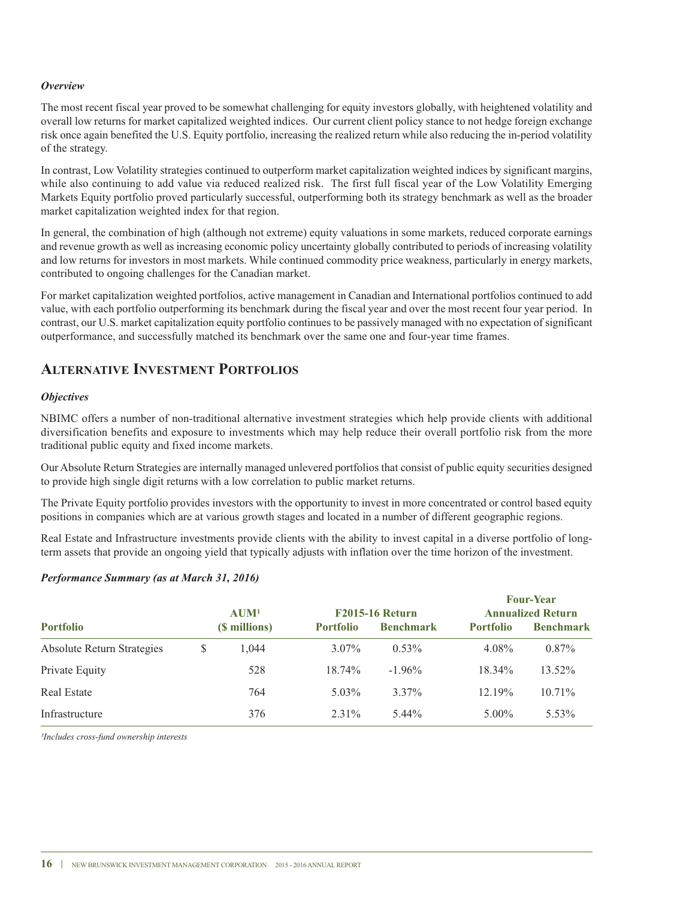*Overview*

The most recent fiscal year proved to be somewhat challenging for equity investors globally, with heightened volatility and overall low returns for market capitalized weighted indices. Our current client policy stance to not hedge foreign exchange risk once again benefited the U.S. Equity portfolio, increasing the realized return while also reducing the in-period volatility of the strategy.

In contrast, Low Volatility strategies continued to outperform market capitalization weighted indices by significant margins, while also continuing to add value via reduced realized risk. The first full fiscal year of the Low Volatility Emerging Markets Equity portfolio proved particularly successful, outperforming both its strategy benchmark as well as the broader market capitalization weighted index for that region.

In general, the combination of high (although not extreme) equity valuations in some markets, reduced corporate earnings and revenue growth as well as increasing economic policy uncertainty globally contributed to periods of increasing volatility and low returns for investors in most markets. While continued commodity price weakness, particularly in energy markets, contributed to ongoing challenges for the Canadian market.

For market capitalization weighted portfolios, active management in Canadian and International portfolios continued to add value, with each portfolio outperforming its benchmark during the fiscal year and over the most recent four year period. In contrast, our U.S. market capitalization equity portfolio continues to be passively managed with no expectation of significant outperformance, and successfully matched its benchmark over the same one and four-year time frames.

## Alternative Investment Portfolios

*Objectives*

NBIMC offers a number of non-traditional alternative investment strategies which help provide clients with additional diversification benefits and exposure to investments which may help reduce their overall portfolio risk from the more traditional public equity and fixed income markets.

Our Absolute Return Strategies are internally managed unlevered portfolios that consist of public equity securities designed to provide high single digit returns with a low correlation to public market returns.

The Private Equity portfolio provides investors with the opportunity to invest in more concentrated or control based equity positions in companies which are at various growth stages and located in a number of different geographic regions.

Real Estate and Infrastructure investments provide clients with the ability to invest capital in a diverse portfolio of long-term assets that provide an ongoing yield that typically adjusts with inflation over the time horizon of the investment.

*Performance Summary (as at March 31, 2016)*

| Portfolio | AUM[1] ($ millions) | F2015-16 Return | | Four-Year Annualized Return | |
|---|---|---|---|---|---|
| | | Portfolio | Benchmark | Portfolio | Benchmark |
| Absolute Return Strategies | $ 1,044 | 3.07% | 0.53% | 4.08% | 0.87% |
| Private Equity | 528 | 18.74% | -1.96% | 18.34% | 13.52% |
| Real Estate | 764 | 5.03% | 3.37% | 12.19% | 10.71% |
| Infrastructure | 376 | 2.31% | 5.44% | 5.00% | 5.53% |

*[1]Includes cross-fund ownership interests*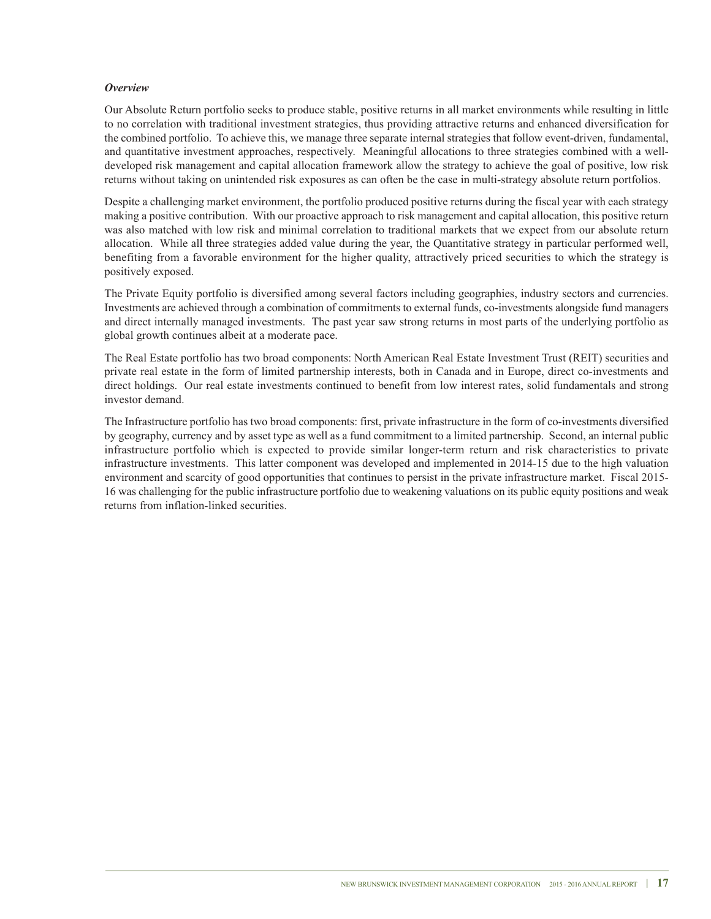*Overview*

Our Absolute Return portfolio seeks to produce stable, positive returns in all market environments while resulting in little to no correlation with traditional investment strategies, thus providing attractive returns and enhanced diversification for the combined portfolio. To achieve this, we manage three separate internal strategies that follow event-driven, fundamental, and quantitative investment approaches, respectively. Meaningful allocations to three strategies combined with a well-developed risk management and capital allocation framework allow the strategy to achieve the goal of positive, low risk returns without taking on unintended risk exposures as can often be the case in multi-strategy absolute return portfolios.

Despite a challenging market environment, the portfolio produced positive returns during the fiscal year with each strategy making a positive contribution. With our proactive approach to risk management and capital allocation, this positive return was also matched with low risk and minimal correlation to traditional markets that we expect from our absolute return allocation. While all three strategies added value during the year, the Quantitative strategy in particular performed well, benefiting from a favorable environment for the higher quality, attractively priced securities to which the strategy is positively exposed.

The Private Equity portfolio is diversified among several factors including geographies, industry sectors and currencies. Investments are achieved through a combination of commitments to external funds, co-investments alongside fund managers and direct internally managed investments. The past year saw strong returns in most parts of the underlying portfolio as global growth continues albeit at a moderate pace.

The Real Estate portfolio has two broad components: North American Real Estate Investment Trust (REIT) securities and private real estate in the form of limited partnership interests, both in Canada and in Europe, direct co-investments and direct holdings. Our real estate investments continued to benefit from low interest rates, solid fundamentals and strong investor demand.

The Infrastructure portfolio has two broad components: first, private infrastructure in the form of co-investments diversified by geography, currency and by asset type as well as a fund commitment to a limited partnership. Second, an internal public infrastructure portfolio which is expected to provide similar longer-term return and risk characteristics to private infrastructure investments. This latter component was developed and implemented in 2014-15 due to the high valuation environment and scarcity of good opportunities that continues to persist in the private infrastructure market. Fiscal 2015-16 was challenging for the public infrastructure portfolio due to weakening valuations on its public equity positions and weak returns from inflation-linked securities.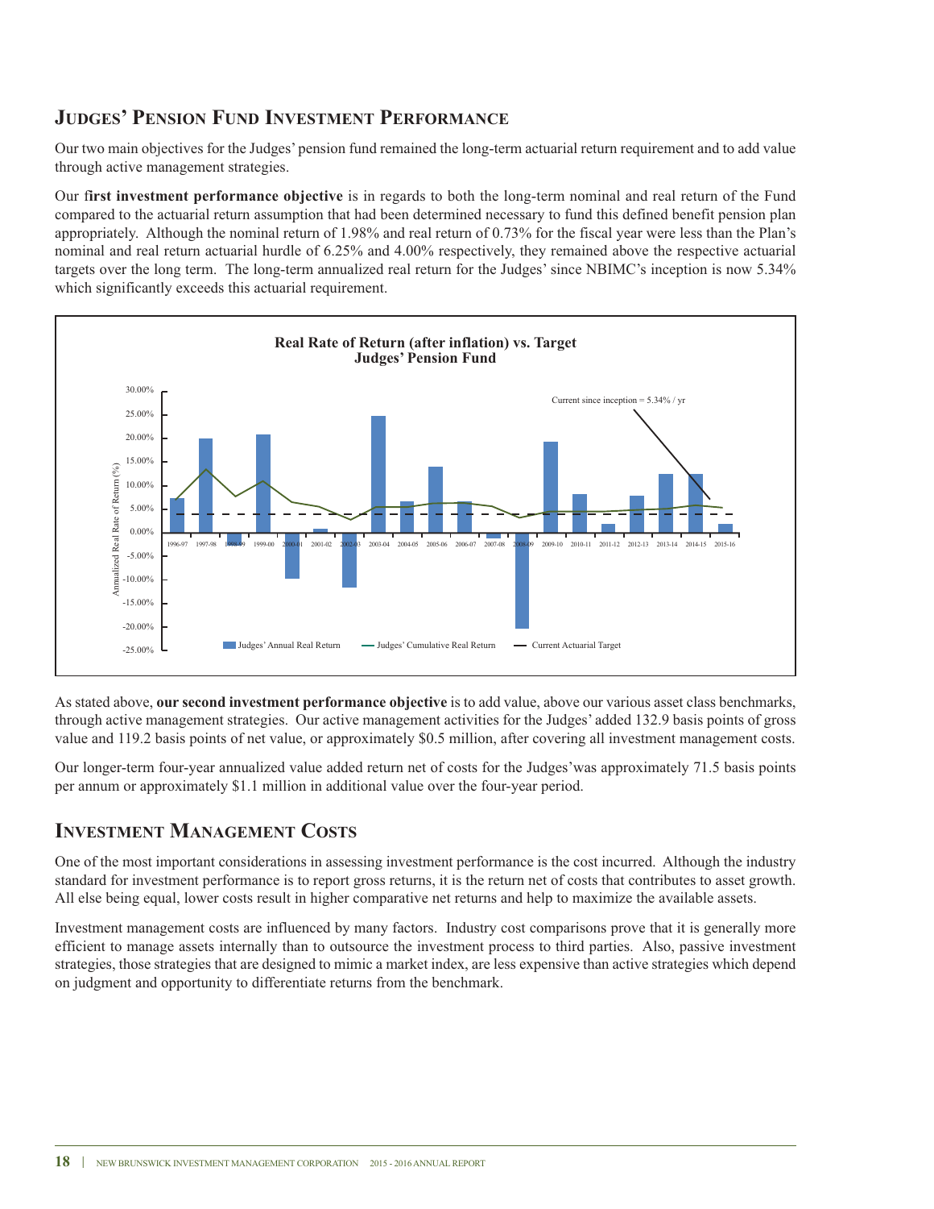## Judges' Pension Fund Investment Performance

Our two main objectives for the Judges' pension fund remained the long-term actuarial return requirement and to add value through active management strategies.

Our f**irst investment performance objective** is in regards to both the long-term nominal and real return of the Fund compared to the actuarial return assumption that had been determined necessary to fund this defined benefit pension plan appropriately. Although the nominal return of 1.98% and real return of 0.73% for the fiscal year were less than the Plan's nominal and real return actuarial hurdle of 6.25% and 4.00% respectively, they remained above the respective actuarial targets over the long term. The long-term annualized real return for the Judges' since NBIMC's inception is now 5.34% which significantly exceeds this actuarial requirement.

**Real Rate of Return (after inflation) vs. Target**
**Judges' Pension Fund**

Current since inception = 5.34% / yr

Legend: Judges' Annual Real Return; Judges' Cumulative Real Return; Current Actuarial Target

As stated above, **our second investment performance objective** is to add value, above our various asset class benchmarks, through active management strategies. Our active management activities for the Judges' added 132.9 basis points of gross value and 119.2 basis points of net value, or approximately $0.5 million, after covering all investment management costs.

Our longer-term four-year annualized value added return net of costs for the Judges'was approximately 71.5 basis points per annum or approximately $1.1 million in additional value over the four-year period.

## Investment Management Costs

One of the most important considerations in assessing investment performance is the cost incurred. Although the industry standard for investment performance is to report gross returns, it is the return net of costs that contributes to asset growth. All else being equal, lower costs result in higher comparative net returns and help to maximize the available assets.

Investment management costs are influenced by many factors. Industry cost comparisons prove that it is generally more efficient to manage assets internally than to outsource the investment process to third parties. Also, passive investment strategies, those strategies that are designed to mimic a market index, are less expensive than active strategies which depend on judgment and opportunity to differentiate returns from the benchmark.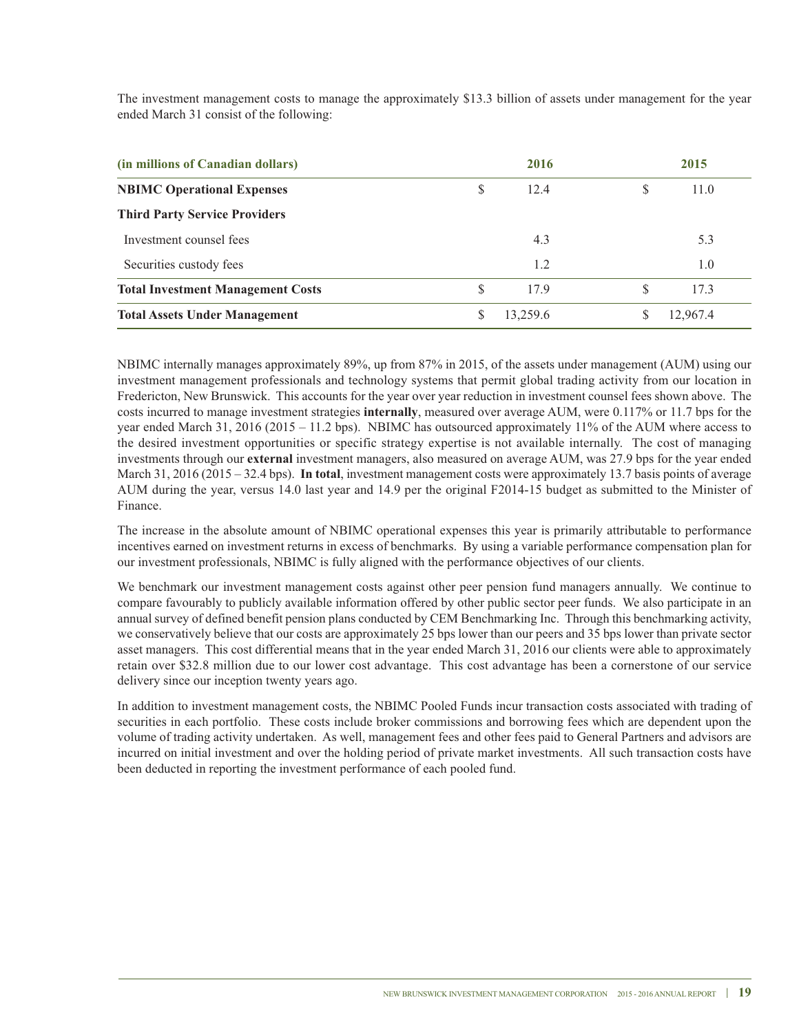The investment management costs to manage the approximately $13.3 billion of assets under management for the year ended March 31 consist of the following:

| (in millions of Canadian dollars) | 2016 | 2015 |
|---|---|---|
| **NBIMC Operational Expenses** | $ 12.4 | $ 11.0 |
| **Third Party Service Providers** | | |
| Investment counsel fees | 4.3 | 5.3 |
| Securities custody fees | 1.2 | 1.0 |
| **Total Investment Management Costs** | $ 17.9 | $ 17.3 |
| **Total Assets Under Management** | $ 13,259.6 | $ 12,967.4 |

NBIMC internally manages approximately 89%, up from 87% in 2015, of the assets under management (AUM) using our investment management professionals and technology systems that permit global trading activity from our location in Fredericton, New Brunswick. This accounts for the year over year reduction in investment counsel fees shown above. The costs incurred to manage investment strategies **internally**, measured over average AUM, were 0.117% or 11.7 bps for the year ended March 31, 2016 (2015 – 11.2 bps). NBIMC has outsourced approximately 11% of the AUM where access to the desired investment opportunities or specific strategy expertise is not available internally. The cost of managing investments through our **external** investment managers, also measured on average AUM, was 27.9 bps for the year ended March 31, 2016 (2015 – 32.4 bps). **In total**, investment management costs were approximately 13.7 basis points of average AUM during the year, versus 14.0 last year and 14.9 per the original F2014-15 budget as submitted to the Minister of Finance.

The increase in the absolute amount of NBIMC operational expenses this year is primarily attributable to performance incentives earned on investment returns in excess of benchmarks. By using a variable performance compensation plan for our investment professionals, NBIMC is fully aligned with the performance objectives of our clients.

We benchmark our investment management costs against other peer pension fund managers annually. We continue to compare favourably to publicly available information offered by other public sector peer funds. We also participate in an annual survey of defined benefit pension plans conducted by CEM Benchmarking Inc. Through this benchmarking activity, we conservatively believe that our costs are approximately 25 bps lower than our peers and 35 bps lower than private sector asset managers. This cost differential means that in the year ended March 31, 2016 our clients were able to approximately retain over $32.8 million due to our lower cost advantage. This cost advantage has been a cornerstone of our service delivery since our inception twenty years ago.

In addition to investment management costs, the NBIMC Pooled Funds incur transaction costs associated with trading of securities in each portfolio. These costs include broker commissions and borrowing fees which are dependent upon the volume of trading activity undertaken. As well, management fees and other fees paid to General Partners and advisors are incurred on initial investment and over the holding period of private market investments. All such transaction costs have been deducted in reporting the investment performance of each pooled fund.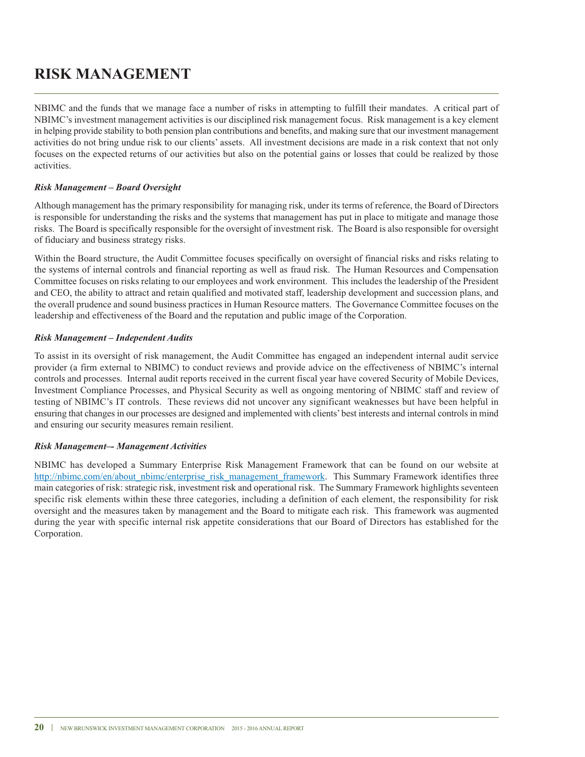# RISK MANAGEMENT

NBIMC and the funds that we manage face a number of risks in attempting to fulfill their mandates. A critical part of NBIMC's investment management activities is our disciplined risk management focus. Risk management is a key element in helping provide stability to both pension plan contributions and benefits, and making sure that our investment management activities do not bring undue risk to our clients' assets. All investment decisions are made in a risk context that not only focuses on the expected returns of our activities but also on the potential gains or losses that could be realized by those activities.

***Risk Management – Board Oversight***

Although management has the primary responsibility for managing risk, under its terms of reference, the Board of Directors is responsible for understanding the risks and the systems that management has put in place to mitigate and manage those risks. The Board is specifically responsible for the oversight of investment risk. The Board is also responsible for oversight of fiduciary and business strategy risks.

Within the Board structure, the Audit Committee focuses specifically on oversight of financial risks and risks relating to the systems of internal controls and financial reporting as well as fraud risk. The Human Resources and Compensation Committee focuses on risks relating to our employees and work environment. This includes the leadership of the President and CEO, the ability to attract and retain qualified and motivated staff, leadership development and succession plans, and the overall prudence and sound business practices in Human Resource matters. The Governance Committee focuses on the leadership and effectiveness of the Board and the reputation and public image of the Corporation.

***Risk Management – Independent Audits***

To assist in its oversight of risk management, the Audit Committee has engaged an independent internal audit service provider (a firm external to NBIMC) to conduct reviews and provide advice on the effectiveness of NBIMC's internal controls and processes. Internal audit reports received in the current fiscal year have covered Security of Mobile Devices, Investment Compliance Processes, and Physical Security as well as ongoing mentoring of NBIMC staff and review of testing of NBIMC's IT controls. These reviews did not uncover any significant weaknesses but have been helpful in ensuring that changes in our processes are designed and implemented with clients' best interests and internal controls in mind and ensuring our security measures remain resilient.

***Risk Management–- Management Activities***

NBIMC has developed a Summary Enterprise Risk Management Framework that can be found on our website at http://nbimc.com/en/about_nbimc/enterprise_risk_management_framework. This Summary Framework identifies three main categories of risk: strategic risk, investment risk and operational risk. The Summary Framework highlights seventeen specific risk elements within these three categories, including a definition of each element, the responsibility for risk oversight and the measures taken by management and the Board to mitigate each risk. This framework was augmented during the year with specific internal risk appetite considerations that our Board of Directors has established for the Corporation.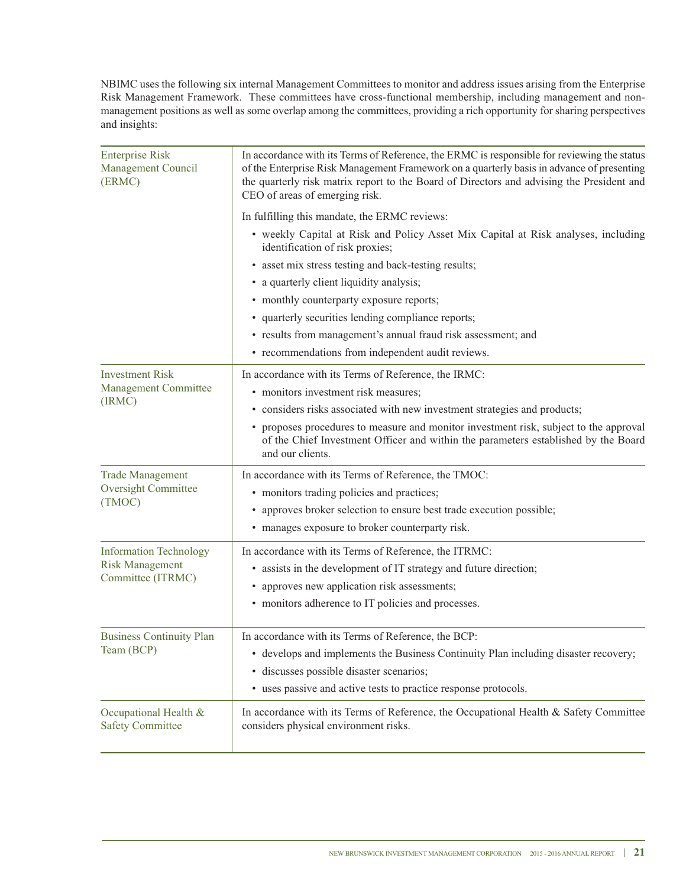NBIMC uses the following six internal Management Committees to monitor and address issues arising from the Enterprise Risk Management Framework. These committees have cross-functional membership, including management and non-management positions as well as some overlap among the committees, providing a rich opportunity for sharing perspectives and insights:

| Committee | Responsibilities |
| --- | --- |
| Enterprise Risk Management Council (ERMC) | In accordance with its Terms of Reference, the ERMC is responsible for reviewing the status of the Enterprise Risk Management Framework on a quarterly basis in advance of presenting the quarterly risk matrix report to the Board of Directors and advising the President and CEO of areas of emerging risk.<br><br>In fulfilling this mandate, the ERMC reviews:<br>• weekly Capital at Risk and Policy Asset Mix Capital at Risk analyses, including identification of risk proxies;<br>• asset mix stress testing and back-testing results;<br>• a quarterly client liquidity analysis;<br>• monthly counterparty exposure reports;<br>• quarterly securities lending compliance reports;<br>• results from management's annual fraud risk assessment; and<br>• recommendations from independent audit reviews. |
| Investment Risk Management Committee (IRMC) | In accordance with its Terms of Reference, the IRMC:<br>• monitors investment risk measures;<br>• considers risks associated with new investment strategies and products;<br>• proposes procedures to measure and monitor investment risk, subject to the approval of the Chief Investment Officer and within the parameters established by the Board and our clients. |
| Trade Management Oversight Committee (TMOC) | In accordance with its Terms of Reference, the TMOC:<br>• monitors trading policies and practices;<br>• approves broker selection to ensure best trade execution possible;<br>• manages exposure to broker counterparty risk. |
| Information Technology Risk Management Committee (ITRMC) | In accordance with its Terms of Reference, the ITRMC:<br>• assists in the development of IT strategy and future direction;<br>• approves new application risk assessments;<br>• monitors adherence to IT policies and processes. |
| Business Continuity Plan Team (BCP) | In accordance with its Terms of Reference, the BCP:<br>• develops and implements the Business Continuity Plan including disaster recovery;<br>• discusses possible disaster scenarios;<br>• uses passive and active tests to practice response protocols. |
| Occupational Health & Safety Committee | In accordance with its Terms of Reference, the Occupational Health & Safety Committee considers physical environment risks. |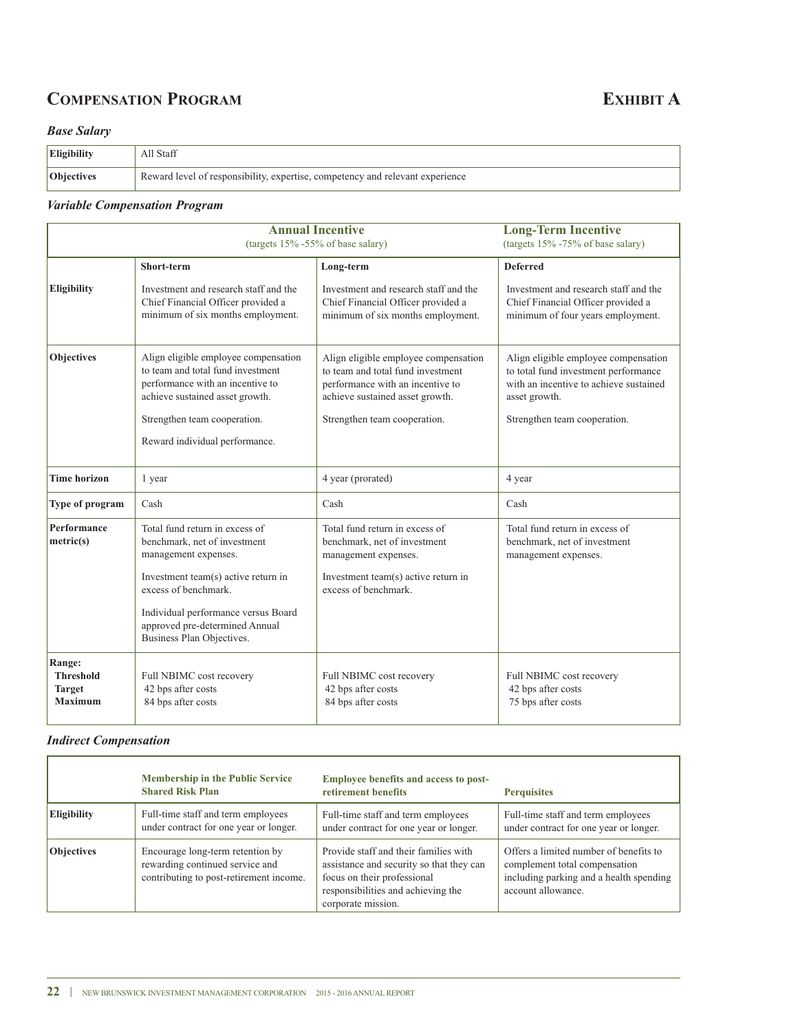# Compensation Program

# Exhibit A

### *Base Salary*

| Eligibility | All Staff |
|---|---|
| **Objectives** | Reward level of responsibility, expertise, competency and relevant experience |

### *Variable Compensation Program*

| | Annual Incentive (targets 15% -55% of base salary) | | Long-Term Incentive (targets 15% -75% of base salary) |
|---|---|---|---|
| | **Short-term** | **Long-term** | **Deferred** |
| **Eligibility** | Investment and research staff and the Chief Financial Officer provided a minimum of six months employment. | Investment and research staff and the Chief Financial Officer provided a minimum of six months employment. | Investment and research staff and the Chief Financial Officer provided a minimum of four years employment. |
| **Objectives** | Align eligible employee compensation to team and total fund investment performance with an incentive to achieve sustained asset growth.<br><br>Strengthen team cooperation.<br><br>Reward individual performance. | Align eligible employee compensation to team and total fund investment performance with an incentive to achieve sustained asset growth.<br><br>Strengthen team cooperation. | Align eligible employee compensation to total fund investment performance with an incentive to achieve sustained asset growth.<br><br>Strengthen team cooperation. |
| **Time horizon** | 1 year | 4 year (prorated) | 4 year |
| **Type of program** | Cash | Cash | Cash |
| **Performance metric(s)** | Total fund return in excess of benchmark, net of investment management expenses.<br><br>Investment team(s) active return in excess of benchmark.<br><br>Individual performance versus Board approved pre-determined Annual Business Plan Objectives. | Total fund return in excess of benchmark, net of investment management expenses.<br><br>Investment team(s) active return in excess of benchmark. | Total fund return in excess of benchmark, net of investment management expenses. |
| **Range:**<br>**Threshold**<br>**Target**<br>**Maximum** | <br>Full NBIMC cost recovery<br>42 bps after costs<br>84 bps after costs | <br>Full NBIMC cost recovery<br>42 bps after costs<br>84 bps after costs | <br>Full NBIMC cost recovery<br>42 bps after costs<br>75 bps after costs |

### *Indirect Compensation*

| | Membership in the Public Service Shared Risk Plan | Employee benefits and access to post-retirement benefits | Perquisites |
|---|---|---|---|
| **Eligibility** | Full-time staff and term employees under contract for one year or longer. | Full-time staff and term employees under contract for one year or longer. | Full-time staff and term employees under contract for one year or longer. |
| **Objectives** | Encourage long-term retention by rewarding continued service and contributing to post-retirement income. | Provide staff and their families with assistance and security so that they can focus on their professional responsibilities and achieving the corporate mission. | Offers a limited number of benefits to complement total compensation including parking and a health spending account allowance. |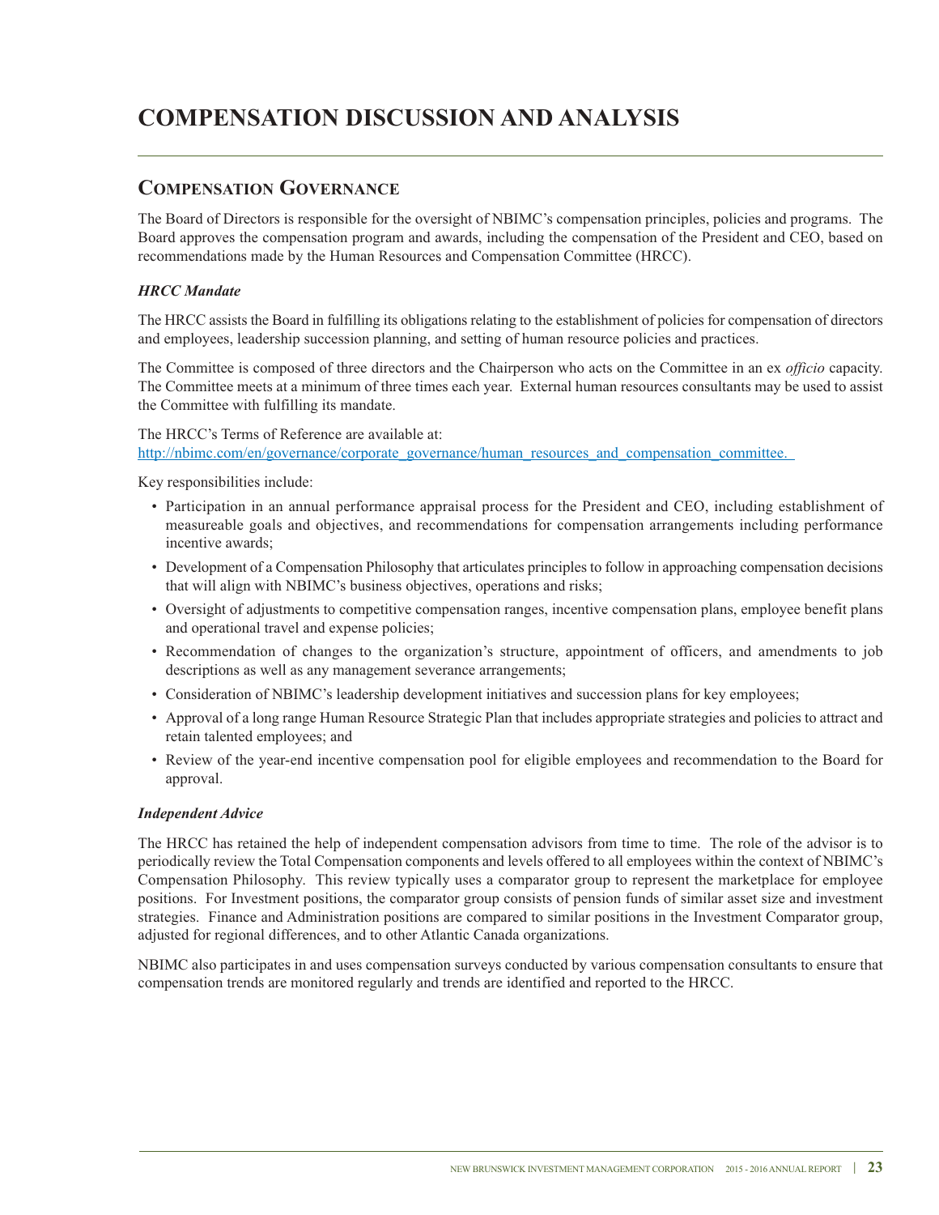# COMPENSATION DISCUSSION AND ANALYSIS

## Compensation Governance

The Board of Directors is responsible for the oversight of NBIMC's compensation principles, policies and programs. The Board approves the compensation program and awards, including the compensation of the President and CEO, based on recommendations made by the Human Resources and Compensation Committee (HRCC).

### *HRCC Mandate*

The HRCC assists the Board in fulfilling its obligations relating to the establishment of policies for compensation of directors and employees, leadership succession planning, and setting of human resource policies and practices.

The Committee is composed of three directors and the Chairperson who acts on the Committee in an ex *officio* capacity. The Committee meets at a minimum of three times each year. External human resources consultants may be used to assist the Committee with fulfilling its mandate.

The HRCC's Terms of Reference are available at:
http://nbimc.com/en/governance/corporate_governance/human_resources_and_compensation_committee.

Key responsibilities include:

- Participation in an annual performance appraisal process for the President and CEO, including establishment of measureable goals and objectives, and recommendations for compensation arrangements including performance incentive awards;
- Development of a Compensation Philosophy that articulates principles to follow in approaching compensation decisions that will align with NBIMC's business objectives, operations and risks;
- Oversight of adjustments to competitive compensation ranges, incentive compensation plans, employee benefit plans and operational travel and expense policies;
- Recommendation of changes to the organization's structure, appointment of officers, and amendments to job descriptions as well as any management severance arrangements;
- Consideration of NBIMC's leadership development initiatives and succession plans for key employees;
- Approval of a long range Human Resource Strategic Plan that includes appropriate strategies and policies to attract and retain talented employees; and
- Review of the year-end incentive compensation pool for eligible employees and recommendation to the Board for approval.

### *Independent Advice*

The HRCC has retained the help of independent compensation advisors from time to time. The role of the advisor is to periodically review the Total Compensation components and levels offered to all employees within the context of NBIMC's Compensation Philosophy. This review typically uses a comparator group to represent the marketplace for employee positions. For Investment positions, the comparator group consists of pension funds of similar asset size and investment strategies. Finance and Administration positions are compared to similar positions in the Investment Comparator group, adjusted for regional differences, and to other Atlantic Canada organizations.

NBIMC also participates in and uses compensation surveys conducted by various compensation consultants to ensure that compensation trends are monitored regularly and trends are identified and reported to the HRCC.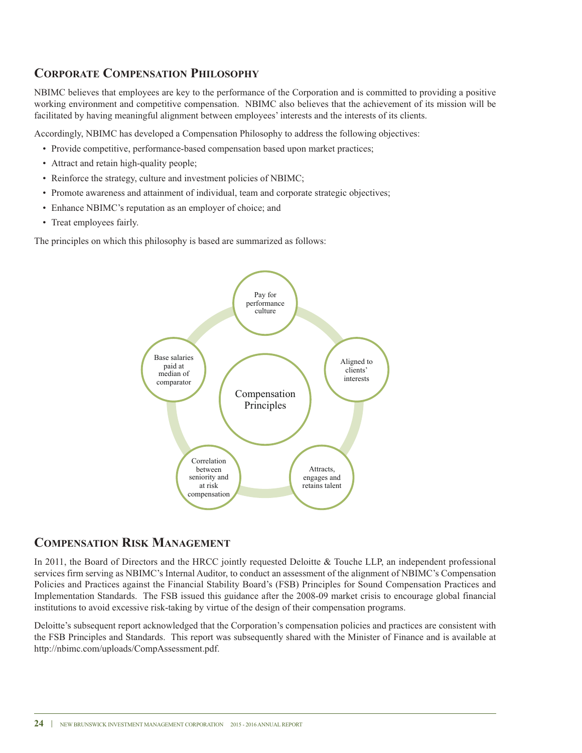## Corporate Compensation Philosophy

NBIMC believes that employees are key to the performance of the Corporation and is committed to providing a positive working environment and competitive compensation. NBIMC also believes that the achievement of its mission will be facilitated by having meaningful alignment between employees' interests and the interests of its clients.

Accordingly, NBIMC has developed a Compensation Philosophy to address the following objectives:

- Provide competitive, performance-based compensation based upon market practices;
- Attract and retain high-quality people;
- Reinforce the strategy, culture and investment policies of NBIMC;
- Promote awareness and attainment of individual, team and corporate strategic objectives;
- Enhance NBIMC's reputation as an employer of choice; and
- Treat employees fairly.

The principles on which this philosophy is based are summarized as follows:

Compensation Principles

- Pay for performance culture
- Aligned to clients' interests
- Attracts, engages and retains talent
- Correlation between seniority and at risk compensation
- Base salaries paid at median of comparator

## Compensation Risk Management

In 2011, the Board of Directors and the HRCC jointly requested Deloitte & Touche LLP, an independent professional services firm serving as NBIMC's Internal Auditor, to conduct an assessment of the alignment of NBIMC's Compensation Policies and Practices against the Financial Stability Board's (FSB) Principles for Sound Compensation Practices and Implementation Standards. The FSB issued this guidance after the 2008-09 market crisis to encourage global financial institutions to avoid excessive risk-taking by virtue of the design of their compensation programs.

Deloitte's subsequent report acknowledged that the Corporation's compensation policies and practices are consistent with the FSB Principles and Standards. This report was subsequently shared with the Minister of Finance and is available at http://nbimc.com/uploads/CompAssessment.pdf.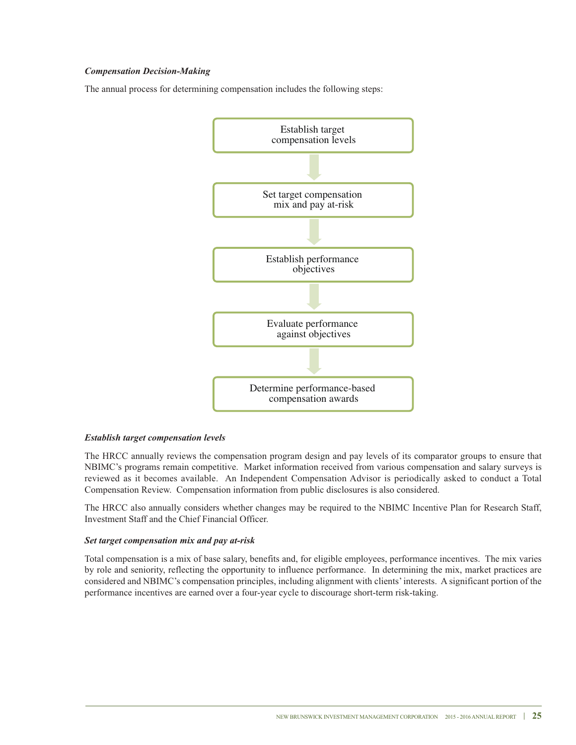***Compensation Decision-Making***

The annual process for determining compensation includes the following steps:

1. Establish target compensation levels
2. Set target compensation mix and pay at-risk
3. Establish performance objectives
4. Evaluate performance against objectives
5. Determine performance-based compensation awards

***Establish target compensation levels***

The HRCC annually reviews the compensation program design and pay levels of its comparator groups to ensure that NBIMC's programs remain competitive. Market information received from various compensation and salary surveys is reviewed as it becomes available. An Independent Compensation Advisor is periodically asked to conduct a Total Compensation Review. Compensation information from public disclosures is also considered.

The HRCC also annually considers whether changes may be required to the NBIMC Incentive Plan for Research Staff, Investment Staff and the Chief Financial Officer.

***Set target compensation mix and pay at-risk***

Total compensation is a mix of base salary, benefits and, for eligible employees, performance incentives. The mix varies by role and seniority, reflecting the opportunity to influence performance. In determining the mix, market practices are considered and NBIMC's compensation principles, including alignment with clients' interests. A significant portion of the performance incentives are earned over a four-year cycle to discourage short-term risk-taking.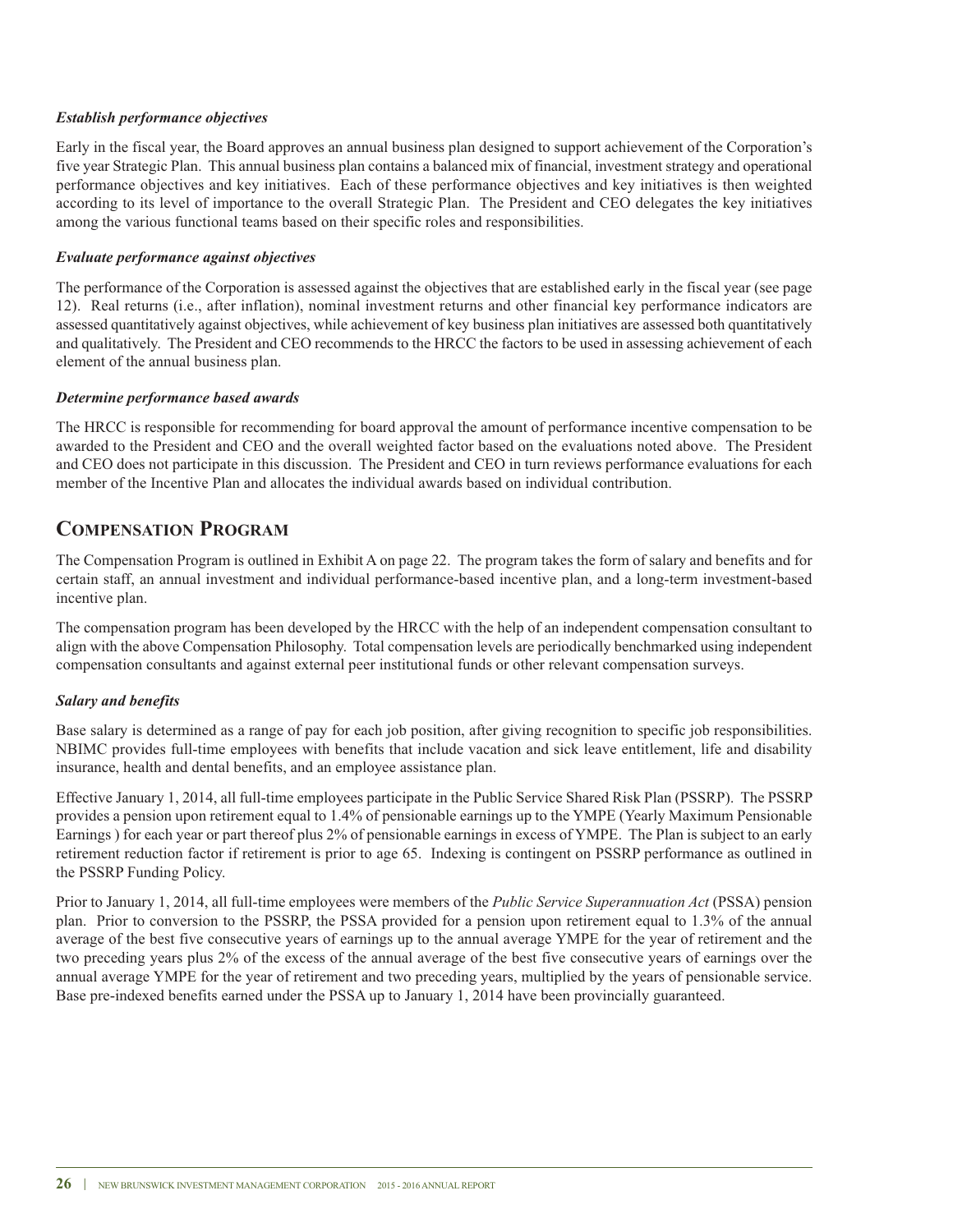### *Establish performance objectives*

Early in the fiscal year, the Board approves an annual business plan designed to support achievement of the Corporation's five year Strategic Plan. This annual business plan contains a balanced mix of financial, investment strategy and operational performance objectives and key initiatives. Each of these performance objectives and key initiatives is then weighted according to its level of importance to the overall Strategic Plan. The President and CEO delegates the key initiatives among the various functional teams based on their specific roles and responsibilities.

### *Evaluate performance against objectives*

The performance of the Corporation is assessed against the objectives that are established early in the fiscal year (see page 12). Real returns (i.e., after inflation), nominal investment returns and other financial key performance indicators are assessed quantitatively against objectives, while achievement of key business plan initiatives are assessed both quantitatively and qualitatively. The President and CEO recommends to the HRCC the factors to be used in assessing achievement of each element of the annual business plan.

### *Determine performance based awards*

The HRCC is responsible for recommending for board approval the amount of performance incentive compensation to be awarded to the President and CEO and the overall weighted factor based on the evaluations noted above. The President and CEO does not participate in this discussion. The President and CEO in turn reviews performance evaluations for each member of the Incentive Plan and allocates the individual awards based on individual contribution.

## Compensation Program

The Compensation Program is outlined in Exhibit A on page 22. The program takes the form of salary and benefits and for certain staff, an annual investment and individual performance-based incentive plan, and a long-term investment-based incentive plan.

The compensation program has been developed by the HRCC with the help of an independent compensation consultant to align with the above Compensation Philosophy. Total compensation levels are periodically benchmarked using independent compensation consultants and against external peer institutional funds or other relevant compensation surveys.

### *Salary and benefits*

Base salary is determined as a range of pay for each job position, after giving recognition to specific job responsibilities. NBIMC provides full-time employees with benefits that include vacation and sick leave entitlement, life and disability insurance, health and dental benefits, and an employee assistance plan.

Effective January 1, 2014, all full-time employees participate in the Public Service Shared Risk Plan (PSSRP). The PSSRP provides a pension upon retirement equal to 1.4% of pensionable earnings up to the YMPE (Yearly Maximum Pensionable Earnings ) for each year or part thereof plus 2% of pensionable earnings in excess of YMPE. The Plan is subject to an early retirement reduction factor if retirement is prior to age 65. Indexing is contingent on PSSRP performance as outlined in the PSSRP Funding Policy.

Prior to January 1, 2014, all full-time employees were members of the *Public Service Superannuation Act* (PSSA) pension plan. Prior to conversion to the PSSRP, the PSSA provided for a pension upon retirement equal to 1.3% of the annual average of the best five consecutive years of earnings up to the annual average YMPE for the year of retirement and the two preceding years plus 2% of the excess of the annual average of the best five consecutive years of earnings over the annual average YMPE for the year of retirement and two preceding years, multiplied by the years of pensionable service. Base pre-indexed benefits earned under the PSSA up to January 1, 2014 have been provincially guaranteed.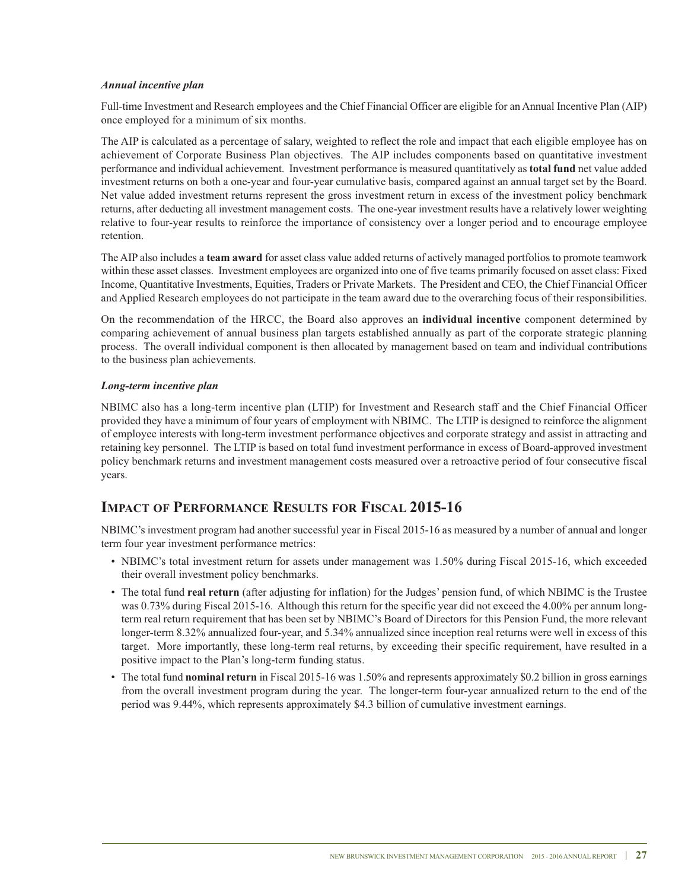*Annual incentive plan*

Full-time Investment and Research employees and the Chief Financial Officer are eligible for an Annual Incentive Plan (AIP) once employed for a minimum of six months.

The AIP is calculated as a percentage of salary, weighted to reflect the role and impact that each eligible employee has on achievement of Corporate Business Plan objectives. The AIP includes components based on quantitative investment performance and individual achievement. Investment performance is measured quantitatively as **total fund** net value added investment returns on both a one-year and four-year cumulative basis, compared against an annual target set by the Board. Net value added investment returns represent the gross investment return in excess of the investment policy benchmark returns, after deducting all investment management costs. The one-year investment results have a relatively lower weighting relative to four-year results to reinforce the importance of consistency over a longer period and to encourage employee retention.

The AIP also includes a **team award** for asset class value added returns of actively managed portfolios to promote teamwork within these asset classes. Investment employees are organized into one of five teams primarily focused on asset class: Fixed Income, Quantitative Investments, Equities, Traders or Private Markets. The President and CEO, the Chief Financial Officer and Applied Research employees do not participate in the team award due to the overarching focus of their responsibilities.

On the recommendation of the HRCC, the Board also approves an **individual incentive** component determined by comparing achievement of annual business plan targets established annually as part of the corporate strategic planning process. The overall individual component is then allocated by management based on team and individual contributions to the business plan achievements.

*Long-term incentive plan*

NBIMC also has a long-term incentive plan (LTIP) for Investment and Research staff and the Chief Financial Officer provided they have a minimum of four years of employment with NBIMC. The LTIP is designed to reinforce the alignment of employee interests with long-term investment performance objectives and corporate strategy and assist in attracting and retaining key personnel. The LTIP is based on total fund investment performance in excess of Board-approved investment policy benchmark returns and investment management costs measured over a retroactive period of four consecutive fiscal years.

## Impact of Performance Results for Fiscal 2015-16

NBIMC's investment program had another successful year in Fiscal 2015-16 as measured by a number of annual and longer term four year investment performance metrics:

- NBIMC's total investment return for assets under management was 1.50% during Fiscal 2015-16, which exceeded their overall investment policy benchmarks.
- The total fund **real return** (after adjusting for inflation) for the Judges' pension fund, of which NBIMC is the Trustee was 0.73% during Fiscal 2015-16. Although this return for the specific year did not exceed the 4.00% per annum long-term real return requirement that has been set by NBIMC's Board of Directors for this Pension Fund, the more relevant longer-term 8.32% annualized four-year, and 5.34% annualized since inception real returns were well in excess of this target. More importantly, these long-term real returns, by exceeding their specific requirement, have resulted in a positive impact to the Plan's long-term funding status.
- The total fund **nominal return** in Fiscal 2015-16 was 1.50% and represents approximately $0.2 billion in gross earnings from the overall investment program during the year. The longer-term four-year annualized return to the end of the period was 9.44%, which represents approximately $4.3 billion of cumulative investment earnings.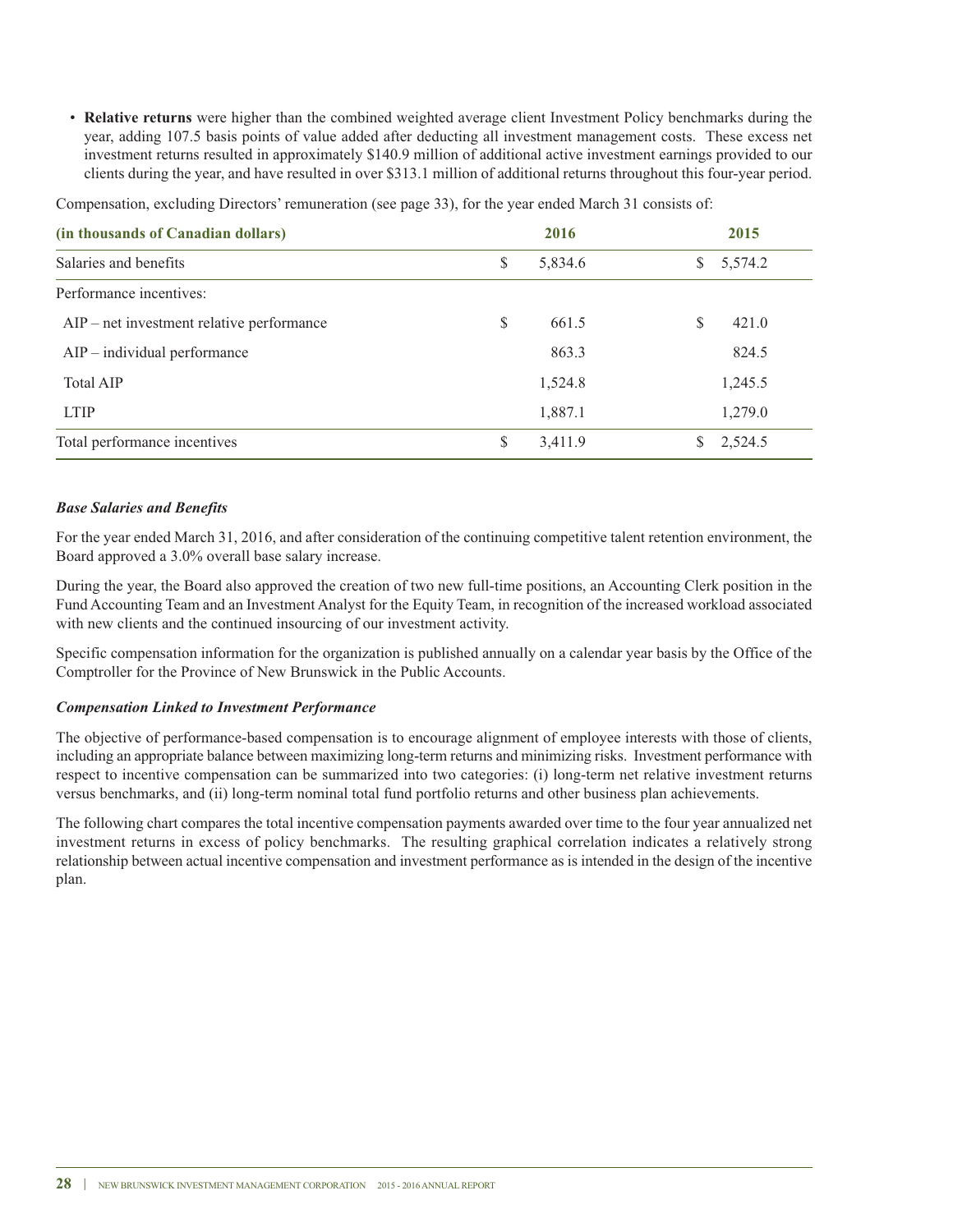- **Relative returns** were higher than the combined weighted average client Investment Policy benchmarks during the year, adding 107.5 basis points of value added after deducting all investment management costs. These excess net investment returns resulted in approximately $140.9 million of additional active investment earnings provided to our clients during the year, and have resulted in over $313.1 million of additional returns throughout this four-year period.

Compensation, excluding Directors' remuneration (see page 33), for the year ended March 31 consists of:

| (in thousands of Canadian dollars) | 2016 | 2015 |
|---|---|---|
| Salaries and benefits | $ 5,834.6 | $ 5,574.2 |
| Performance incentives: | | |
| AIP – net investment relative performance | $ 661.5 | $ 421.0 |
| AIP – individual performance | 863.3 | 824.5 |
| Total AIP | 1,524.8 | 1,245.5 |
| LTIP | 1,887.1 | 1,279.0 |
| Total performance incentives | $ 3,411.9 | $ 2,524.5 |

***Base Salaries and Benefits***

For the year ended March 31, 2016, and after consideration of the continuing competitive talent retention environment, the Board approved a 3.0% overall base salary increase.

During the year, the Board also approved the creation of two new full-time positions, an Accounting Clerk position in the Fund Accounting Team and an Investment Analyst for the Equity Team, in recognition of the increased workload associated with new clients and the continued insourcing of our investment activity.

Specific compensation information for the organization is published annually on a calendar year basis by the Office of the Comptroller for the Province of New Brunswick in the Public Accounts.

***Compensation Linked to Investment Performance***

The objective of performance-based compensation is to encourage alignment of employee interests with those of clients, including an appropriate balance between maximizing long-term returns and minimizing risks. Investment performance with respect to incentive compensation can be summarized into two categories: (i) long-term net relative investment returns versus benchmarks, and (ii) long-term nominal total fund portfolio returns and other business plan achievements.

The following chart compares the total incentive compensation payments awarded over time to the four year annualized net investment returns in excess of policy benchmarks. The resulting graphical correlation indicates a relatively strong relationship between actual incentive compensation and investment performance as is intended in the design of the incentive plan.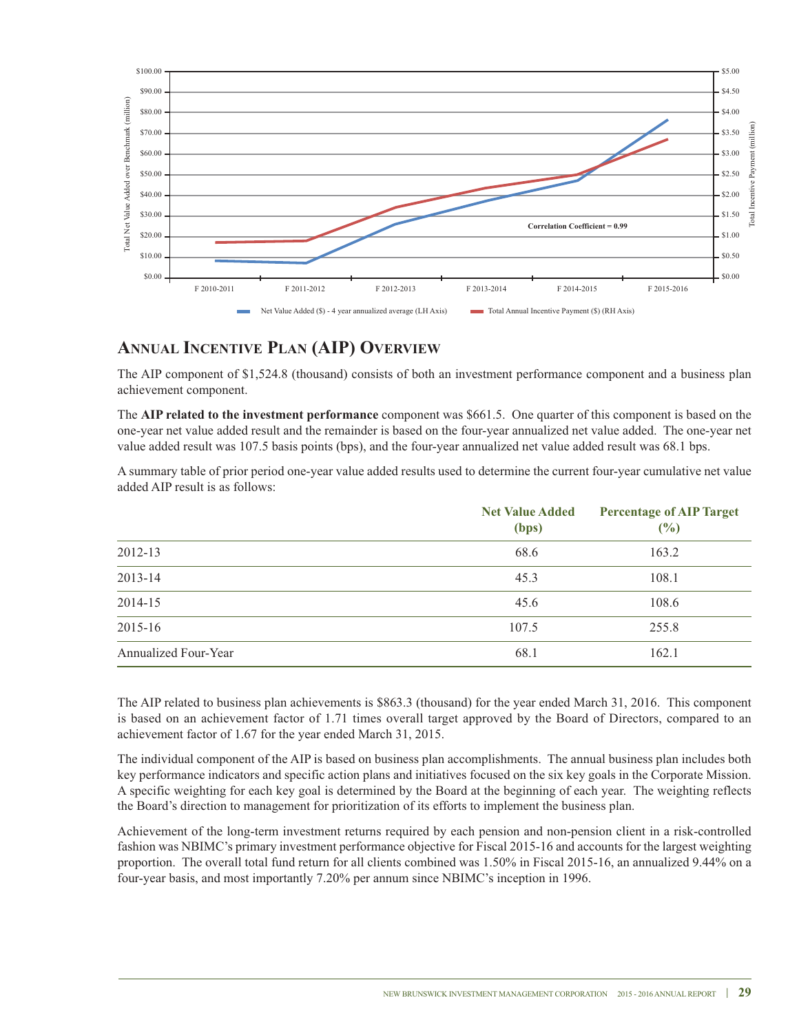Total Net Value Added over Benchmark (million)

Total Incentive Payment (million)

Correlation Coefficient = 0.99

F 2010-2011 | F 2011-2012 | F 2012-2013 | F 2013-2014 | F 2014-2015 | F 2015-2016

Net Value Added ($) - 4 year annualized average (LH Axis) — Total Annual Incentive Payment ($) (RH Axis)

## Annual Incentive Plan (AIP) Overview

The AIP component of $1,524.8 (thousand) consists of both an investment performance component and a business plan achievement component.

The **AIP related to the investment performance** component was $661.5. One quarter of this component is based on the one-year net value added result and the remainder is based on the four-year annualized net value added. The one-year net value added result was 107.5 basis points (bps), and the four-year annualized net value added result was 68.1 bps.

A summary table of prior period one-year value added results used to determine the current four-year cumulative net value added AIP result is as follows:

| | Net Value Added (bps) | Percentage of AIP Target (%) |
|---|---|---|
| 2012-13 | 68.6 | 163.2 |
| 2013-14 | 45.3 | 108.1 |
| 2014-15 | 45.6 | 108.6 |
| 2015-16 | 107.5 | 255.8 |
| Annualized Four-Year | 68.1 | 162.1 |

The AIP related to business plan achievements is $863.3 (thousand) for the year ended March 31, 2016. This component is based on an achievement factor of 1.71 times overall target approved by the Board of Directors, compared to an achievement factor of 1.67 for the year ended March 31, 2015.

The individual component of the AIP is based on business plan accomplishments. The annual business plan includes both key performance indicators and specific action plans and initiatives focused on the six key goals in the Corporate Mission. A specific weighting for each key goal is determined by the Board at the beginning of each year. The weighting reflects the Board's direction to management for prioritization of its efforts to implement the business plan.

Achievement of the long-term investment returns required by each pension and non-pension client in a risk-controlled fashion was NBIMC's primary investment performance objective for Fiscal 2015-16 and accounts for the largest weighting proportion. The overall total fund return for all clients combined was 1.50% in Fiscal 2015-16, an annualized 9.44% on a four-year basis, and most importantly 7.20% per annum since NBIMC's inception in 1996.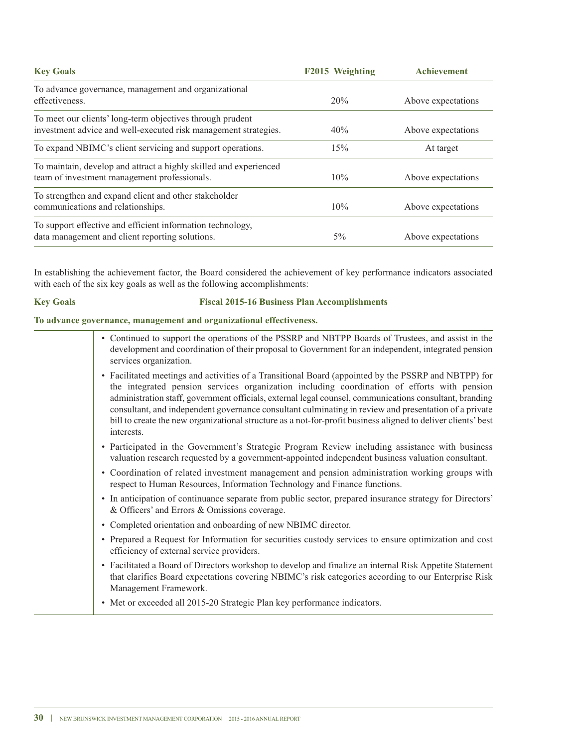| Key Goals | F2015 Weighting | Achievement |
|---|---|---|
| To advance governance, management and organizational effectiveness. | 20% | Above expectations |
| To meet our clients' long-term objectives through prudent investment advice and well-executed risk management strategies. | 40% | Above expectations |
| To expand NBIMC's client servicing and support operations. | 15% | At target |
| To maintain, develop and attract a highly skilled and experienced team of investment management professionals. | 10% | Above expectations |
| To strengthen and expand client and other stakeholder communications and relationships. | 10% | Above expectations |
| To support effective and efficient information technology, data management and client reporting solutions. | 5% | Above expectations |

In establishing the achievement factor, the Board considered the achievement of key performance indicators associated with each of the six key goals as well as the following accomplishments:

| Key Goals | Fiscal 2015-16 Business Plan Accomplishments |
|---|---|
| **To advance governance, management and organizational effectiveness.** | |
| | • Continued to support the operations of the PSSRP and NBTPP Boards of Trustees, and assist in the development and coordination of their proposal to Government for an independent, integrated pension services organization.<br>• Facilitated meetings and activities of a Transitional Board (appointed by the PSSRP and NBTPP) for the integrated pension services organization including coordination of efforts with pension administration staff, government officials, external legal counsel, communications consultant, branding consultant, and independent governance consultant culminating in review and presentation of a private bill to create the new organizational structure as a not-for-profit business aligned to deliver clients' best interests.<br>• Participated in the Government's Strategic Program Review including assistance with business valuation research requested by a government-appointed independent business valuation consultant.<br>• Coordination of related investment management and pension administration working groups with respect to Human Resources, Information Technology and Finance functions.<br>• In anticipation of continuance separate from public sector, prepared insurance strategy for Directors' & Officers' and Errors & Omissions coverage.<br>• Completed orientation and onboarding of new NBIMC director.<br>• Prepared a Request for Information for securities custody services to ensure optimization and cost efficiency of external service providers.<br>• Facilitated a Board of Directors workshop to develop and finalize an internal Risk Appetite Statement that clarifies Board expectations covering NBIMC's risk categories according to our Enterprise Risk Management Framework.<br>• Met or exceeded all 2015-20 Strategic Plan key performance indicators. |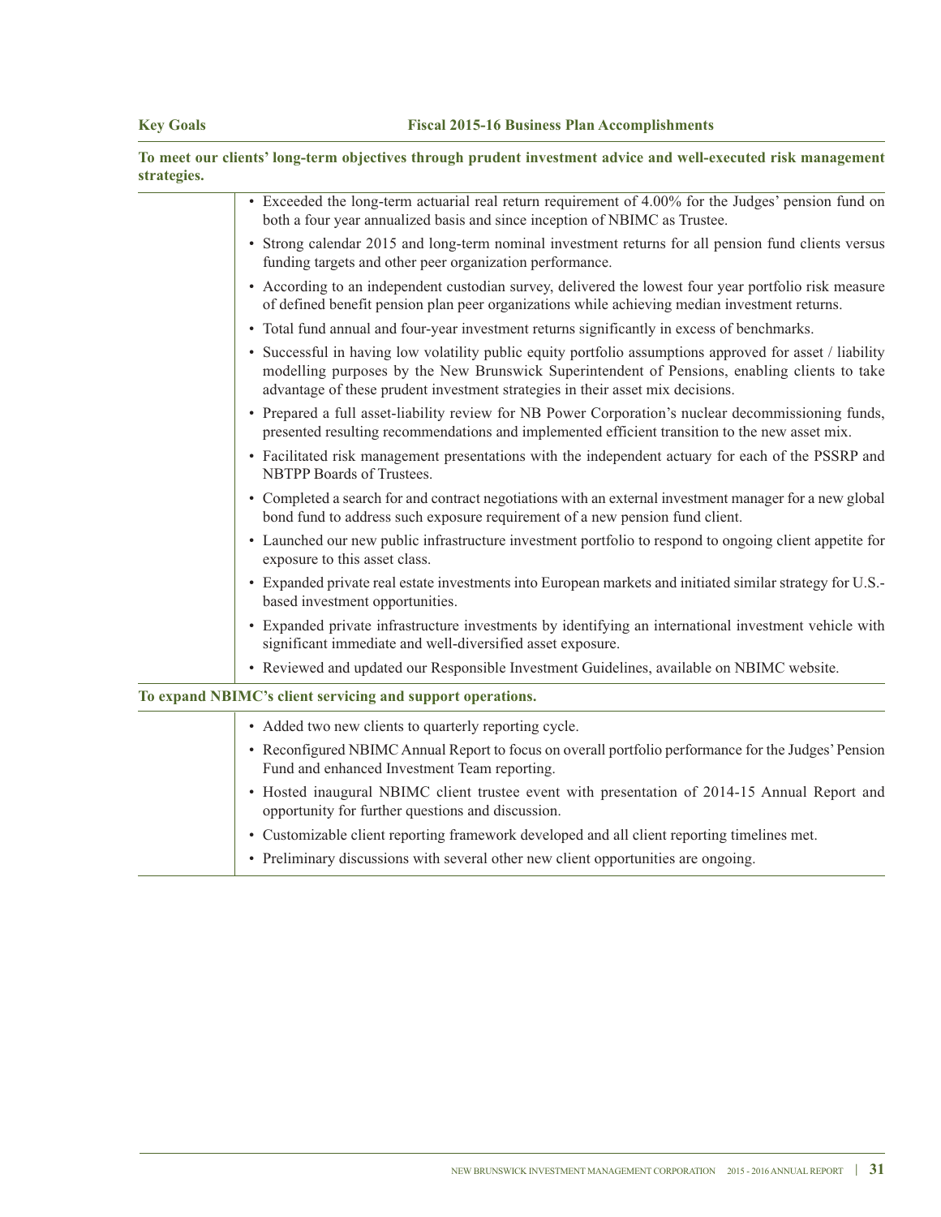| Key Goals | Fiscal 2015-16 Business Plan Accomplishments |
|---|---|

**To meet our clients' long-term objectives through prudent investment advice and well-executed risk management strategies.**

- Exceeded the long-term actuarial real return requirement of 4.00% for the Judges' pension fund on both a four year annualized basis and since inception of NBIMC as Trustee.
- Strong calendar 2015 and long-term nominal investment returns for all pension fund clients versus funding targets and other peer organization performance.
- According to an independent custodian survey, delivered the lowest four year portfolio risk measure of defined benefit pension plan peer organizations while achieving median investment returns.
- Total fund annual and four-year investment returns significantly in excess of benchmarks.
- Successful in having low volatility public equity portfolio assumptions approved for asset / liability modelling purposes by the New Brunswick Superintendent of Pensions, enabling clients to take advantage of these prudent investment strategies in their asset mix decisions.
- Prepared a full asset-liability review for NB Power Corporation's nuclear decommissioning funds, presented resulting recommendations and implemented efficient transition to the new asset mix.
- Facilitated risk management presentations with the independent actuary for each of the PSSRP and NBTPP Boards of Trustees.
- Completed a search for and contract negotiations with an external investment manager for a new global bond fund to address such exposure requirement of a new pension fund client.
- Launched our new public infrastructure investment portfolio to respond to ongoing client appetite for exposure to this asset class.
- Expanded private real estate investments into European markets and initiated similar strategy for U.S.-based investment opportunities.
- Expanded private infrastructure investments by identifying an international investment vehicle with significant immediate and well-diversified asset exposure.
- Reviewed and updated our Responsible Investment Guidelines, available on NBIMC website.

**To expand NBIMC's client servicing and support operations.**

- Added two new clients to quarterly reporting cycle.
- Reconfigured NBIMC Annual Report to focus on overall portfolio performance for the Judges' Pension Fund and enhanced Investment Team reporting.
- Hosted inaugural NBIMC client trustee event with presentation of 2014-15 Annual Report and opportunity for further questions and discussion.
- Customizable client reporting framework developed and all client reporting timelines met.
- Preliminary discussions with several other new client opportunities are ongoing.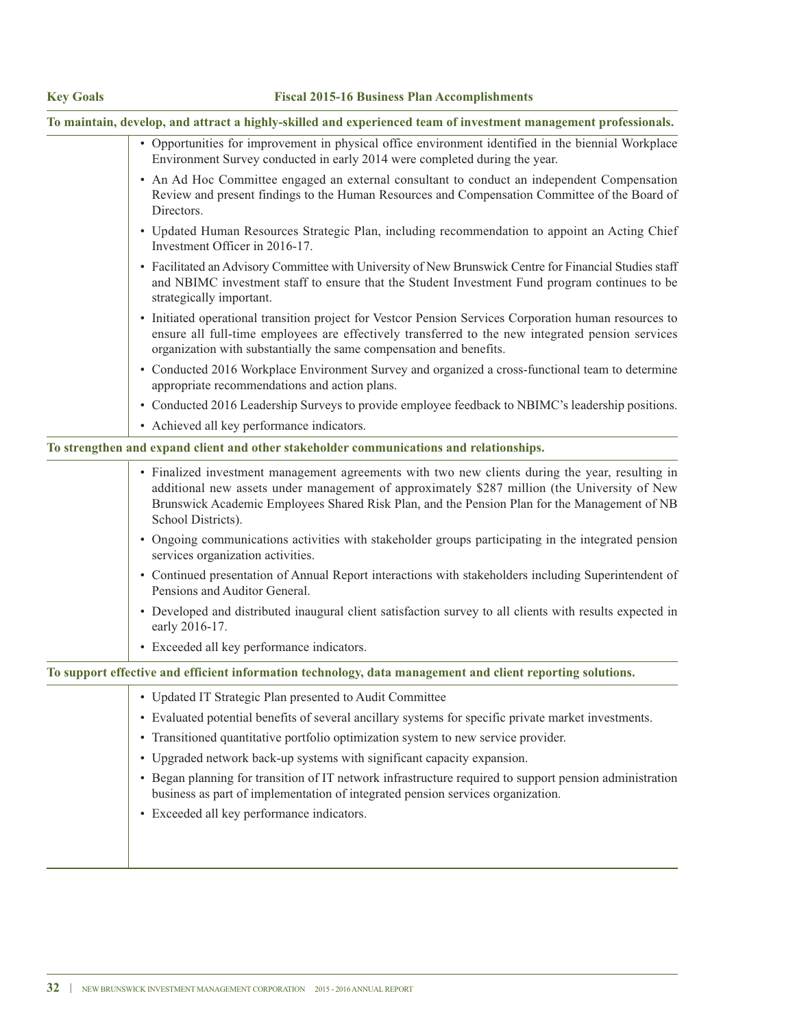| Key Goals | Fiscal 2015-16 Business Plan Accomplishments |
|---|---|

**To maintain, develop, and attract a highly-skilled and experienced team of investment management professionals.**

- Opportunities for improvement in physical office environment identified in the biennial Workplace Environment Survey conducted in early 2014 were completed during the year.
- An Ad Hoc Committee engaged an external consultant to conduct an independent Compensation Review and present findings to the Human Resources and Compensation Committee of the Board of Directors.
- Updated Human Resources Strategic Plan, including recommendation to appoint an Acting Chief Investment Officer in 2016-17.
- Facilitated an Advisory Committee with University of New Brunswick Centre for Financial Studies staff and NBIMC investment staff to ensure that the Student Investment Fund program continues to be strategically important.
- Initiated operational transition project for Vestcor Pension Services Corporation human resources to ensure all full-time employees are effectively transferred to the new integrated pension services organization with substantially the same compensation and benefits.
- Conducted 2016 Workplace Environment Survey and organized a cross-functional team to determine appropriate recommendations and action plans.
- Conducted 2016 Leadership Surveys to provide employee feedback to NBIMC's leadership positions.
- Achieved all key performance indicators.

**To strengthen and expand client and other stakeholder communications and relationships.**

- Finalized investment management agreements with two new clients during the year, resulting in additional new assets under management of approximately $287 million (the University of New Brunswick Academic Employees Shared Risk Plan, and the Pension Plan for the Management of NB School Districts).
- Ongoing communications activities with stakeholder groups participating in the integrated pension services organization activities.
- Continued presentation of Annual Report interactions with stakeholders including Superintendent of Pensions and Auditor General.
- Developed and distributed inaugural client satisfaction survey to all clients with results expected in early 2016-17.
- Exceeded all key performance indicators.

**To support effective and efficient information technology, data management and client reporting solutions.**

- Updated IT Strategic Plan presented to Audit Committee
- Evaluated potential benefits of several ancillary systems for specific private market investments.
- Transitioned quantitative portfolio optimization system to new service provider.
- Upgraded network back-up systems with significant capacity expansion.
- Began planning for transition of IT network infrastructure required to support pension administration business as part of implementation of integrated pension services organization.
- Exceeded all key performance indicators.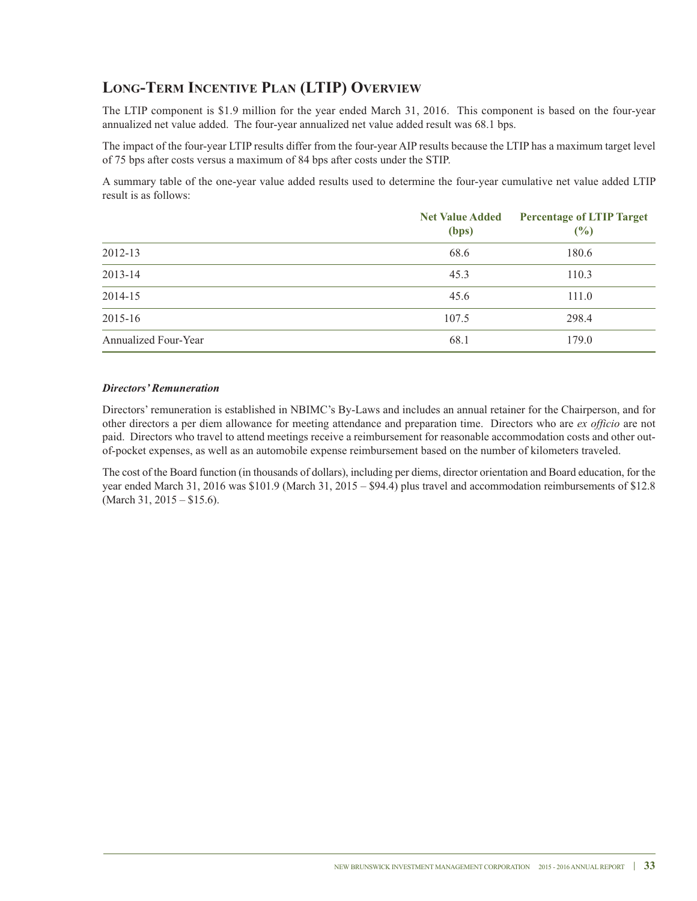## Long-Term Incentive Plan (LTIP) Overview

The LTIP component is $1.9 million for the year ended March 31, 2016. This component is based on the four-year annualized net value added. The four-year annualized net value added result was 68.1 bps.

The impact of the four-year LTIP results differ from the four-year AIP results because the LTIP has a maximum target level of 75 bps after costs versus a maximum of 84 bps after costs under the STIP.

A summary table of the one-year value added results used to determine the four-year cumulative net value added LTIP result is as follows:

| | Net Value Added (bps) | Percentage of LTIP Target (%) |
|---|---|---|
| 2012-13 | 68.6 | 180.6 |
| 2013-14 | 45.3 | 110.3 |
| 2014-15 | 45.6 | 111.0 |
| 2015-16 | 107.5 | 298.4 |
| Annualized Four-Year | 68.1 | 179.0 |

***Directors' Remuneration***

Directors' remuneration is established in NBIMC's By-Laws and includes an annual retainer for the Chairperson, and for other directors a per diem allowance for meeting attendance and preparation time. Directors who are *ex officio* are not paid. Directors who travel to attend meetings receive a reimbursement for reasonable accommodation costs and other out-of-pocket expenses, as well as an automobile expense reimbursement based on the number of kilometers traveled.

The cost of the Board function (in thousands of dollars), including per diems, director orientation and Board education, for the year ended March 31, 2016 was $101.9 (March 31, 2015 – $94.4) plus travel and accommodation reimbursements of $12.8 (March 31, 2015 – $15.6).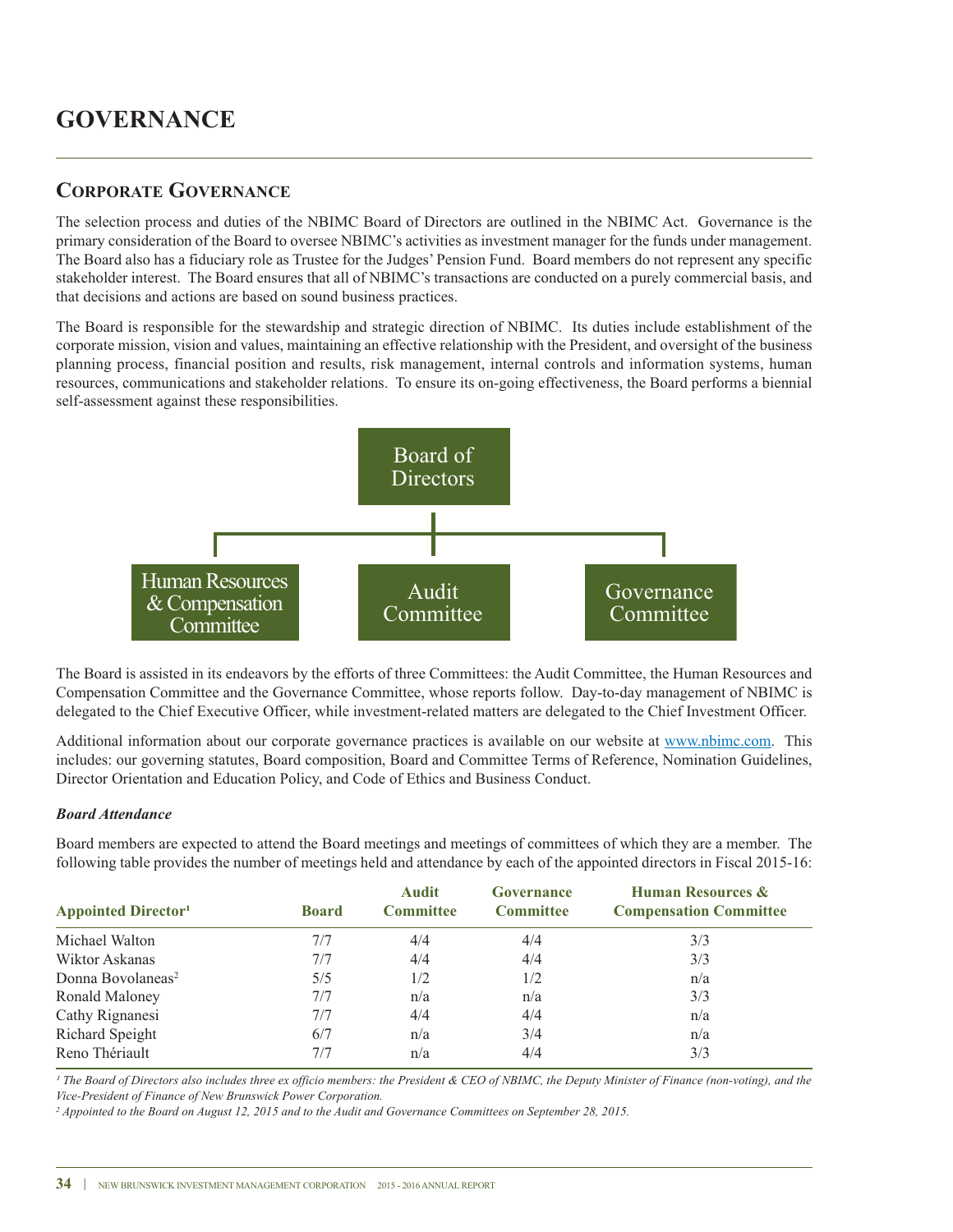# GOVERNANCE

## Corporate Governance

The selection process and duties of the NBIMC Board of Directors are outlined in the NBIMC Act. Governance is the primary consideration of the Board to oversee NBIMC's activities as investment manager for the funds under management. The Board also has a fiduciary role as Trustee for the Judges' Pension Fund. Board members do not represent any specific stakeholder interest. The Board ensures that all of NBIMC's transactions are conducted on a purely commercial basis, and that decisions and actions are based on sound business practices.

The Board is responsible for the stewardship and strategic direction of NBIMC. Its duties include establishment of the corporate mission, vision and values, maintaining an effective relationship with the President, and oversight of the business planning process, financial position and results, risk management, internal controls and information systems, human resources, communications and stakeholder relations. To ensure its on-going effectiveness, the Board performs a biennial self-assessment against these responsibilities.

Board of Directors

Human Resources & Compensation Committee | Audit Committee | Governance Committee

The Board is assisted in its endeavors by the efforts of three Committees: the Audit Committee, the Human Resources and Compensation Committee and the Governance Committee, whose reports follow. Day-to-day management of NBIMC is delegated to the Chief Executive Officer, while investment-related matters are delegated to the Chief Investment Officer.

Additional information about our corporate governance practices is available on our website at www.nbimc.com. This includes: our governing statutes, Board composition, Board and Committee Terms of Reference, Nomination Guidelines, Director Orientation and Education Policy, and Code of Ethics and Business Conduct.

***Board Attendance***

Board members are expected to attend the Board meetings and meetings of committees of which they are a member. The following table provides the number of meetings held and attendance by each of the appointed directors in Fiscal 2015-16:

| Appointed Director[1] | Board | Audit Committee | Governance Committee | Human Resources & Compensation Committee |
|---|---|---|---|---|
| Michael Walton | 7/7 | 4/4 | 4/4 | 3/3 |
| Wiktor Askanas | 7/7 | 4/4 | 4/4 | 3/3 |
| Donna Bovolaneas[2] | 5/5 | 1/2 | 1/2 | n/a |
| Ronald Maloney | 7/7 | n/a | n/a | 3/3 |
| Cathy Rignanesi | 7/7 | 4/4 | 4/4 | n/a |
| Richard Speight | 6/7 | n/a | 3/4 | n/a |
| Reno Thériault | 7/7 | n/a | 4/4 | 3/3 |

*[1] The Board of Directors also includes three ex officio members: the President & CEO of NBIMC, the Deputy Minister of Finance (non-voting), and the Vice-President of Finance of New Brunswick Power Corporation.*

*[2] Appointed to the Board on August 12, 2015 and to the Audit and Governance Committees on September 28, 2015.*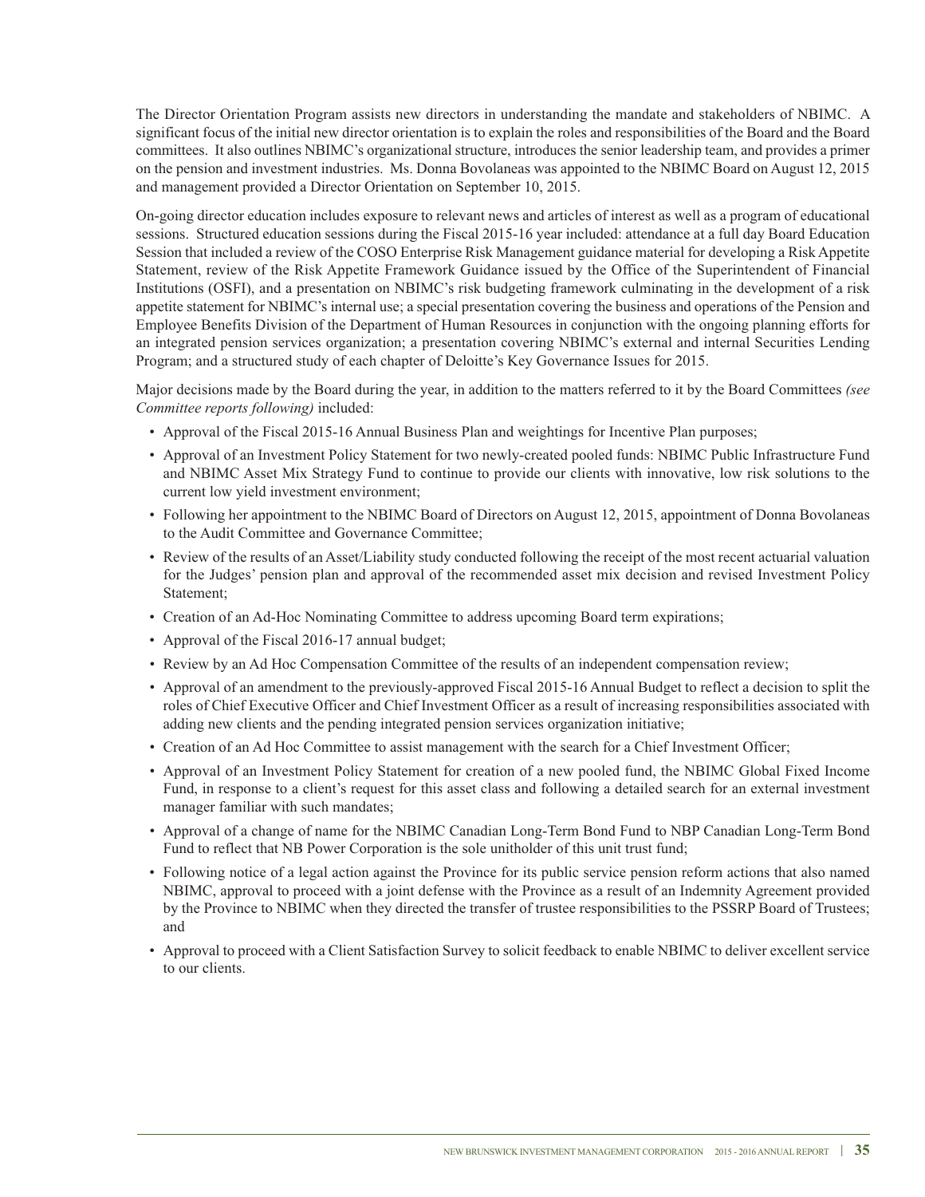The Director Orientation Program assists new directors in understanding the mandate and stakeholders of NBIMC. A significant focus of the initial new director orientation is to explain the roles and responsibilities of the Board and the Board committees. It also outlines NBIMC's organizational structure, introduces the senior leadership team, and provides a primer on the pension and investment industries. Ms. Donna Bovolaneas was appointed to the NBIMC Board on August 12, 2015 and management provided a Director Orientation on September 10, 2015.

On-going director education includes exposure to relevant news and articles of interest as well as a program of educational sessions. Structured education sessions during the Fiscal 2015-16 year included: attendance at a full day Board Education Session that included a review of the COSO Enterprise Risk Management guidance material for developing a Risk Appetite Statement, review of the Risk Appetite Framework Guidance issued by the Office of the Superintendent of Financial Institutions (OSFI), and a presentation on NBIMC's risk budgeting framework culminating in the development of a risk appetite statement for NBIMC's internal use; a special presentation covering the business and operations of the Pension and Employee Benefits Division of the Department of Human Resources in conjunction with the ongoing planning efforts for an integrated pension services organization; a presentation covering NBIMC's external and internal Securities Lending Program; and a structured study of each chapter of Deloitte's Key Governance Issues for 2015.

Major decisions made by the Board during the year, in addition to the matters referred to it by the Board Committees *(see Committee reports following)* included:

- Approval of the Fiscal 2015-16 Annual Business Plan and weightings for Incentive Plan purposes;
- Approval of an Investment Policy Statement for two newly-created pooled funds: NBIMC Public Infrastructure Fund and NBIMC Asset Mix Strategy Fund to continue to provide our clients with innovative, low risk solutions to the current low yield investment environment;
- Following her appointment to the NBIMC Board of Directors on August 12, 2015, appointment of Donna Bovolaneas to the Audit Committee and Governance Committee;
- Review of the results of an Asset/Liability study conducted following the receipt of the most recent actuarial valuation for the Judges' pension plan and approval of the recommended asset mix decision and revised Investment Policy Statement;
- Creation of an Ad-Hoc Nominating Committee to address upcoming Board term expirations;
- Approval of the Fiscal 2016-17 annual budget;
- Review by an Ad Hoc Compensation Committee of the results of an independent compensation review;
- Approval of an amendment to the previously-approved Fiscal 2015-16 Annual Budget to reflect a decision to split the roles of Chief Executive Officer and Chief Investment Officer as a result of increasing responsibilities associated with adding new clients and the pending integrated pension services organization initiative;
- Creation of an Ad Hoc Committee to assist management with the search for a Chief Investment Officer;
- Approval of an Investment Policy Statement for creation of a new pooled fund, the NBIMC Global Fixed Income Fund, in response to a client's request for this asset class and following a detailed search for an external investment manager familiar with such mandates;
- Approval of a change of name for the NBIMC Canadian Long-Term Bond Fund to NBP Canadian Long-Term Bond Fund to reflect that NB Power Corporation is the sole unitholder of this unit trust fund;
- Following notice of a legal action against the Province for its public service pension reform actions that also named NBIMC, approval to proceed with a joint defense with the Province as a result of an Indemnity Agreement provided by the Province to NBIMC when they directed the transfer of trustee responsibilities to the PSSRP Board of Trustees; and
- Approval to proceed with a Client Satisfaction Survey to solicit feedback to enable NBIMC to deliver excellent service to our clients.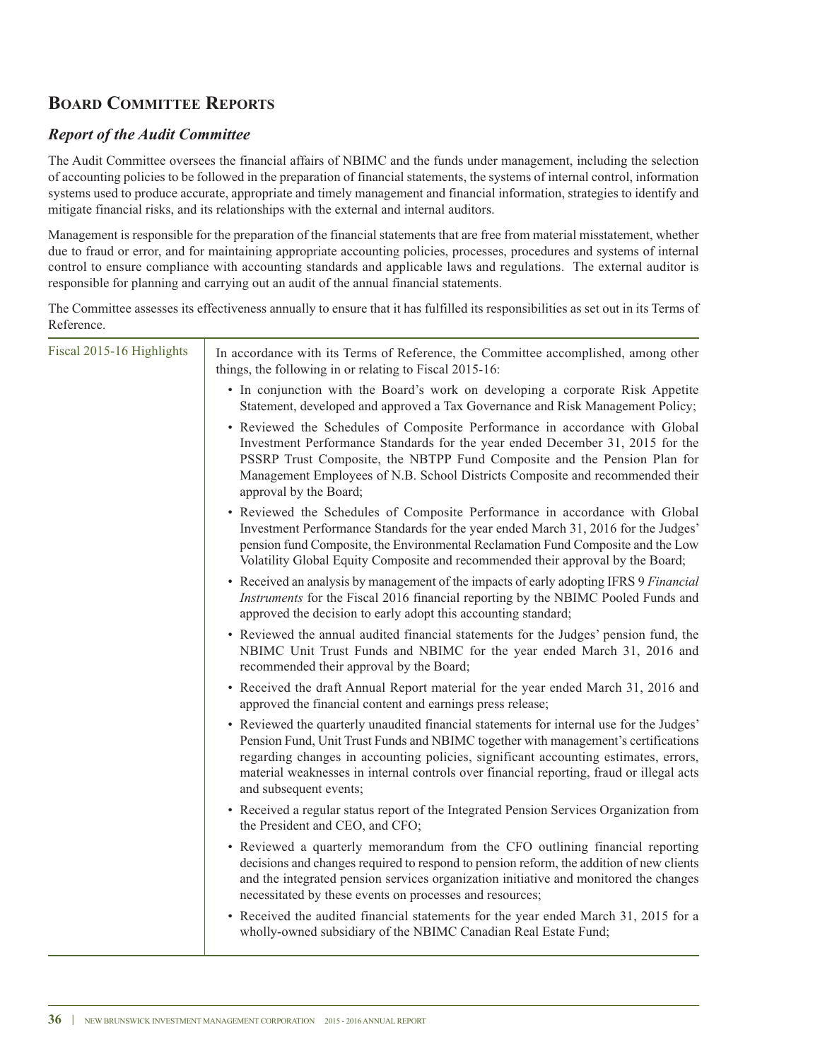# Board Committee Reports

## *Report of the Audit Committee*

The Audit Committee oversees the financial affairs of NBIMC and the funds under management, including the selection of accounting policies to be followed in the preparation of financial statements, the systems of internal control, information systems used to produce accurate, appropriate and timely management and financial information, strategies to identify and mitigate financial risks, and its relationships with the external and internal auditors.

Management is responsible for the preparation of the financial statements that are free from material misstatement, whether due to fraud or error, and for maintaining appropriate accounting policies, processes, procedures and systems of internal control to ensure compliance with accounting standards and applicable laws and regulations. The external auditor is responsible for planning and carrying out an audit of the annual financial statements.

The Committee assesses its effectiveness annually to ensure that it has fulfilled its responsibilities as set out in its Terms of Reference.

**Fiscal 2015-16 Highlights**

In accordance with its Terms of Reference, the Committee accomplished, among other things, the following in or relating to Fiscal 2015-16:

- In conjunction with the Board's work on developing a corporate Risk Appetite Statement, developed and approved a Tax Governance and Risk Management Policy;
- Reviewed the Schedules of Composite Performance in accordance with Global Investment Performance Standards for the year ended December 31, 2015 for the PSSRP Trust Composite, the NBTPP Fund Composite and the Pension Plan for Management Employees of N.B. School Districts Composite and recommended their approval by the Board;
- Reviewed the Schedules of Composite Performance in accordance with Global Investment Performance Standards for the year ended March 31, 2016 for the Judges' pension fund Composite, the Environmental Reclamation Fund Composite and the Low Volatility Global Equity Composite and recommended their approval by the Board;
- Received an analysis by management of the impacts of early adopting IFRS 9 *Financial Instruments* for the Fiscal 2016 financial reporting by the NBIMC Pooled Funds and approved the decision to early adopt this accounting standard;
- Reviewed the annual audited financial statements for the Judges' pension fund, the NBIMC Unit Trust Funds and NBIMC for the year ended March 31, 2016 and recommended their approval by the Board;
- Received the draft Annual Report material for the year ended March 31, 2016 and approved the financial content and earnings press release;
- Reviewed the quarterly unaudited financial statements for internal use for the Judges' Pension Fund, Unit Trust Funds and NBIMC together with management's certifications regarding changes in accounting policies, significant accounting estimates, errors, material weaknesses in internal controls over financial reporting, fraud or illegal acts and subsequent events;
- Received a regular status report of the Integrated Pension Services Organization from the President and CEO, and CFO;
- Reviewed a quarterly memorandum from the CFO outlining financial reporting decisions and changes required to respond to pension reform, the addition of new clients and the integrated pension services organization initiative and monitored the changes necessitated by these events on processes and resources;
- Received the audited financial statements for the year ended March 31, 2015 for a wholly-owned subsidiary of the NBIMC Canadian Real Estate Fund;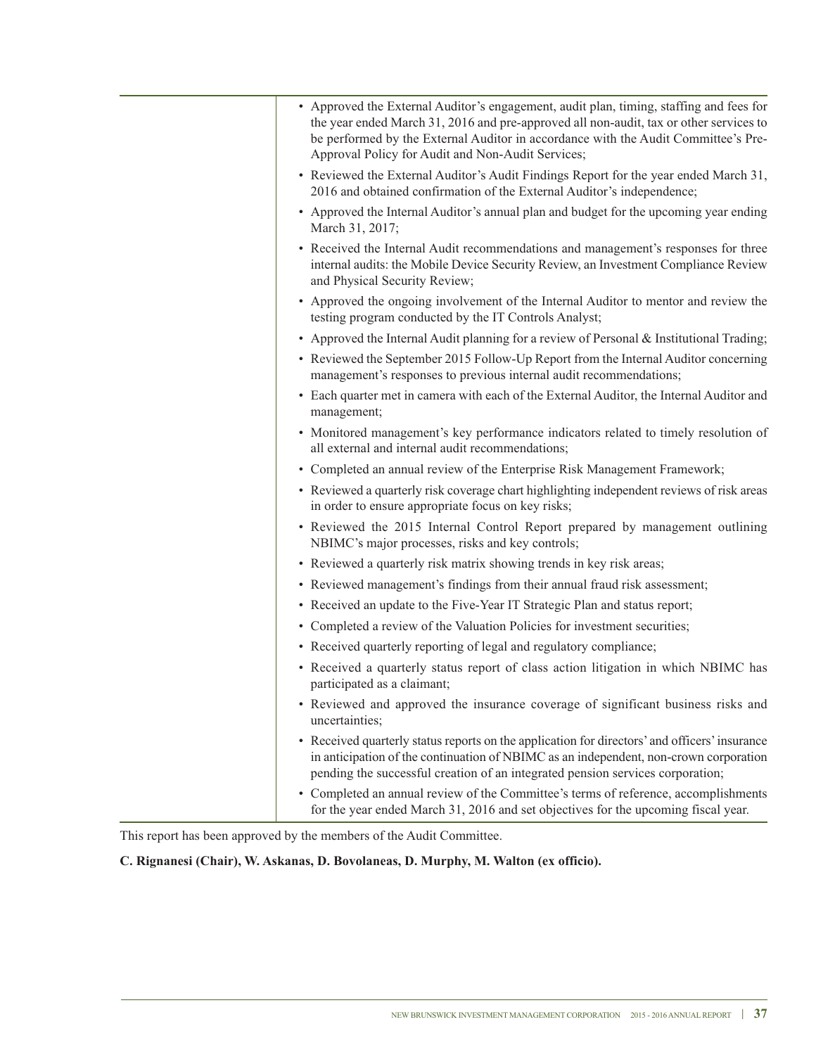- Approved the External Auditor's engagement, audit plan, timing, staffing and fees for the year ended March 31, 2016 and pre-approved all non-audit, tax or other services to be performed by the External Auditor in accordance with the Audit Committee's Pre-Approval Policy for Audit and Non-Audit Services;
- Reviewed the External Auditor's Audit Findings Report for the year ended March 31, 2016 and obtained confirmation of the External Auditor's independence;
- Approved the Internal Auditor's annual plan and budget for the upcoming year ending March 31, 2017;
- Received the Internal Audit recommendations and management's responses for three internal audits: the Mobile Device Security Review, an Investment Compliance Review and Physical Security Review;
- Approved the ongoing involvement of the Internal Auditor to mentor and review the testing program conducted by the IT Controls Analyst;
- Approved the Internal Audit planning for a review of Personal & Institutional Trading;
- Reviewed the September 2015 Follow-Up Report from the Internal Auditor concerning management's responses to previous internal audit recommendations;
- Each quarter met in camera with each of the External Auditor, the Internal Auditor and management;
- Monitored management's key performance indicators related to timely resolution of all external and internal audit recommendations;
- Completed an annual review of the Enterprise Risk Management Framework;
- Reviewed a quarterly risk coverage chart highlighting independent reviews of risk areas in order to ensure appropriate focus on key risks;
- Reviewed the 2015 Internal Control Report prepared by management outlining NBIMC's major processes, risks and key controls;
- Reviewed a quarterly risk matrix showing trends in key risk areas;
- Reviewed management's findings from their annual fraud risk assessment;
- Received an update to the Five-Year IT Strategic Plan and status report;
- Completed a review of the Valuation Policies for investment securities;
- Received quarterly reporting of legal and regulatory compliance;
- Received a quarterly status report of class action litigation in which NBIMC has participated as a claimant;
- Reviewed and approved the insurance coverage of significant business risks and uncertainties;
- Received quarterly status reports on the application for directors' and officers' insurance in anticipation of the continuation of NBIMC as an independent, non-crown corporation pending the successful creation of an integrated pension services corporation;
- Completed an annual review of the Committee's terms of reference, accomplishments for the year ended March 31, 2016 and set objectives for the upcoming fiscal year.

This report has been approved by the members of the Audit Committee.

**C. Rignanesi (Chair), W. Askanas, D. Bovolaneas, D. Murphy, M. Walton (ex officio).**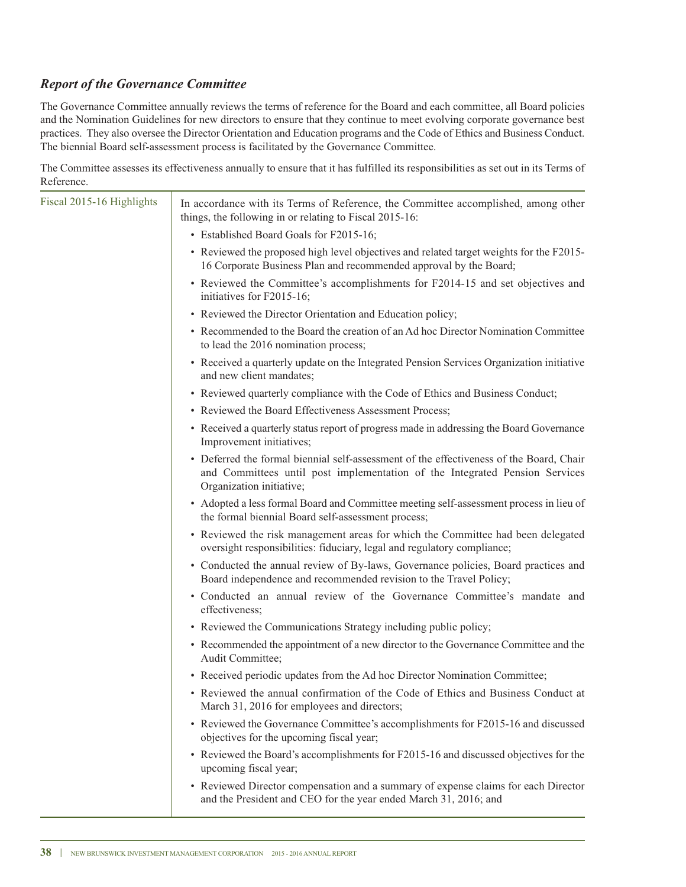### *Report of the Governance Committee*

The Governance Committee annually reviews the terms of reference for the Board and each committee, all Board policies and the Nomination Guidelines for new directors to ensure that they continue to meet evolving corporate governance best practices. They also oversee the Director Orientation and Education programs and the Code of Ethics and Business Conduct. The biennial Board self-assessment process is facilitated by the Governance Committee.

The Committee assesses its effectiveness annually to ensure that it has fulfilled its responsibilities as set out in its Terms of Reference.

**Fiscal 2015-16 Highlights**

In accordance with its Terms of Reference, the Committee accomplished, among other things, the following in or relating to Fiscal 2015-16:

- Established Board Goals for F2015-16;
- Reviewed the proposed high level objectives and related target weights for the F2015-16 Corporate Business Plan and recommended approval by the Board;
- Reviewed the Committee's accomplishments for F2014-15 and set objectives and initiatives for F2015-16;
- Reviewed the Director Orientation and Education policy;
- Recommended to the Board the creation of an Ad hoc Director Nomination Committee to lead the 2016 nomination process;
- Received a quarterly update on the Integrated Pension Services Organization initiative and new client mandates;
- Reviewed quarterly compliance with the Code of Ethics and Business Conduct;
- Reviewed the Board Effectiveness Assessment Process;
- Received a quarterly status report of progress made in addressing the Board Governance Improvement initiatives;
- Deferred the formal biennial self-assessment of the effectiveness of the Board, Chair and Committees until post implementation of the Integrated Pension Services Organization initiative;
- Adopted a less formal Board and Committee meeting self-assessment process in lieu of the formal biennial Board self-assessment process;
- Reviewed the risk management areas for which the Committee had been delegated oversight responsibilities: fiduciary, legal and regulatory compliance;
- Conducted the annual review of By-laws, Governance policies, Board practices and Board independence and recommended revision to the Travel Policy;
- Conducted an annual review of the Governance Committee's mandate and effectiveness;
- Reviewed the Communications Strategy including public policy;
- Recommended the appointment of a new director to the Governance Committee and the Audit Committee;
- Received periodic updates from the Ad hoc Director Nomination Committee;
- Reviewed the annual confirmation of the Code of Ethics and Business Conduct at March 31, 2016 for employees and directors;
- Reviewed the Governance Committee's accomplishments for F2015-16 and discussed objectives for the upcoming fiscal year;
- Reviewed the Board's accomplishments for F2015-16 and discussed objectives for the upcoming fiscal year;
- Reviewed Director compensation and a summary of expense claims for each Director and the President and CEO for the year ended March 31, 2016; and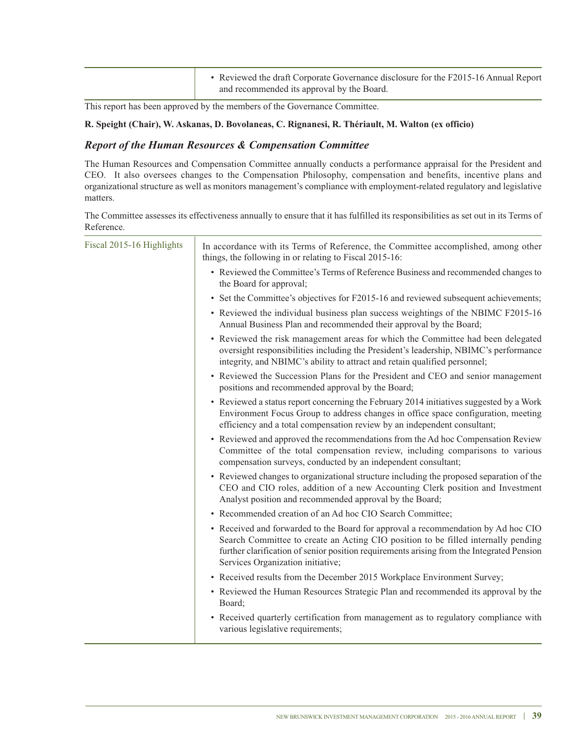| | • Reviewed the draft Corporate Governance disclosure for the F2015-16 Annual Report and recommended its approval by the Board. |
|---|---|

This report has been approved by the members of the Governance Committee.

**R. Speight (Chair), W. Askanas, D. Bovolaneas, C. Rignanesi, R. Thériault, M. Walton (ex officio)**

### *Report of the Human Resources & Compensation Committee*

The Human Resources and Compensation Committee annually conducts a performance appraisal for the President and CEO. It also oversees changes to the Compensation Philosophy, compensation and benefits, incentive plans and organizational structure as well as monitors management's compliance with employment-related regulatory and legislative matters.

The Committee assesses its effectiveness annually to ensure that it has fulfilled its responsibilities as set out in its Terms of Reference.

| Fiscal 2015-16 Highlights | In accordance with its Terms of Reference, the Committee accomplished, among other things, the following in or relating to Fiscal 2015-16: |
|---|---|
| | • Reviewed the Committee's Terms of Reference Business and recommended changes to the Board for approval; |
| | • Set the Committee's objectives for F2015-16 and reviewed subsequent achievements; |
| | • Reviewed the individual business plan success weightings of the NBIMC F2015-16 Annual Business Plan and recommended their approval by the Board; |
| | • Reviewed the risk management areas for which the Committee had been delegated oversight responsibilities including the President's leadership, NBIMC's performance integrity, and NBIMC's ability to attract and retain qualified personnel; |
| | • Reviewed the Succession Plans for the President and CEO and senior management positions and recommended approval by the Board; |
| | • Reviewed a status report concerning the February 2014 initiatives suggested by a Work Environment Focus Group to address changes in office space configuration, meeting efficiency and a total compensation review by an independent consultant; |
| | • Reviewed and approved the recommendations from the Ad hoc Compensation Review Committee of the total compensation review, including comparisons to various compensation surveys, conducted by an independent consultant; |
| | • Reviewed changes to organizational structure including the proposed separation of the CEO and CIO roles, addition of a new Accounting Clerk position and Investment Analyst position and recommended approval by the Board; |
| | • Recommended creation of an Ad hoc CIO Search Committee; |
| | • Received and forwarded to the Board for approval a recommendation by Ad hoc CIO Search Committee to create an Acting CIO position to be filled internally pending further clarification of senior position requirements arising from the Integrated Pension Services Organization initiative; |
| | • Received results from the December 2015 Workplace Environment Survey; |
| | • Reviewed the Human Resources Strategic Plan and recommended its approval by the Board; |
| | • Received quarterly certification from management as to regulatory compliance with various legislative requirements; |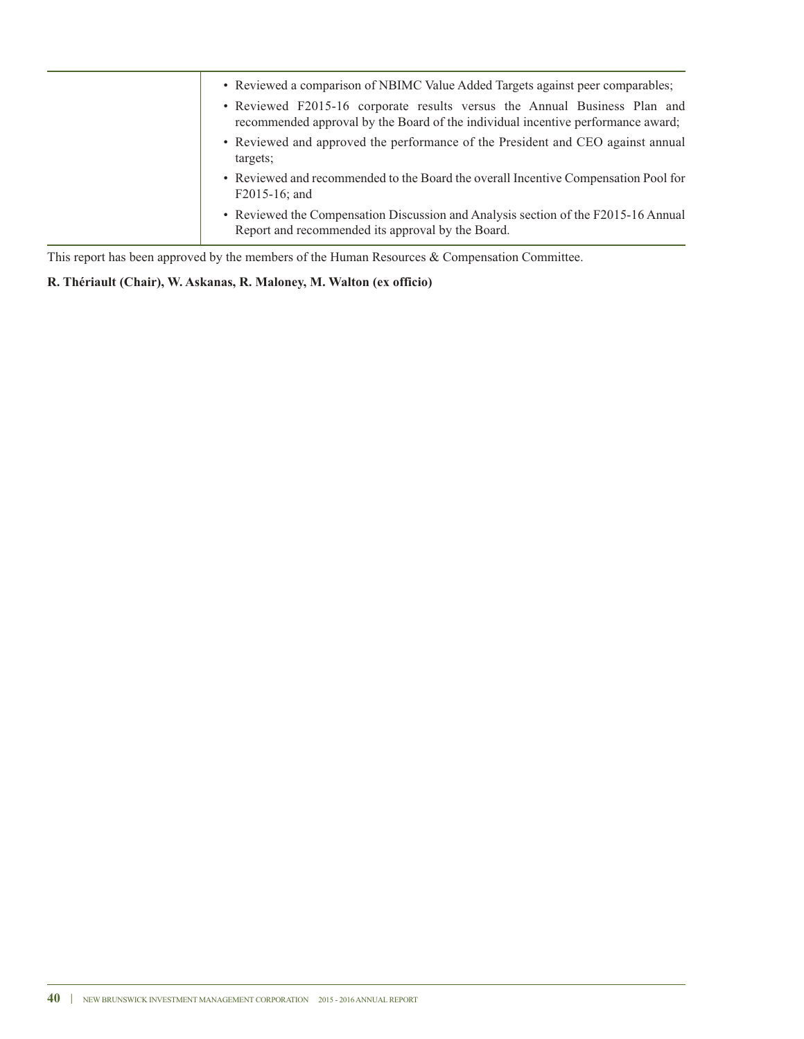| | |
|---|---|
| | • Reviewed a comparison of NBIMC Value Added Targets against peer comparables;<br>• Reviewed F2015-16 corporate results versus the Annual Business Plan and recommended approval by the Board of the individual incentive performance award;<br>• Reviewed and approved the performance of the President and CEO against annual targets;<br>• Reviewed and recommended to the Board the overall Incentive Compensation Pool for F2015-16; and<br>• Reviewed the Compensation Discussion and Analysis section of the F2015-16 Annual Report and recommended its approval by the Board. |

This report has been approved by the members of the Human Resources & Compensation Committee.

**R. Thériault (Chair), W. Askanas, R. Maloney, M. Walton (ex officio)**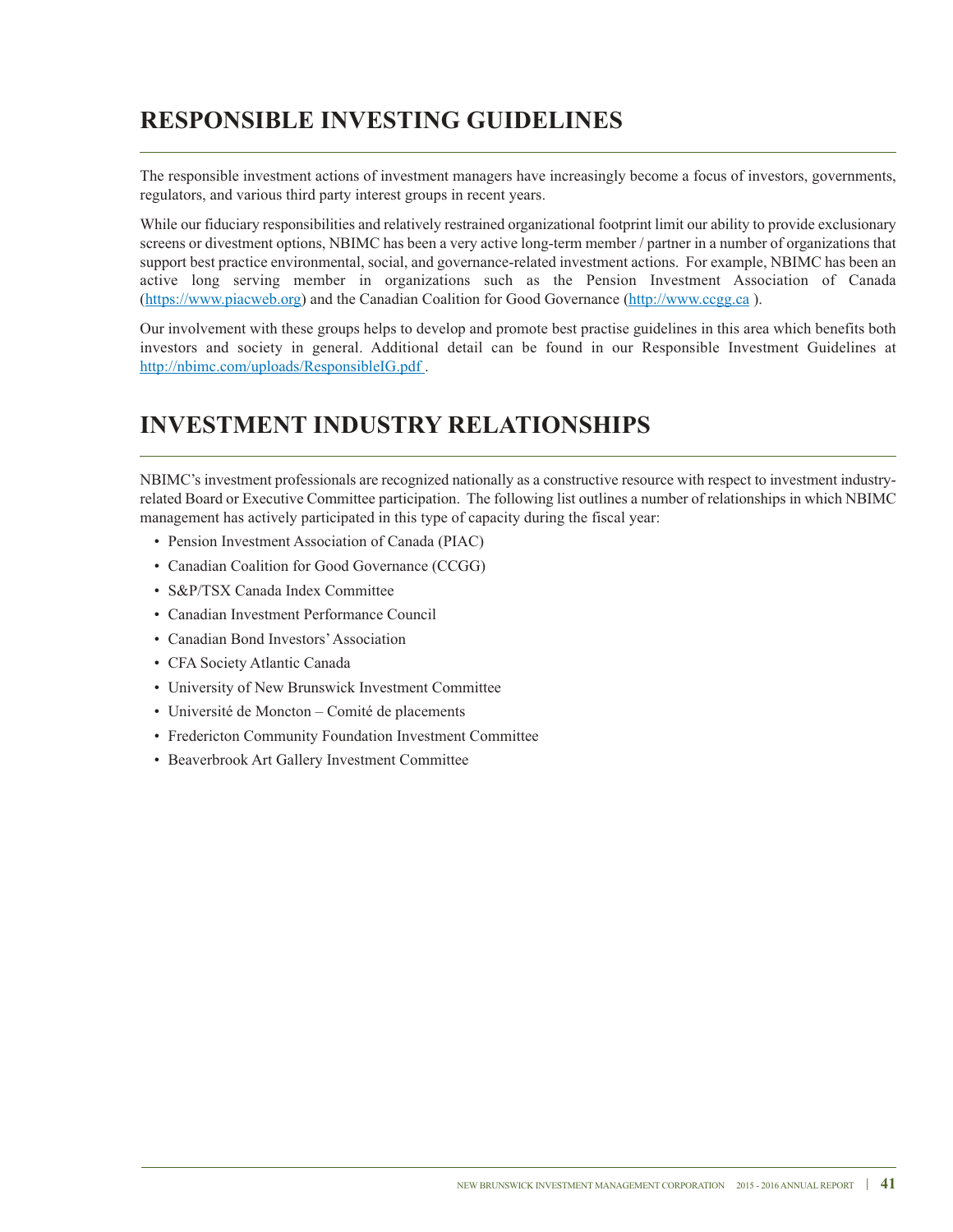# RESPONSIBLE INVESTING GUIDELINES

The responsible investment actions of investment managers have increasingly become a focus of investors, governments, regulators, and various third party interest groups in recent years.

While our fiduciary responsibilities and relatively restrained organizational footprint limit our ability to provide exclusionary screens or divestment options, NBIMC has been a very active long-term member / partner in a number of organizations that support best practice environmental, social, and governance-related investment actions. For example, NBIMC has been an active long serving member in organizations such as the Pension Investment Association of Canada (https://www.piacweb.org) and the Canadian Coalition for Good Governance (http://www.ccgg.ca ).

Our involvement with these groups helps to develop and promote best practise guidelines in this area which benefits both investors and society in general. Additional detail can be found in our Responsible Investment Guidelines at http://nbimc.com/uploads/ResponsibleIG.pdf .

# INVESTMENT INDUSTRY RELATIONSHIPS

NBIMC's investment professionals are recognized nationally as a constructive resource with respect to investment industry-related Board or Executive Committee participation. The following list outlines a number of relationships in which NBIMC management has actively participated in this type of capacity during the fiscal year:

- Pension Investment Association of Canada (PIAC)
- Canadian Coalition for Good Governance (CCGG)
- S&P/TSX Canada Index Committee
- Canadian Investment Performance Council
- Canadian Bond Investors' Association
- CFA Society Atlantic Canada
- University of New Brunswick Investment Committee
- Université de Moncton – Comité de placements
- Fredericton Community Foundation Investment Committee
- Beaverbrook Art Gallery Investment Committee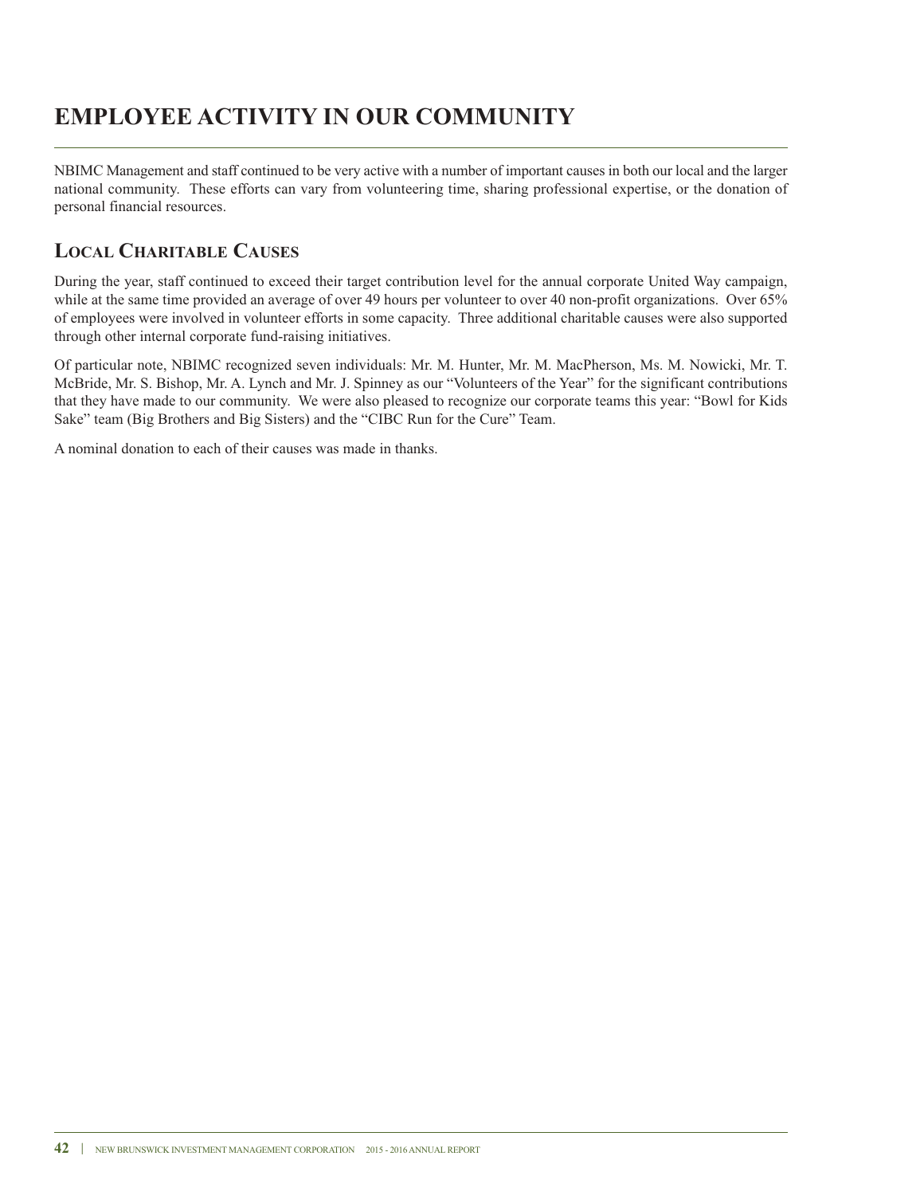# EMPLOYEE ACTIVITY IN OUR COMMUNITY

NBIMC Management and staff continued to be very active with a number of important causes in both our local and the larger national community. These efforts can vary from volunteering time, sharing professional expertise, or the donation of personal financial resources.

## Local Charitable Causes

During the year, staff continued to exceed their target contribution level for the annual corporate United Way campaign, while at the same time provided an average of over 49 hours per volunteer to over 40 non-profit organizations. Over 65% of employees were involved in volunteer efforts in some capacity. Three additional charitable causes were also supported through other internal corporate fund-raising initiatives.

Of particular note, NBIMC recognized seven individuals: Mr. M. Hunter, Mr. M. MacPherson, Ms. M. Nowicki, Mr. T. McBride, Mr. S. Bishop, Mr. A. Lynch and Mr. J. Spinney as our "Volunteers of the Year" for the significant contributions that they have made to our community. We were also pleased to recognize our corporate teams this year: "Bowl for Kids Sake" team (Big Brothers and Big Sisters) and the "CIBC Run for the Cure" Team.

A nominal donation to each of their causes was made in thanks.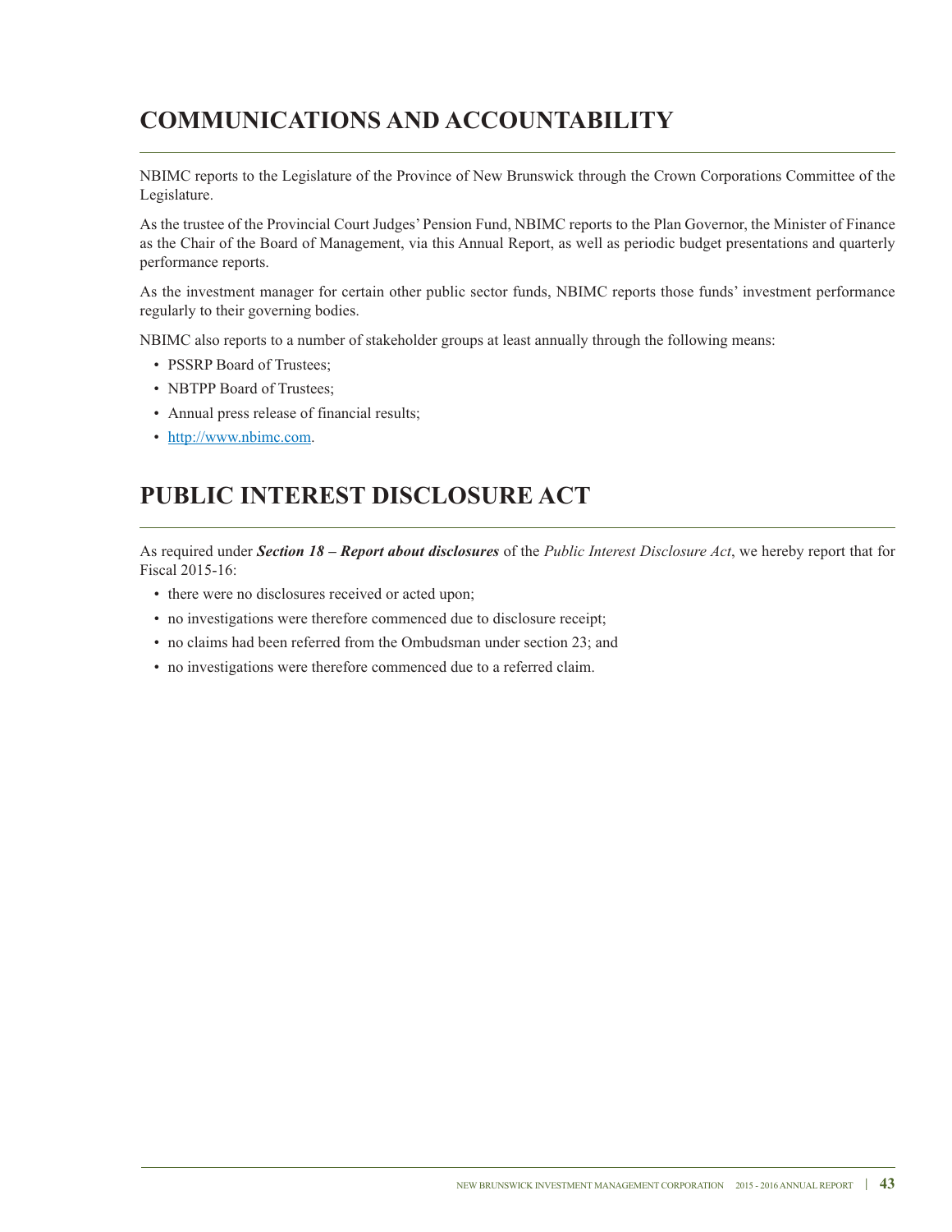# COMMUNICATIONS AND ACCOUNTABILITY

NBIMC reports to the Legislature of the Province of New Brunswick through the Crown Corporations Committee of the Legislature.

As the trustee of the Provincial Court Judges' Pension Fund, NBIMC reports to the Plan Governor, the Minister of Finance as the Chair of the Board of Management, via this Annual Report, as well as periodic budget presentations and quarterly performance reports.

As the investment manager for certain other public sector funds, NBIMC reports those funds' investment performance regularly to their governing bodies.

NBIMC also reports to a number of stakeholder groups at least annually through the following means:

- PSSRP Board of Trustees;
- NBTPP Board of Trustees;
- Annual press release of financial results;
- http://www.nbimc.com.

# PUBLIC INTEREST DISCLOSURE ACT

As required under ***Section 18 – Report about disclosures*** of the *Public Interest Disclosure Act*, we hereby report that for Fiscal 2015-16:

- there were no disclosures received or acted upon;
- no investigations were therefore commenced due to disclosure receipt;
- no claims had been referred from the Ombudsman under section 23; and
- no investigations were therefore commenced due to a referred claim.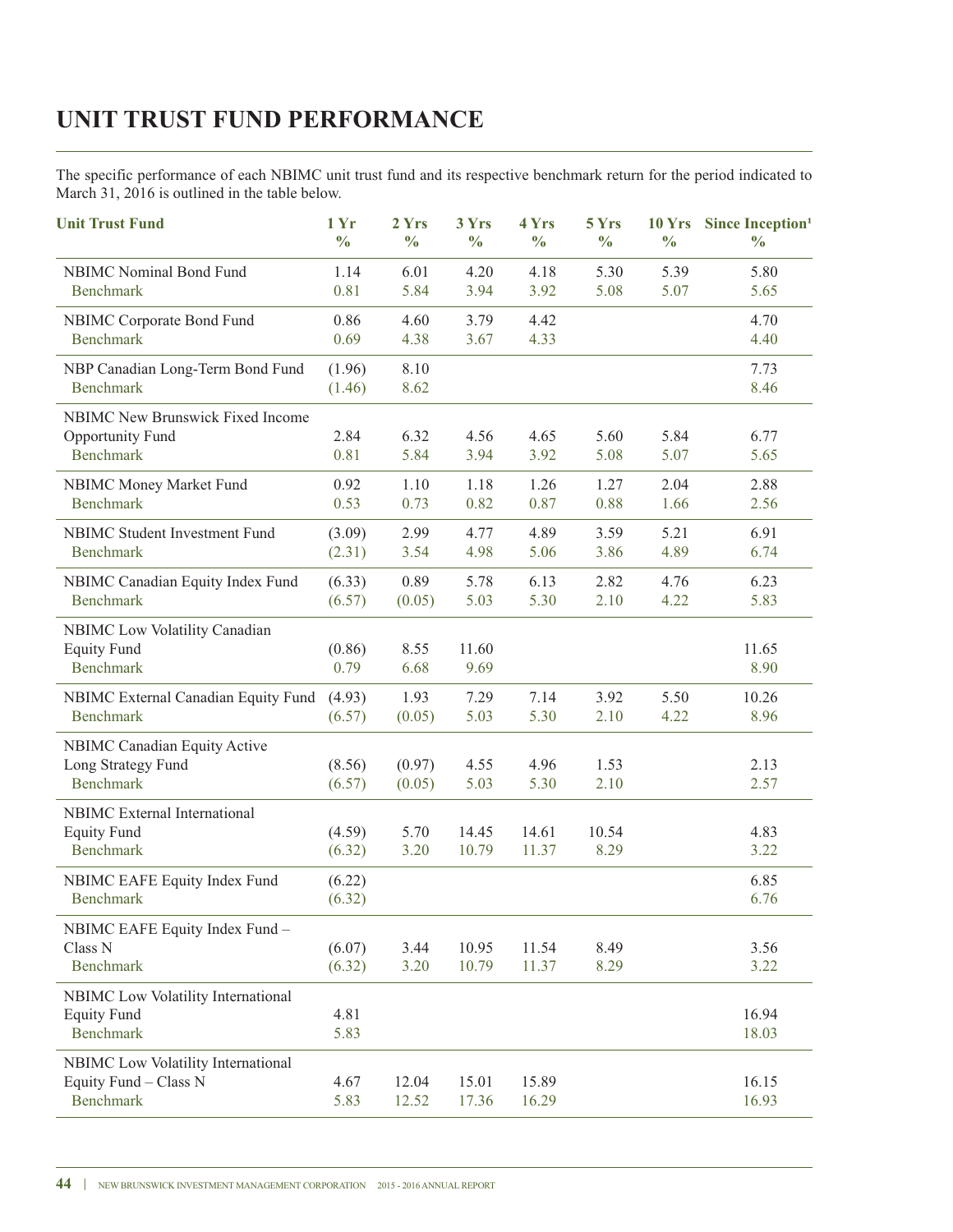# UNIT TRUST FUND PERFORMANCE

The specific performance of each NBIMC unit trust fund and its respective benchmark return for the period indicated to March 31, 2016 is outlined in the table below.

| Unit Trust Fund | 1 Yr % | 2 Yrs % | 3 Yrs % | 4 Yrs % | 5 Yrs % | 10 Yrs % | Since Inception[1] % |
|---|---|---|---|---|---|---|---|
| NBIMC Nominal Bond Fund | 1.14 | 6.01 | 4.20 | 4.18 | 5.30 | 5.39 | 5.80 |
| Benchmark | 0.81 | 5.84 | 3.94 | 3.92 | 5.08 | 5.07 | 5.65 |
| NBIMC Corporate Bond Fund | 0.86 | 4.60 | 3.79 | 4.42 | | | 4.70 |
| Benchmark | 0.69 | 4.38 | 3.67 | 4.33 | | | 4.40 |
| NBP Canadian Long-Term Bond Fund | (1.96) | 8.10 | | | | | 7.73 |
| Benchmark | (1.46) | 8.62 | | | | | 8.46 |
| NBIMC New Brunswick Fixed Income Opportunity Fund | 2.84 | 6.32 | 4.56 | 4.65 | 5.60 | 5.84 | 6.77 |
| Benchmark | 0.81 | 5.84 | 3.94 | 3.92 | 5.08 | 5.07 | 5.65 |
| NBIMC Money Market Fund | 0.92 | 1.10 | 1.18 | 1.26 | 1.27 | 2.04 | 2.88 |
| Benchmark | 0.53 | 0.73 | 0.82 | 0.87 | 0.88 | 1.66 | 2.56 |
| NBIMC Student Investment Fund | (3.09) | 2.99 | 4.77 | 4.89 | 3.59 | 5.21 | 6.91 |
| Benchmark | (2.31) | 3.54 | 4.98 | 5.06 | 3.86 | 4.89 | 6.74 |
| NBIMC Canadian Equity Index Fund | (6.33) | 0.89 | 5.78 | 6.13 | 2.82 | 4.76 | 6.23 |
| Benchmark | (6.57) | (0.05) | 5.03 | 5.30 | 2.10 | 4.22 | 5.83 |
| NBIMC Low Volatility Canadian Equity Fund | (0.86) | 8.55 | 11.60 | | | | 11.65 |
| Benchmark | 0.79 | 6.68 | 9.69 | | | | 8.90 |
| NBIMC External Canadian Equity Fund | (4.93) | 1.93 | 7.29 | 7.14 | 3.92 | 5.50 | 10.26 |
| Benchmark | (6.57) | (0.05) | 5.03 | 5.30 | 2.10 | 4.22 | 8.96 |
| NBIMC Canadian Equity Active Long Strategy Fund | (8.56) | (0.97) | 4.55 | 4.96 | 1.53 | | 2.13 |
| Benchmark | (6.57) | (0.05) | 5.03 | 5.30 | 2.10 | | 2.57 |
| NBIMC External International Equity Fund | (4.59) | 5.70 | 14.45 | 14.61 | 10.54 | | 4.83 |
| Benchmark | (6.32) | 3.20 | 10.79 | 11.37 | 8.29 | | 3.22 |
| NBIMC EAFE Equity Index Fund | (6.22) | | | | | | 6.85 |
| Benchmark | (6.32) | | | | | | 6.76 |
| NBIMC EAFE Equity Index Fund – Class N | (6.07) | 3.44 | 10.95 | 11.54 | 8.49 | | 3.56 |
| Benchmark | (6.32) | 3.20 | 10.79 | 11.37 | 8.29 | | 3.22 |
| NBIMC Low Volatility International Equity Fund | 4.81 | | | | | | 16.94 |
| Benchmark | 5.83 | | | | | | 18.03 |
| NBIMC Low Volatility International Equity Fund – Class N | 4.67 | 12.04 | 15.01 | 15.89 | | | 16.15 |
| Benchmark | 5.83 | 12.52 | 17.36 | 16.29 | | | 16.93 |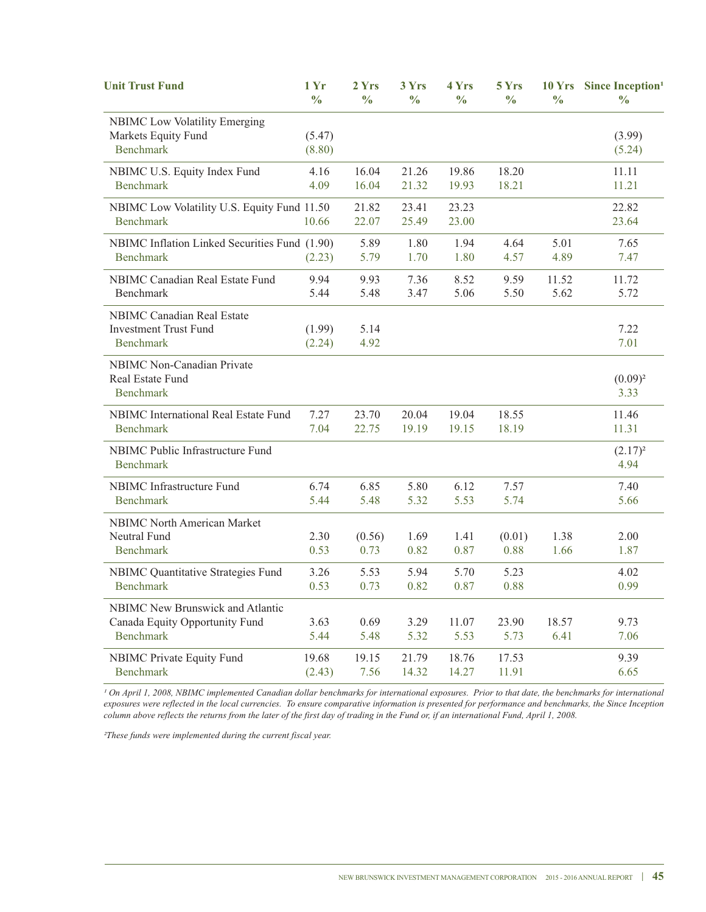| Unit Trust Fund | 1 Yr % | 2 Yrs % | 3 Yrs % | 4 Yrs % | 5 Yrs % | 10 Yrs % | Since Inception[1] % |
|---|---|---|---|---|---|---|---|
| NBIMC Low Volatility Emerging Markets Equity Fund | (5.47) | | | | | | (3.99) |
| Benchmark | (8.80) | | | | | | (5.24) |
| NBIMC U.S. Equity Index Fund | 4.16 | 16.04 | 21.26 | 19.86 | 18.20 | | 11.11 |
| Benchmark | 4.09 | 16.04 | 21.32 | 19.93 | 18.21 | | 11.21 |
| NBIMC Low Volatility U.S. Equity Fund | 11.50 | 21.82 | 23.41 | 23.23 | | | 22.82 |
| Benchmark | 10.66 | 22.07 | 25.49 | 23.00 | | | 23.64 |
| NBIMC Inflation Linked Securities Fund | (1.90) | 5.89 | 1.80 | 1.94 | 4.64 | 5.01 | 7.65 |
| Benchmark | (2.23) | 5.79 | 1.70 | 1.80 | 4.57 | 4.89 | 7.47 |
| NBIMC Canadian Real Estate Fund | 9.94 | 9.93 | 7.36 | 8.52 | 9.59 | 11.52 | 11.72 |
| Benchmark | 5.44 | 5.48 | 3.47 | 5.06 | 5.50 | 5.62 | 5.72 |
| NBIMC Canadian Real Estate Investment Trust Fund | (1.99) | 5.14 | | | | | 7.22 |
| Benchmark | (2.24) | 4.92 | | | | | 7.01 |
| NBIMC Non-Canadian Private Real Estate Fund | | | | | | | (0.09)[2] |
| Benchmark | | | | | | | 3.33 |
| NBIMC International Real Estate Fund | 7.27 | 23.70 | 20.04 | 19.04 | 18.55 | | 11.46 |
| Benchmark | 7.04 | 22.75 | 19.19 | 19.15 | 18.19 | | 11.31 |
| NBIMC Public Infrastructure Fund | | | | | | | (2.17)[2] |
| Benchmark | | | | | | | 4.94 |
| NBIMC Infrastructure Fund | 6.74 | 6.85 | 5.80 | 6.12 | 7.57 | | 7.40 |
| Benchmark | 5.44 | 5.48 | 5.32 | 5.53 | 5.74 | | 5.66 |
| NBIMC North American Market Neutral Fund | 2.30 | (0.56) | 1.69 | 1.41 | (0.01) | 1.38 | 2.00 |
| Benchmark | 0.53 | 0.73 | 0.82 | 0.87 | 0.88 | 1.66 | 1.87 |
| NBIMC Quantitative Strategies Fund | 3.26 | 5.53 | 5.94 | 5.70 | 5.23 | | 4.02 |
| Benchmark | 0.53 | 0.73 | 0.82 | 0.87 | 0.88 | | 0.99 |
| NBIMC New Brunswick and Atlantic Canada Equity Opportunity Fund | 3.63 | 0.69 | 3.29 | 11.07 | 23.90 | 18.57 | 9.73 |
| Benchmark | 5.44 | 5.48 | 5.32 | 5.53 | 5.73 | 6.41 | 7.06 |
| NBIMC Private Equity Fund | 19.68 | 19.15 | 21.79 | 18.76 | 17.53 | | 9.39 |
| Benchmark | (2.43) | 7.56 | 14.32 | 14.27 | 11.91 | | 6.65 |

*[1] On April 1, 2008, NBIMC implemented Canadian dollar benchmarks for international exposures. Prior to that date, the benchmarks for international exposures were reflected in the local currencies. To ensure comparative information is presented for performance and benchmarks, the Since Inception column above reflects the returns from the later of the first day of trading in the Fund or, if an international Fund, April 1, 2008.*

*[2] These funds were implemented during the current fiscal year.*